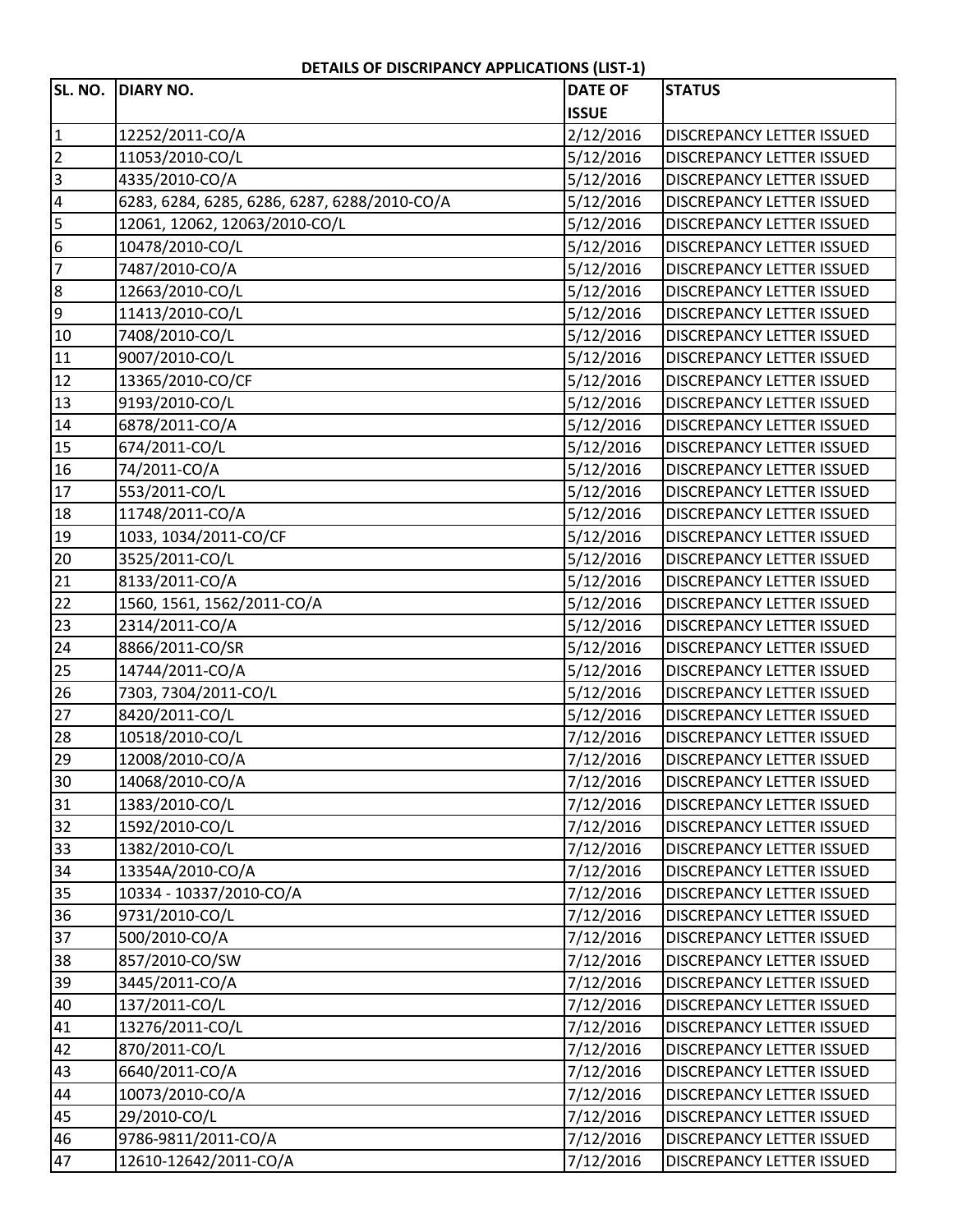**DETAILS OF DISCRIPANCY APPLICATIONS (LIST-1)**

| SL. NO. | DIARY NO. | DATE OF ISSUE | STATUS |
|---|---|---|---|
| 1 | 12252/2011-CO/A | 2/12/2016 | DISCREPANCY LETTER ISSUED |
| 2 | 11053/2010-CO/L | 5/12/2016 | DISCREPANCY LETTER ISSUED |
| 3 | 4335/2010-CO/A | 5/12/2016 | DISCREPANCY LETTER ISSUED |
| 4 | 6283, 6284, 6285, 6286, 6287, 6288/2010-CO/A | 5/12/2016 | DISCREPANCY LETTER ISSUED |
| 5 | 12061, 12062, 12063/2010-CO/L | 5/12/2016 | DISCREPANCY LETTER ISSUED |
| 6 | 10478/2010-CO/L | 5/12/2016 | DISCREPANCY LETTER ISSUED |
| 7 | 7487/2010-CO/A | 5/12/2016 | DISCREPANCY LETTER ISSUED |
| 8 | 12663/2010-CO/L | 5/12/2016 | DISCREPANCY LETTER ISSUED |
| 9 | 11413/2010-CO/L | 5/12/2016 | DISCREPANCY LETTER ISSUED |
| 10 | 7408/2010-CO/L | 5/12/2016 | DISCREPANCY LETTER ISSUED |
| 11 | 9007/2010-CO/L | 5/12/2016 | DISCREPANCY LETTER ISSUED |
| 12 | 13365/2010-CO/CF | 5/12/2016 | DISCREPANCY LETTER ISSUED |
| 13 | 9193/2010-CO/L | 5/12/2016 | DISCREPANCY LETTER ISSUED |
| 14 | 6878/2011-CO/A | 5/12/2016 | DISCREPANCY LETTER ISSUED |
| 15 | 674/2011-CO/L | 5/12/2016 | DISCREPANCY LETTER ISSUED |
| 16 | 74/2011-CO/A | 5/12/2016 | DISCREPANCY LETTER ISSUED |
| 17 | 553/2011-CO/L | 5/12/2016 | DISCREPANCY LETTER ISSUED |
| 18 | 11748/2011-CO/A | 5/12/2016 | DISCREPANCY LETTER ISSUED |
| 19 | 1033, 1034/2011-CO/CF | 5/12/2016 | DISCREPANCY LETTER ISSUED |
| 20 | 3525/2011-CO/L | 5/12/2016 | DISCREPANCY LETTER ISSUED |
| 21 | 8133/2011-CO/A | 5/12/2016 | DISCREPANCY LETTER ISSUED |
| 22 | 1560, 1561, 1562/2011-CO/A | 5/12/2016 | DISCREPANCY LETTER ISSUED |
| 23 | 2314/2011-CO/A | 5/12/2016 | DISCREPANCY LETTER ISSUED |
| 24 | 8866/2011-CO/SR | 5/12/2016 | DISCREPANCY LETTER ISSUED |
| 25 | 14744/2011-CO/A | 5/12/2016 | DISCREPANCY LETTER ISSUED |
| 26 | 7303, 7304/2011-CO/L | 5/12/2016 | DISCREPANCY LETTER ISSUED |
| 27 | 8420/2011-CO/L | 5/12/2016 | DISCREPANCY LETTER ISSUED |
| 28 | 10518/2010-CO/L | 7/12/2016 | DISCREPANCY LETTER ISSUED |
| 29 | 12008/2010-CO/A | 7/12/2016 | DISCREPANCY LETTER ISSUED |
| 30 | 14068/2010-CO/A | 7/12/2016 | DISCREPANCY LETTER ISSUED |
| 31 | 1383/2010-CO/L | 7/12/2016 | DISCREPANCY LETTER ISSUED |
| 32 | 1592/2010-CO/L | 7/12/2016 | DISCREPANCY LETTER ISSUED |
| 33 | 1382/2010-CO/L | 7/12/2016 | DISCREPANCY LETTER ISSUED |
| 34 | 13354A/2010-CO/A | 7/12/2016 | DISCREPANCY LETTER ISSUED |
| 35 | 10334 - 10337/2010-CO/A | 7/12/2016 | DISCREPANCY LETTER ISSUED |
| 36 | 9731/2010-CO/L | 7/12/2016 | DISCREPANCY LETTER ISSUED |
| 37 | 500/2010-CO/A | 7/12/2016 | DISCREPANCY LETTER ISSUED |
| 38 | 857/2010-CO/SW | 7/12/2016 | DISCREPANCY LETTER ISSUED |
| 39 | 3445/2011-CO/A | 7/12/2016 | DISCREPANCY LETTER ISSUED |
| 40 | 137/2011-CO/L | 7/12/2016 | DISCREPANCY LETTER ISSUED |
| 41 | 13276/2011-CO/L | 7/12/2016 | DISCREPANCY LETTER ISSUED |
| 42 | 870/2011-CO/L | 7/12/2016 | DISCREPANCY LETTER ISSUED |
| 43 | 6640/2011-CO/A | 7/12/2016 | DISCREPANCY LETTER ISSUED |
| 44 | 10073/2010-CO/A | 7/12/2016 | DISCREPANCY LETTER ISSUED |
| 45 | 29/2010-CO/L | 7/12/2016 | DISCREPANCY LETTER ISSUED |
| 46 | 9786-9811/2011-CO/A | 7/12/2016 | DISCREPANCY LETTER ISSUED |
| 47 | 12610-12642/2011-CO/A | 7/12/2016 | DISCREPANCY LETTER ISSUED |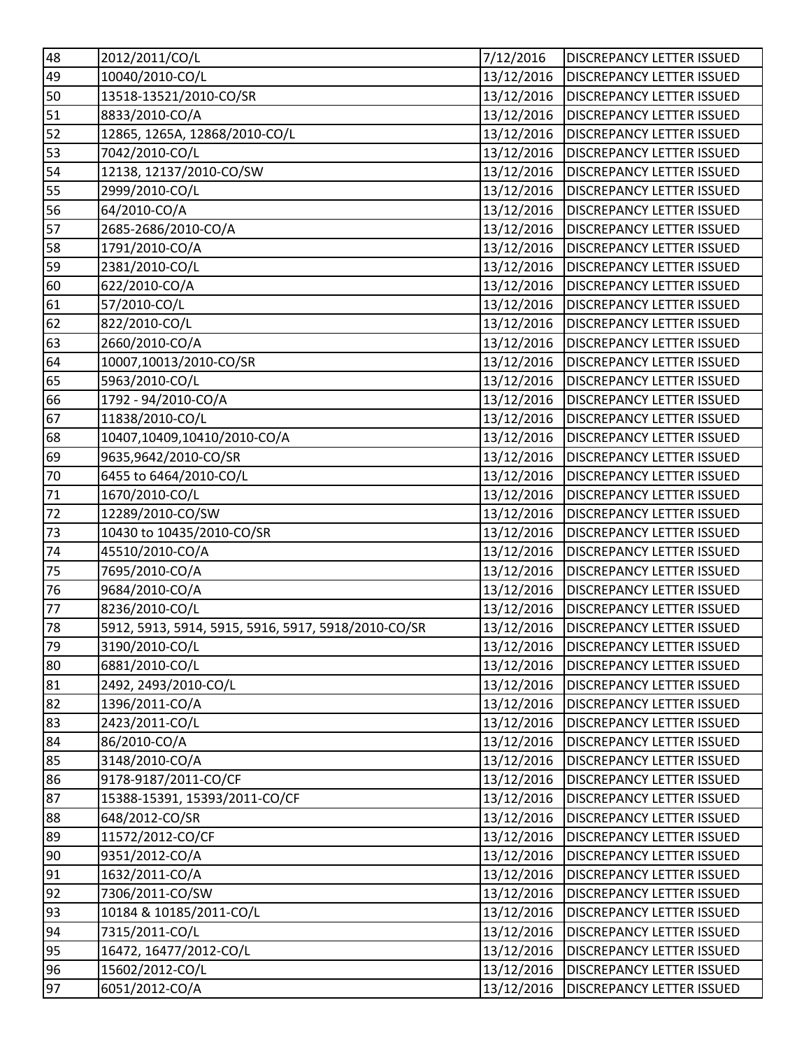| 48 | 2012/2011/CO/L | 7/12/2016 | DISCREPANCY LETTER ISSUED |
|---|---|---|---|
| 49 | 10040/2010-CO/L | 13/12/2016 | DISCREPANCY LETTER ISSUED |
| 50 | 13518-13521/2010-CO/SR | 13/12/2016 | DISCREPANCY LETTER ISSUED |
| 51 | 8833/2010-CO/A | 13/12/2016 | DISCREPANCY LETTER ISSUED |
| 52 | 12865, 1265A, 12868/2010-CO/L | 13/12/2016 | DISCREPANCY LETTER ISSUED |
| 53 | 7042/2010-CO/L | 13/12/2016 | DISCREPANCY LETTER ISSUED |
| 54 | 12138, 12137/2010-CO/SW | 13/12/2016 | DISCREPANCY LETTER ISSUED |
| 55 | 2999/2010-CO/L | 13/12/2016 | DISCREPANCY LETTER ISSUED |
| 56 | 64/2010-CO/A | 13/12/2016 | DISCREPANCY LETTER ISSUED |
| 57 | 2685-2686/2010-CO/A | 13/12/2016 | DISCREPANCY LETTER ISSUED |
| 58 | 1791/2010-CO/A | 13/12/2016 | DISCREPANCY LETTER ISSUED |
| 59 | 2381/2010-CO/L | 13/12/2016 | DISCREPANCY LETTER ISSUED |
| 60 | 622/2010-CO/A | 13/12/2016 | DISCREPANCY LETTER ISSUED |
| 61 | 57/2010-CO/L | 13/12/2016 | DISCREPANCY LETTER ISSUED |
| 62 | 822/2010-CO/L | 13/12/2016 | DISCREPANCY LETTER ISSUED |
| 63 | 2660/2010-CO/A | 13/12/2016 | DISCREPANCY LETTER ISSUED |
| 64 | 10007,10013/2010-CO/SR | 13/12/2016 | DISCREPANCY LETTER ISSUED |
| 65 | 5963/2010-CO/L | 13/12/2016 | DISCREPANCY LETTER ISSUED |
| 66 | 1792 - 94/2010-CO/A | 13/12/2016 | DISCREPANCY LETTER ISSUED |
| 67 | 11838/2010-CO/L | 13/12/2016 | DISCREPANCY LETTER ISSUED |
| 68 | 10407,10409,10410/2010-CO/A | 13/12/2016 | DISCREPANCY LETTER ISSUED |
| 69 | 9635,9642/2010-CO/SR | 13/12/2016 | DISCREPANCY LETTER ISSUED |
| 70 | 6455 to 6464/2010-CO/L | 13/12/2016 | DISCREPANCY LETTER ISSUED |
| 71 | 1670/2010-CO/L | 13/12/2016 | DISCREPANCY LETTER ISSUED |
| 72 | 12289/2010-CO/SW | 13/12/2016 | DISCREPANCY LETTER ISSUED |
| 73 | 10430 to 10435/2010-CO/SR | 13/12/2016 | DISCREPANCY LETTER ISSUED |
| 74 | 45510/2010-CO/A | 13/12/2016 | DISCREPANCY LETTER ISSUED |
| 75 | 7695/2010-CO/A | 13/12/2016 | DISCREPANCY LETTER ISSUED |
| 76 | 9684/2010-CO/A | 13/12/2016 | DISCREPANCY LETTER ISSUED |
| 77 | 8236/2010-CO/L | 13/12/2016 | DISCREPANCY LETTER ISSUED |
| 78 | 5912, 5913, 5914, 5915, 5916, 5917, 5918/2010-CO/SR | 13/12/2016 | DISCREPANCY LETTER ISSUED |
| 79 | 3190/2010-CO/L | 13/12/2016 | DISCREPANCY LETTER ISSUED |
| 80 | 6881/2010-CO/L | 13/12/2016 | DISCREPANCY LETTER ISSUED |
| 81 | 2492, 2493/2010-CO/L | 13/12/2016 | DISCREPANCY LETTER ISSUED |
| 82 | 1396/2011-CO/A | 13/12/2016 | DISCREPANCY LETTER ISSUED |
| 83 | 2423/2011-CO/L | 13/12/2016 | DISCREPANCY LETTER ISSUED |
| 84 | 86/2010-CO/A | 13/12/2016 | DISCREPANCY LETTER ISSUED |
| 85 | 3148/2010-CO/A | 13/12/2016 | DISCREPANCY LETTER ISSUED |
| 86 | 9178-9187/2011-CO/CF | 13/12/2016 | DISCREPANCY LETTER ISSUED |
| 87 | 15388-15391, 15393/2011-CO/CF | 13/12/2016 | DISCREPANCY LETTER ISSUED |
| 88 | 648/2012-CO/SR | 13/12/2016 | DISCREPANCY LETTER ISSUED |
| 89 | 11572/2012-CO/CF | 13/12/2016 | DISCREPANCY LETTER ISSUED |
| 90 | 9351/2012-CO/A | 13/12/2016 | DISCREPANCY LETTER ISSUED |
| 91 | 1632/2011-CO/A | 13/12/2016 | DISCREPANCY LETTER ISSUED |
| 92 | 7306/2011-CO/SW | 13/12/2016 | DISCREPANCY LETTER ISSUED |
| 93 | 10184 & 10185/2011-CO/L | 13/12/2016 | DISCREPANCY LETTER ISSUED |
| 94 | 7315/2011-CO/L | 13/12/2016 | DISCREPANCY LETTER ISSUED |
| 95 | 16472, 16477/2012-CO/L | 13/12/2016 | DISCREPANCY LETTER ISSUED |
| 96 | 15602/2012-CO/L | 13/12/2016 | DISCREPANCY LETTER ISSUED |
| 97 | 6051/2012-CO/A | 13/12/2016 | DISCREPANCY LETTER ISSUED |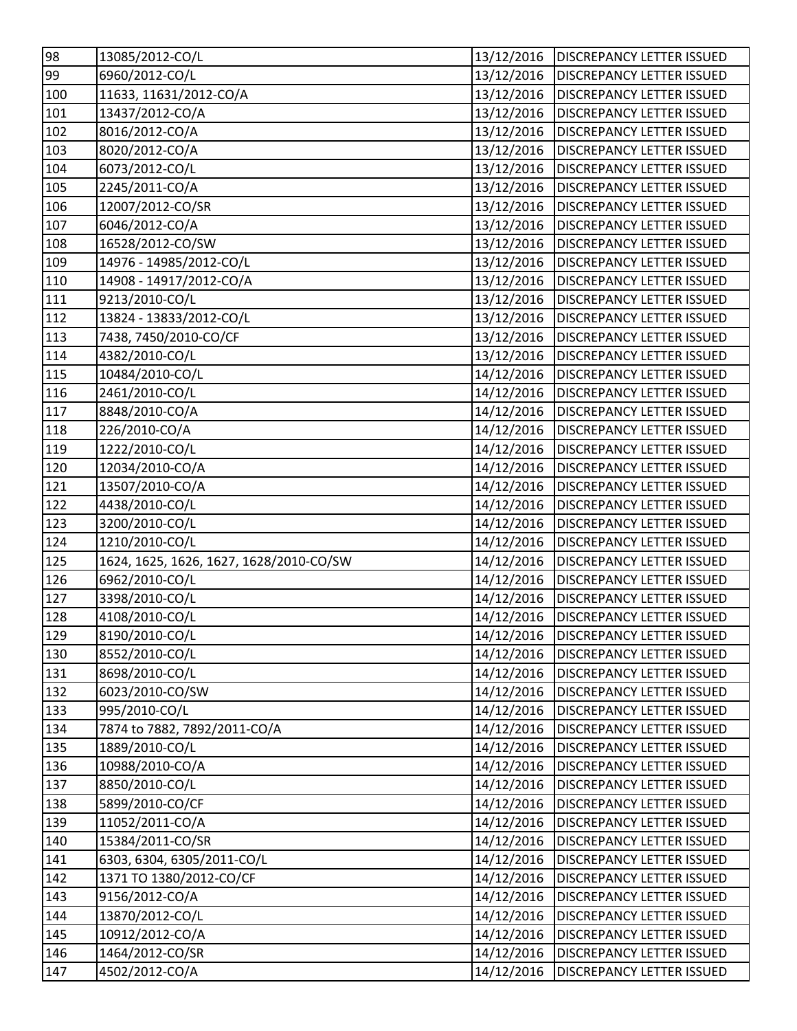| 98 | 13085/2012-CO/L | 13/12/2016 | DISCREPANCY LETTER ISSUED |
|---|---|---|---|
| 99 | 6960/2012-CO/L | 13/12/2016 | DISCREPANCY LETTER ISSUED |
| 100 | 11633, 11631/2012-CO/A | 13/12/2016 | DISCREPANCY LETTER ISSUED |
| 101 | 13437/2012-CO/A | 13/12/2016 | DISCREPANCY LETTER ISSUED |
| 102 | 8016/2012-CO/A | 13/12/2016 | DISCREPANCY LETTER ISSUED |
| 103 | 8020/2012-CO/A | 13/12/2016 | DISCREPANCY LETTER ISSUED |
| 104 | 6073/2012-CO/L | 13/12/2016 | DISCREPANCY LETTER ISSUED |
| 105 | 2245/2011-CO/A | 13/12/2016 | DISCREPANCY LETTER ISSUED |
| 106 | 12007/2012-CO/SR | 13/12/2016 | DISCREPANCY LETTER ISSUED |
| 107 | 6046/2012-CO/A | 13/12/2016 | DISCREPANCY LETTER ISSUED |
| 108 | 16528/2012-CO/SW | 13/12/2016 | DISCREPANCY LETTER ISSUED |
| 109 | 14976 - 14985/2012-CO/L | 13/12/2016 | DISCREPANCY LETTER ISSUED |
| 110 | 14908 - 14917/2012-CO/A | 13/12/2016 | DISCREPANCY LETTER ISSUED |
| 111 | 9213/2010-CO/L | 13/12/2016 | DISCREPANCY LETTER ISSUED |
| 112 | 13824 - 13833/2012-CO/L | 13/12/2016 | DISCREPANCY LETTER ISSUED |
| 113 | 7438, 7450/2010-CO/CF | 13/12/2016 | DISCREPANCY LETTER ISSUED |
| 114 | 4382/2010-CO/L | 13/12/2016 | DISCREPANCY LETTER ISSUED |
| 115 | 10484/2010-CO/L | 14/12/2016 | DISCREPANCY LETTER ISSUED |
| 116 | 2461/2010-CO/L | 14/12/2016 | DISCREPANCY LETTER ISSUED |
| 117 | 8848/2010-CO/A | 14/12/2016 | DISCREPANCY LETTER ISSUED |
| 118 | 226/2010-CO/A | 14/12/2016 | DISCREPANCY LETTER ISSUED |
| 119 | 1222/2010-CO/L | 14/12/2016 | DISCREPANCY LETTER ISSUED |
| 120 | 12034/2010-CO/A | 14/12/2016 | DISCREPANCY LETTER ISSUED |
| 121 | 13507/2010-CO/A | 14/12/2016 | DISCREPANCY LETTER ISSUED |
| 122 | 4438/2010-CO/L | 14/12/2016 | DISCREPANCY LETTER ISSUED |
| 123 | 3200/2010-CO/L | 14/12/2016 | DISCREPANCY LETTER ISSUED |
| 124 | 1210/2010-CO/L | 14/12/2016 | DISCREPANCY LETTER ISSUED |
| 125 | 1624, 1625, 1626, 1627, 1628/2010-CO/SW | 14/12/2016 | DISCREPANCY LETTER ISSUED |
| 126 | 6962/2010-CO/L | 14/12/2016 | DISCREPANCY LETTER ISSUED |
| 127 | 3398/2010-CO/L | 14/12/2016 | DISCREPANCY LETTER ISSUED |
| 128 | 4108/2010-CO/L | 14/12/2016 | DISCREPANCY LETTER ISSUED |
| 129 | 8190/2010-CO/L | 14/12/2016 | DISCREPANCY LETTER ISSUED |
| 130 | 8552/2010-CO/L | 14/12/2016 | DISCREPANCY LETTER ISSUED |
| 131 | 8698/2010-CO/L | 14/12/2016 | DISCREPANCY LETTER ISSUED |
| 132 | 6023/2010-CO/SW | 14/12/2016 | DISCREPANCY LETTER ISSUED |
| 133 | 995/2010-CO/L | 14/12/2016 | DISCREPANCY LETTER ISSUED |
| 134 | 7874 to 7882, 7892/2011-CO/A | 14/12/2016 | DISCREPANCY LETTER ISSUED |
| 135 | 1889/2010-CO/L | 14/12/2016 | DISCREPANCY LETTER ISSUED |
| 136 | 10988/2010-CO/A | 14/12/2016 | DISCREPANCY LETTER ISSUED |
| 137 | 8850/2010-CO/L | 14/12/2016 | DISCREPANCY LETTER ISSUED |
| 138 | 5899/2010-CO/CF | 14/12/2016 | DISCREPANCY LETTER ISSUED |
| 139 | 11052/2011-CO/A | 14/12/2016 | DISCREPANCY LETTER ISSUED |
| 140 | 15384/2011-CO/SR | 14/12/2016 | DISCREPANCY LETTER ISSUED |
| 141 | 6303, 6304, 6305/2011-CO/L | 14/12/2016 | DISCREPANCY LETTER ISSUED |
| 142 | 1371 TO 1380/2012-CO/CF | 14/12/2016 | DISCREPANCY LETTER ISSUED |
| 143 | 9156/2012-CO/A | 14/12/2016 | DISCREPANCY LETTER ISSUED |
| 144 | 13870/2012-CO/L | 14/12/2016 | DISCREPANCY LETTER ISSUED |
| 145 | 10912/2012-CO/A | 14/12/2016 | DISCREPANCY LETTER ISSUED |
| 146 | 1464/2012-CO/SR | 14/12/2016 | DISCREPANCY LETTER ISSUED |
| 147 | 4502/2012-CO/A | 14/12/2016 | DISCREPANCY LETTER ISSUED |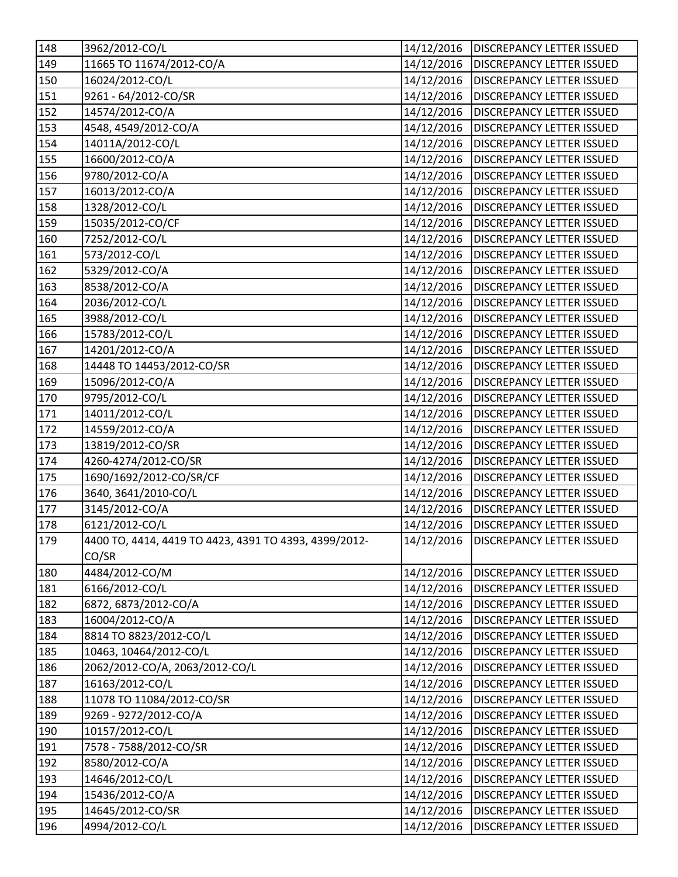| | | | |
|---|---|---|---|
| 148 | 3962/2012-CO/L | 14/12/2016 | DISCREPANCY LETTER ISSUED |
| 149 | 11665 TO 11674/2012-CO/A | 14/12/2016 | DISCREPANCY LETTER ISSUED |
| 150 | 16024/2012-CO/L | 14/12/2016 | DISCREPANCY LETTER ISSUED |
| 151 | 9261 - 64/2012-CO/SR | 14/12/2016 | DISCREPANCY LETTER ISSUED |
| 152 | 14574/2012-CO/A | 14/12/2016 | DISCREPANCY LETTER ISSUED |
| 153 | 4548, 4549/2012-CO/A | 14/12/2016 | DISCREPANCY LETTER ISSUED |
| 154 | 14011A/2012-CO/L | 14/12/2016 | DISCREPANCY LETTER ISSUED |
| 155 | 16600/2012-CO/A | 14/12/2016 | DISCREPANCY LETTER ISSUED |
| 156 | 9780/2012-CO/A | 14/12/2016 | DISCREPANCY LETTER ISSUED |
| 157 | 16013/2012-CO/A | 14/12/2016 | DISCREPANCY LETTER ISSUED |
| 158 | 1328/2012-CO/L | 14/12/2016 | DISCREPANCY LETTER ISSUED |
| 159 | 15035/2012-CO/CF | 14/12/2016 | DISCREPANCY LETTER ISSUED |
| 160 | 7252/2012-CO/L | 14/12/2016 | DISCREPANCY LETTER ISSUED |
| 161 | 573/2012-CO/L | 14/12/2016 | DISCREPANCY LETTER ISSUED |
| 162 | 5329/2012-CO/A | 14/12/2016 | DISCREPANCY LETTER ISSUED |
| 163 | 8538/2012-CO/A | 14/12/2016 | DISCREPANCY LETTER ISSUED |
| 164 | 2036/2012-CO/L | 14/12/2016 | DISCREPANCY LETTER ISSUED |
| 165 | 3988/2012-CO/L | 14/12/2016 | DISCREPANCY LETTER ISSUED |
| 166 | 15783/2012-CO/L | 14/12/2016 | DISCREPANCY LETTER ISSUED |
| 167 | 14201/2012-CO/A | 14/12/2016 | DISCREPANCY LETTER ISSUED |
| 168 | 14448 TO 14453/2012-CO/SR | 14/12/2016 | DISCREPANCY LETTER ISSUED |
| 169 | 15096/2012-CO/A | 14/12/2016 | DISCREPANCY LETTER ISSUED |
| 170 | 9795/2012-CO/L | 14/12/2016 | DISCREPANCY LETTER ISSUED |
| 171 | 14011/2012-CO/L | 14/12/2016 | DISCREPANCY LETTER ISSUED |
| 172 | 14559/2012-CO/A | 14/12/2016 | DISCREPANCY LETTER ISSUED |
| 173 | 13819/2012-CO/SR | 14/12/2016 | DISCREPANCY LETTER ISSUED |
| 174 | 4260-4274/2012-CO/SR | 14/12/2016 | DISCREPANCY LETTER ISSUED |
| 175 | 1690/1692/2012-CO/SR/CF | 14/12/2016 | DISCREPANCY LETTER ISSUED |
| 176 | 3640, 3641/2010-CO/L | 14/12/2016 | DISCREPANCY LETTER ISSUED |
| 177 | 3145/2012-CO/A | 14/12/2016 | DISCREPANCY LETTER ISSUED |
| 178 | 6121/2012-CO/L | 14/12/2016 | DISCREPANCY LETTER ISSUED |
| 179 | 4400 TO, 4414, 4419 TO 4423, 4391 TO 4393, 4399/2012-CO/SR | 14/12/2016 | DISCREPANCY LETTER ISSUED |
| 180 | 4484/2012-CO/M | 14/12/2016 | DISCREPANCY LETTER ISSUED |
| 181 | 6166/2012-CO/L | 14/12/2016 | DISCREPANCY LETTER ISSUED |
| 182 | 6872, 6873/2012-CO/A | 14/12/2016 | DISCREPANCY LETTER ISSUED |
| 183 | 16004/2012-CO/A | 14/12/2016 | DISCREPANCY LETTER ISSUED |
| 184 | 8814 TO 8823/2012-CO/L | 14/12/2016 | DISCREPANCY LETTER ISSUED |
| 185 | 10463, 10464/2012-CO/L | 14/12/2016 | DISCREPANCY LETTER ISSUED |
| 186 | 2062/2012-CO/A, 2063/2012-CO/L | 14/12/2016 | DISCREPANCY LETTER ISSUED |
| 187 | 16163/2012-CO/L | 14/12/2016 | DISCREPANCY LETTER ISSUED |
| 188 | 11078 TO 11084/2012-CO/SR | 14/12/2016 | DISCREPANCY LETTER ISSUED |
| 189 | 9269 - 9272/2012-CO/A | 14/12/2016 | DISCREPANCY LETTER ISSUED |
| 190 | 10157/2012-CO/L | 14/12/2016 | DISCREPANCY LETTER ISSUED |
| 191 | 7578 - 7588/2012-CO/SR | 14/12/2016 | DISCREPANCY LETTER ISSUED |
| 192 | 8580/2012-CO/A | 14/12/2016 | DISCREPANCY LETTER ISSUED |
| 193 | 14646/2012-CO/L | 14/12/2016 | DISCREPANCY LETTER ISSUED |
| 194 | 15436/2012-CO/A | 14/12/2016 | DISCREPANCY LETTER ISSUED |
| 195 | 14645/2012-CO/SR | 14/12/2016 | DISCREPANCY LETTER ISSUED |
| 196 | 4994/2012-CO/L | 14/12/2016 | DISCREPANCY LETTER ISSUED |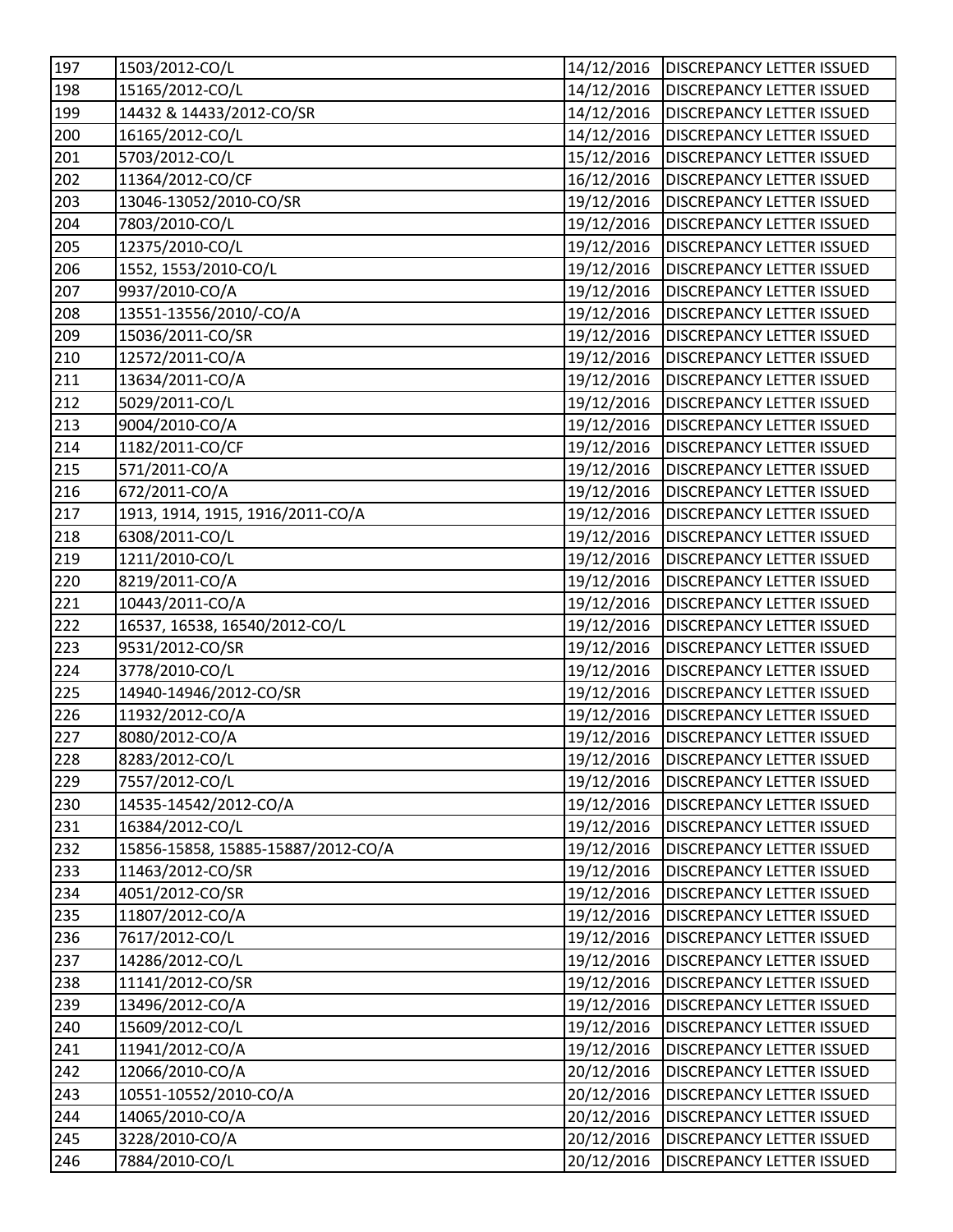| 197 | 1503/2012-CO/L | 14/12/2016 | DISCREPANCY LETTER ISSUED |
|---|---|---|---|
| 198 | 15165/2012-CO/L | 14/12/2016 | DISCREPANCY LETTER ISSUED |
| 199 | 14432 & 14433/2012-CO/SR | 14/12/2016 | DISCREPANCY LETTER ISSUED |
| 200 | 16165/2012-CO/L | 14/12/2016 | DISCREPANCY LETTER ISSUED |
| 201 | 5703/2012-CO/L | 15/12/2016 | DISCREPANCY LETTER ISSUED |
| 202 | 11364/2012-CO/CF | 16/12/2016 | DISCREPANCY LETTER ISSUED |
| 203 | 13046-13052/2010-CO/SR | 19/12/2016 | DISCREPANCY LETTER ISSUED |
| 204 | 7803/2010-CO/L | 19/12/2016 | DISCREPANCY LETTER ISSUED |
| 205 | 12375/2010-CO/L | 19/12/2016 | DISCREPANCY LETTER ISSUED |
| 206 | 1552, 1553/2010-CO/L | 19/12/2016 | DISCREPANCY LETTER ISSUED |
| 207 | 9937/2010-CO/A | 19/12/2016 | DISCREPANCY LETTER ISSUED |
| 208 | 13551-13556/2010/-CO/A | 19/12/2016 | DISCREPANCY LETTER ISSUED |
| 209 | 15036/2011-CO/SR | 19/12/2016 | DISCREPANCY LETTER ISSUED |
| 210 | 12572/2011-CO/A | 19/12/2016 | DISCREPANCY LETTER ISSUED |
| 211 | 13634/2011-CO/A | 19/12/2016 | DISCREPANCY LETTER ISSUED |
| 212 | 5029/2011-CO/L | 19/12/2016 | DISCREPANCY LETTER ISSUED |
| 213 | 9004/2010-CO/A | 19/12/2016 | DISCREPANCY LETTER ISSUED |
| 214 | 1182/2011-CO/CF | 19/12/2016 | DISCREPANCY LETTER ISSUED |
| 215 | 571/2011-CO/A | 19/12/2016 | DISCREPANCY LETTER ISSUED |
| 216 | 672/2011-CO/A | 19/12/2016 | DISCREPANCY LETTER ISSUED |
| 217 | 1913, 1914, 1915, 1916/2011-CO/A | 19/12/2016 | DISCREPANCY LETTER ISSUED |
| 218 | 6308/2011-CO/L | 19/12/2016 | DISCREPANCY LETTER ISSUED |
| 219 | 1211/2010-CO/L | 19/12/2016 | DISCREPANCY LETTER ISSUED |
| 220 | 8219/2011-CO/A | 19/12/2016 | DISCREPANCY LETTER ISSUED |
| 221 | 10443/2011-CO/A | 19/12/2016 | DISCREPANCY LETTER ISSUED |
| 222 | 16537, 16538, 16540/2012-CO/L | 19/12/2016 | DISCREPANCY LETTER ISSUED |
| 223 | 9531/2012-CO/SR | 19/12/2016 | DISCREPANCY LETTER ISSUED |
| 224 | 3778/2010-CO/L | 19/12/2016 | DISCREPANCY LETTER ISSUED |
| 225 | 14940-14946/2012-CO/SR | 19/12/2016 | DISCREPANCY LETTER ISSUED |
| 226 | 11932/2012-CO/A | 19/12/2016 | DISCREPANCY LETTER ISSUED |
| 227 | 8080/2012-CO/A | 19/12/2016 | DISCREPANCY LETTER ISSUED |
| 228 | 8283/2012-CO/L | 19/12/2016 | DISCREPANCY LETTER ISSUED |
| 229 | 7557/2012-CO/L | 19/12/2016 | DISCREPANCY LETTER ISSUED |
| 230 | 14535-14542/2012-CO/A | 19/12/2016 | DISCREPANCY LETTER ISSUED |
| 231 | 16384/2012-CO/L | 19/12/2016 | DISCREPANCY LETTER ISSUED |
| 232 | 15856-15858, 15885-15887/2012-CO/A | 19/12/2016 | DISCREPANCY LETTER ISSUED |
| 233 | 11463/2012-CO/SR | 19/12/2016 | DISCREPANCY LETTER ISSUED |
| 234 | 4051/2012-CO/SR | 19/12/2016 | DISCREPANCY LETTER ISSUED |
| 235 | 11807/2012-CO/A | 19/12/2016 | DISCREPANCY LETTER ISSUED |
| 236 | 7617/2012-CO/L | 19/12/2016 | DISCREPANCY LETTER ISSUED |
| 237 | 14286/2012-CO/L | 19/12/2016 | DISCREPANCY LETTER ISSUED |
| 238 | 11141/2012-CO/SR | 19/12/2016 | DISCREPANCY LETTER ISSUED |
| 239 | 13496/2012-CO/A | 19/12/2016 | DISCREPANCY LETTER ISSUED |
| 240 | 15609/2012-CO/L | 19/12/2016 | DISCREPANCY LETTER ISSUED |
| 241 | 11941/2012-CO/A | 19/12/2016 | DISCREPANCY LETTER ISSUED |
| 242 | 12066/2010-CO/A | 20/12/2016 | DISCREPANCY LETTER ISSUED |
| 243 | 10551-10552/2010-CO/A | 20/12/2016 | DISCREPANCY LETTER ISSUED |
| 244 | 14065/2010-CO/A | 20/12/2016 | DISCREPANCY LETTER ISSUED |
| 245 | 3228/2010-CO/A | 20/12/2016 | DISCREPANCY LETTER ISSUED |
| 246 | 7884/2010-CO/L | 20/12/2016 | DISCREPANCY LETTER ISSUED |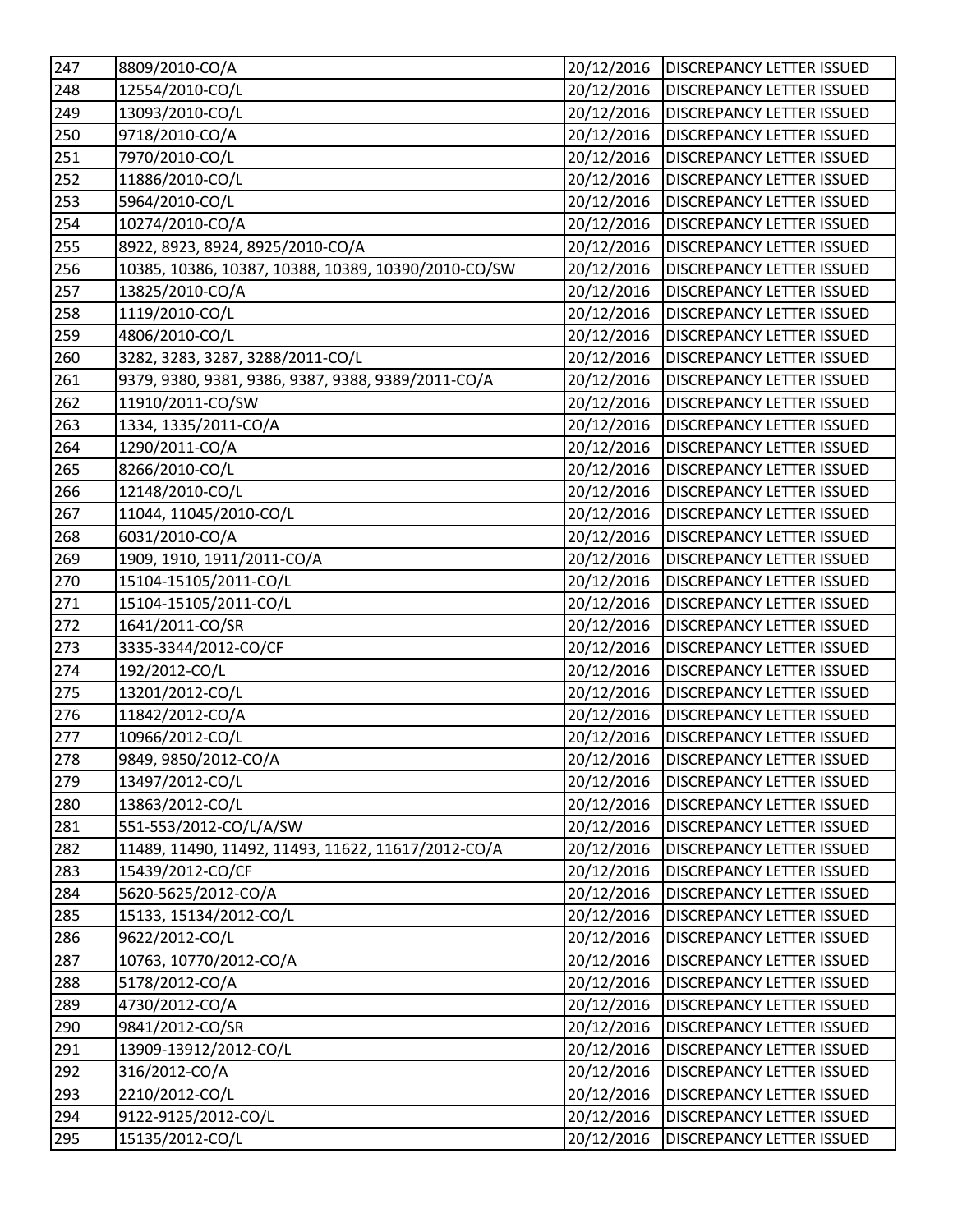| 247 | 8809/2010-CO/A | 20/12/2016 | DISCREPANCY LETTER ISSUED |
|---|---|---|---|
| 248 | 12554/2010-CO/L | 20/12/2016 | DISCREPANCY LETTER ISSUED |
| 249 | 13093/2010-CO/L | 20/12/2016 | DISCREPANCY LETTER ISSUED |
| 250 | 9718/2010-CO/A | 20/12/2016 | DISCREPANCY LETTER ISSUED |
| 251 | 7970/2010-CO/L | 20/12/2016 | DISCREPANCY LETTER ISSUED |
| 252 | 11886/2010-CO/L | 20/12/2016 | DISCREPANCY LETTER ISSUED |
| 253 | 5964/2010-CO/L | 20/12/2016 | DISCREPANCY LETTER ISSUED |
| 254 | 10274/2010-CO/A | 20/12/2016 | DISCREPANCY LETTER ISSUED |
| 255 | 8922, 8923, 8924, 8925/2010-CO/A | 20/12/2016 | DISCREPANCY LETTER ISSUED |
| 256 | 10385, 10386, 10387, 10388, 10389, 10390/2010-CO/SW | 20/12/2016 | DISCREPANCY LETTER ISSUED |
| 257 | 13825/2010-CO/A | 20/12/2016 | DISCREPANCY LETTER ISSUED |
| 258 | 1119/2010-CO/L | 20/12/2016 | DISCREPANCY LETTER ISSUED |
| 259 | 4806/2010-CO/L | 20/12/2016 | DISCREPANCY LETTER ISSUED |
| 260 | 3282, 3283, 3287, 3288/2011-CO/L | 20/12/2016 | DISCREPANCY LETTER ISSUED |
| 261 | 9379, 9380, 9381, 9386, 9387, 9388, 9389/2011-CO/A | 20/12/2016 | DISCREPANCY LETTER ISSUED |
| 262 | 11910/2011-CO/SW | 20/12/2016 | DISCREPANCY LETTER ISSUED |
| 263 | 1334, 1335/2011-CO/A | 20/12/2016 | DISCREPANCY LETTER ISSUED |
| 264 | 1290/2011-CO/A | 20/12/2016 | DISCREPANCY LETTER ISSUED |
| 265 | 8266/2010-CO/L | 20/12/2016 | DISCREPANCY LETTER ISSUED |
| 266 | 12148/2010-CO/L | 20/12/2016 | DISCREPANCY LETTER ISSUED |
| 267 | 11044, 11045/2010-CO/L | 20/12/2016 | DISCREPANCY LETTER ISSUED |
| 268 | 6031/2010-CO/A | 20/12/2016 | DISCREPANCY LETTER ISSUED |
| 269 | 1909, 1910, 1911/2011-CO/A | 20/12/2016 | DISCREPANCY LETTER ISSUED |
| 270 | 15104-15105/2011-CO/L | 20/12/2016 | DISCREPANCY LETTER ISSUED |
| 271 | 15104-15105/2011-CO/L | 20/12/2016 | DISCREPANCY LETTER ISSUED |
| 272 | 1641/2011-CO/SR | 20/12/2016 | DISCREPANCY LETTER ISSUED |
| 273 | 3335-3344/2012-CO/CF | 20/12/2016 | DISCREPANCY LETTER ISSUED |
| 274 | 192/2012-CO/L | 20/12/2016 | DISCREPANCY LETTER ISSUED |
| 275 | 13201/2012-CO/L | 20/12/2016 | DISCREPANCY LETTER ISSUED |
| 276 | 11842/2012-CO/A | 20/12/2016 | DISCREPANCY LETTER ISSUED |
| 277 | 10966/2012-CO/L | 20/12/2016 | DISCREPANCY LETTER ISSUED |
| 278 | 9849, 9850/2012-CO/A | 20/12/2016 | DISCREPANCY LETTER ISSUED |
| 279 | 13497/2012-CO/L | 20/12/2016 | DISCREPANCY LETTER ISSUED |
| 280 | 13863/2012-CO/L | 20/12/2016 | DISCREPANCY LETTER ISSUED |
| 281 | 551-553/2012-CO/L/A/SW | 20/12/2016 | DISCREPANCY LETTER ISSUED |
| 282 | 11489, 11490, 11492, 11493, 11622, 11617/2012-CO/A | 20/12/2016 | DISCREPANCY LETTER ISSUED |
| 283 | 15439/2012-CO/CF | 20/12/2016 | DISCREPANCY LETTER ISSUED |
| 284 | 5620-5625/2012-CO/A | 20/12/2016 | DISCREPANCY LETTER ISSUED |
| 285 | 15133, 15134/2012-CO/L | 20/12/2016 | DISCREPANCY LETTER ISSUED |
| 286 | 9622/2012-CO/L | 20/12/2016 | DISCREPANCY LETTER ISSUED |
| 287 | 10763, 10770/2012-CO/A | 20/12/2016 | DISCREPANCY LETTER ISSUED |
| 288 | 5178/2012-CO/A | 20/12/2016 | DISCREPANCY LETTER ISSUED |
| 289 | 4730/2012-CO/A | 20/12/2016 | DISCREPANCY LETTER ISSUED |
| 290 | 9841/2012-CO/SR | 20/12/2016 | DISCREPANCY LETTER ISSUED |
| 291 | 13909-13912/2012-CO/L | 20/12/2016 | DISCREPANCY LETTER ISSUED |
| 292 | 316/2012-CO/A | 20/12/2016 | DISCREPANCY LETTER ISSUED |
| 293 | 2210/2012-CO/L | 20/12/2016 | DISCREPANCY LETTER ISSUED |
| 294 | 9122-9125/2012-CO/L | 20/12/2016 | DISCREPANCY LETTER ISSUED |
| 295 | 15135/2012-CO/L | 20/12/2016 | DISCREPANCY LETTER ISSUED |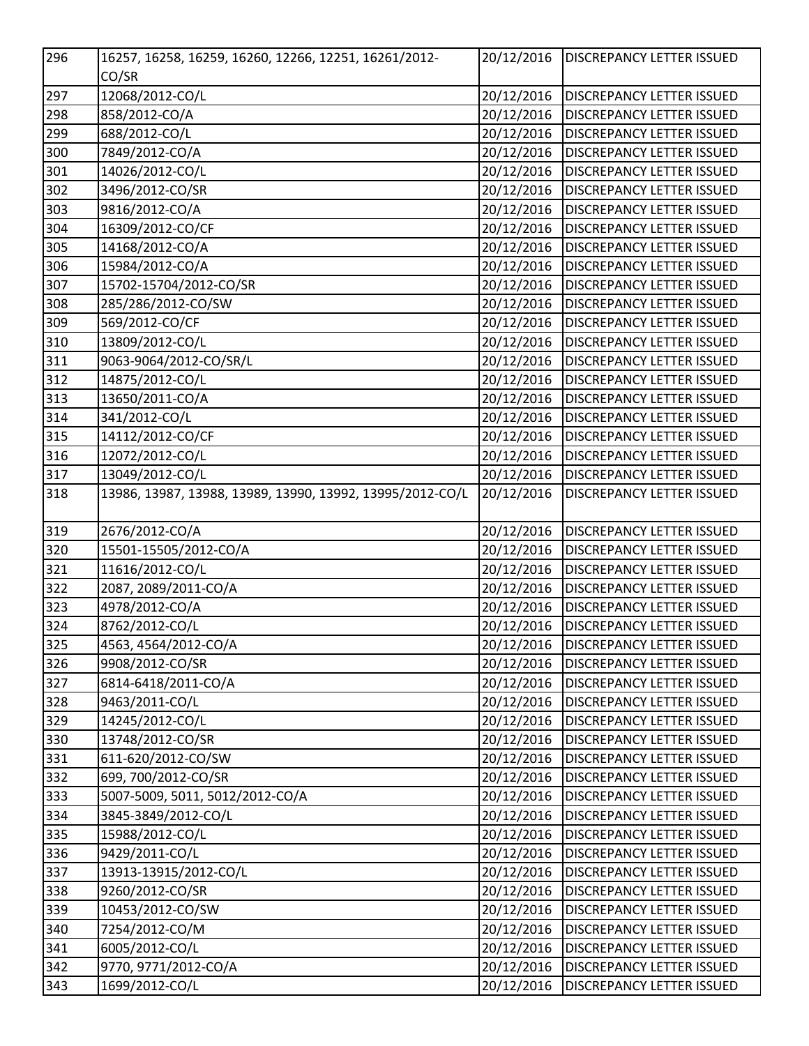| 296 | 16257, 16258, 16259, 16260, 12266, 12251, 16261/2012-CO/SR | 20/12/2016 | DISCREPANCY LETTER ISSUED |
|---|---|---|---|
| 297 | 12068/2012-CO/L | 20/12/2016 | DISCREPANCY LETTER ISSUED |
| 298 | 858/2012-CO/A | 20/12/2016 | DISCREPANCY LETTER ISSUED |
| 299 | 688/2012-CO/L | 20/12/2016 | DISCREPANCY LETTER ISSUED |
| 300 | 7849/2012-CO/A | 20/12/2016 | DISCREPANCY LETTER ISSUED |
| 301 | 14026/2012-CO/L | 20/12/2016 | DISCREPANCY LETTER ISSUED |
| 302 | 3496/2012-CO/SR | 20/12/2016 | DISCREPANCY LETTER ISSUED |
| 303 | 9816/2012-CO/A | 20/12/2016 | DISCREPANCY LETTER ISSUED |
| 304 | 16309/2012-CO/CF | 20/12/2016 | DISCREPANCY LETTER ISSUED |
| 305 | 14168/2012-CO/A | 20/12/2016 | DISCREPANCY LETTER ISSUED |
| 306 | 15984/2012-CO/A | 20/12/2016 | DISCREPANCY LETTER ISSUED |
| 307 | 15702-15704/2012-CO/SR | 20/12/2016 | DISCREPANCY LETTER ISSUED |
| 308 | 285/286/2012-CO/SW | 20/12/2016 | DISCREPANCY LETTER ISSUED |
| 309 | 569/2012-CO/CF | 20/12/2016 | DISCREPANCY LETTER ISSUED |
| 310 | 13809/2012-CO/L | 20/12/2016 | DISCREPANCY LETTER ISSUED |
| 311 | 9063-9064/2012-CO/SR/L | 20/12/2016 | DISCREPANCY LETTER ISSUED |
| 312 | 14875/2012-CO/L | 20/12/2016 | DISCREPANCY LETTER ISSUED |
| 313 | 13650/2011-CO/A | 20/12/2016 | DISCREPANCY LETTER ISSUED |
| 314 | 341/2012-CO/L | 20/12/2016 | DISCREPANCY LETTER ISSUED |
| 315 | 14112/2012-CO/CF | 20/12/2016 | DISCREPANCY LETTER ISSUED |
| 316 | 12072/2012-CO/L | 20/12/2016 | DISCREPANCY LETTER ISSUED |
| 317 | 13049/2012-CO/L | 20/12/2016 | DISCREPANCY LETTER ISSUED |
| 318 | 13986, 13987, 13988, 13989, 13990, 13992, 13995/2012-CO/L | 20/12/2016 | DISCREPANCY LETTER ISSUED |
| 319 | 2676/2012-CO/A | 20/12/2016 | DISCREPANCY LETTER ISSUED |
| 320 | 15501-15505/2012-CO/A | 20/12/2016 | DISCREPANCY LETTER ISSUED |
| 321 | 11616/2012-CO/L | 20/12/2016 | DISCREPANCY LETTER ISSUED |
| 322 | 2087, 2089/2011-CO/A | 20/12/2016 | DISCREPANCY LETTER ISSUED |
| 323 | 4978/2012-CO/A | 20/12/2016 | DISCREPANCY LETTER ISSUED |
| 324 | 8762/2012-CO/L | 20/12/2016 | DISCREPANCY LETTER ISSUED |
| 325 | 4563, 4564/2012-CO/A | 20/12/2016 | DISCREPANCY LETTER ISSUED |
| 326 | 9908/2012-CO/SR | 20/12/2016 | DISCREPANCY LETTER ISSUED |
| 327 | 6814-6418/2011-CO/A | 20/12/2016 | DISCREPANCY LETTER ISSUED |
| 328 | 9463/2011-CO/L | 20/12/2016 | DISCREPANCY LETTER ISSUED |
| 329 | 14245/2012-CO/L | 20/12/2016 | DISCREPANCY LETTER ISSUED |
| 330 | 13748/2012-CO/SR | 20/12/2016 | DISCREPANCY LETTER ISSUED |
| 331 | 611-620/2012-CO/SW | 20/12/2016 | DISCREPANCY LETTER ISSUED |
| 332 | 699, 700/2012-CO/SR | 20/12/2016 | DISCREPANCY LETTER ISSUED |
| 333 | 5007-5009, 5011, 5012/2012-CO/A | 20/12/2016 | DISCREPANCY LETTER ISSUED |
| 334 | 3845-3849/2012-CO/L | 20/12/2016 | DISCREPANCY LETTER ISSUED |
| 335 | 15988/2012-CO/L | 20/12/2016 | DISCREPANCY LETTER ISSUED |
| 336 | 9429/2011-CO/L | 20/12/2016 | DISCREPANCY LETTER ISSUED |
| 337 | 13913-13915/2012-CO/L | 20/12/2016 | DISCREPANCY LETTER ISSUED |
| 338 | 9260/2012-CO/SR | 20/12/2016 | DISCREPANCY LETTER ISSUED |
| 339 | 10453/2012-CO/SW | 20/12/2016 | DISCREPANCY LETTER ISSUED |
| 340 | 7254/2012-CO/M | 20/12/2016 | DISCREPANCY LETTER ISSUED |
| 341 | 6005/2012-CO/L | 20/12/2016 | DISCREPANCY LETTER ISSUED |
| 342 | 9770, 9771/2012-CO/A | 20/12/2016 | DISCREPANCY LETTER ISSUED |
| 343 | 1699/2012-CO/L | 20/12/2016 | DISCREPANCY LETTER ISSUED |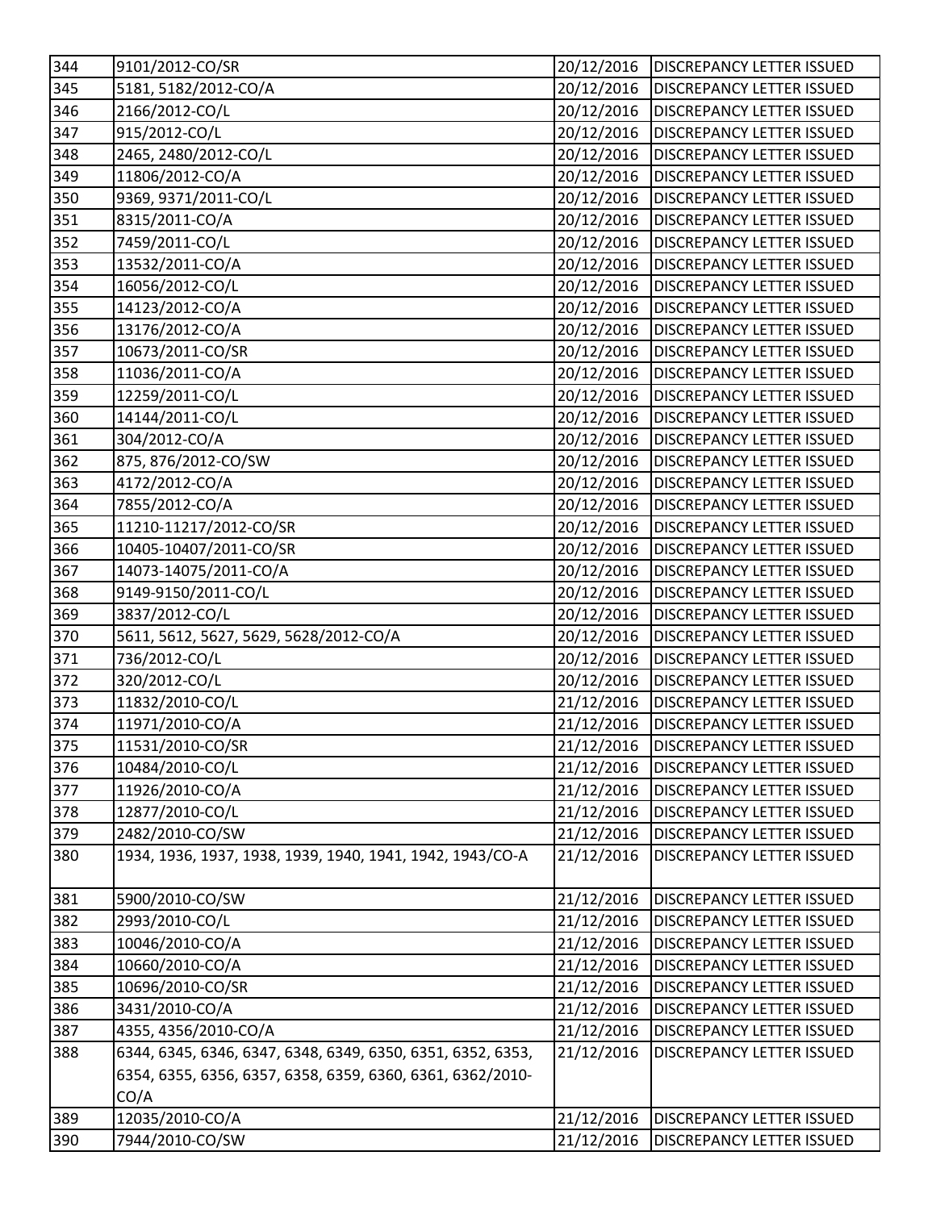| 344 | 9101/2012-CO/SR | 20/12/2016 | DISCREPANCY LETTER ISSUED |
|---|---|---|---|
| 345 | 5181, 5182/2012-CO/A | 20/12/2016 | DISCREPANCY LETTER ISSUED |
| 346 | 2166/2012-CO/L | 20/12/2016 | DISCREPANCY LETTER ISSUED |
| 347 | 915/2012-CO/L | 20/12/2016 | DISCREPANCY LETTER ISSUED |
| 348 | 2465, 2480/2012-CO/L | 20/12/2016 | DISCREPANCY LETTER ISSUED |
| 349 | 11806/2012-CO/A | 20/12/2016 | DISCREPANCY LETTER ISSUED |
| 350 | 9369, 9371/2011-CO/L | 20/12/2016 | DISCREPANCY LETTER ISSUED |
| 351 | 8315/2011-CO/A | 20/12/2016 | DISCREPANCY LETTER ISSUED |
| 352 | 7459/2011-CO/L | 20/12/2016 | DISCREPANCY LETTER ISSUED |
| 353 | 13532/2011-CO/A | 20/12/2016 | DISCREPANCY LETTER ISSUED |
| 354 | 16056/2012-CO/L | 20/12/2016 | DISCREPANCY LETTER ISSUED |
| 355 | 14123/2012-CO/A | 20/12/2016 | DISCREPANCY LETTER ISSUED |
| 356 | 13176/2012-CO/A | 20/12/2016 | DISCREPANCY LETTER ISSUED |
| 357 | 10673/2011-CO/SR | 20/12/2016 | DISCREPANCY LETTER ISSUED |
| 358 | 11036/2011-CO/A | 20/12/2016 | DISCREPANCY LETTER ISSUED |
| 359 | 12259/2011-CO/L | 20/12/2016 | DISCREPANCY LETTER ISSUED |
| 360 | 14144/2011-CO/L | 20/12/2016 | DISCREPANCY LETTER ISSUED |
| 361 | 304/2012-CO/A | 20/12/2016 | DISCREPANCY LETTER ISSUED |
| 362 | 875, 876/2012-CO/SW | 20/12/2016 | DISCREPANCY LETTER ISSUED |
| 363 | 4172/2012-CO/A | 20/12/2016 | DISCREPANCY LETTER ISSUED |
| 364 | 7855/2012-CO/A | 20/12/2016 | DISCREPANCY LETTER ISSUED |
| 365 | 11210-11217/2012-CO/SR | 20/12/2016 | DISCREPANCY LETTER ISSUED |
| 366 | 10405-10407/2011-CO/SR | 20/12/2016 | DISCREPANCY LETTER ISSUED |
| 367 | 14073-14075/2011-CO/A | 20/12/2016 | DISCREPANCY LETTER ISSUED |
| 368 | 9149-9150/2011-CO/L | 20/12/2016 | DISCREPANCY LETTER ISSUED |
| 369 | 3837/2012-CO/L | 20/12/2016 | DISCREPANCY LETTER ISSUED |
| 370 | 5611, 5612, 5627, 5629, 5628/2012-CO/A | 20/12/2016 | DISCREPANCY LETTER ISSUED |
| 371 | 736/2012-CO/L | 20/12/2016 | DISCREPANCY LETTER ISSUED |
| 372 | 320/2012-CO/L | 20/12/2016 | DISCREPANCY LETTER ISSUED |
| 373 | 11832/2010-CO/L | 21/12/2016 | DISCREPANCY LETTER ISSUED |
| 374 | 11971/2010-CO/A | 21/12/2016 | DISCREPANCY LETTER ISSUED |
| 375 | 11531/2010-CO/SR | 21/12/2016 | DISCREPANCY LETTER ISSUED |
| 376 | 10484/2010-CO/L | 21/12/2016 | DISCREPANCY LETTER ISSUED |
| 377 | 11926/2010-CO/A | 21/12/2016 | DISCREPANCY LETTER ISSUED |
| 378 | 12877/2010-CO/L | 21/12/2016 | DISCREPANCY LETTER ISSUED |
| 379 | 2482/2010-CO/SW | 21/12/2016 | DISCREPANCY LETTER ISSUED |
| 380 | 1934, 1936, 1937, 1938, 1939, 1940, 1941, 1942, 1943/CO-A | 21/12/2016 | DISCREPANCY LETTER ISSUED |
| 381 | 5900/2010-CO/SW | 21/12/2016 | DISCREPANCY LETTER ISSUED |
| 382 | 2993/2010-CO/L | 21/12/2016 | DISCREPANCY LETTER ISSUED |
| 383 | 10046/2010-CO/A | 21/12/2016 | DISCREPANCY LETTER ISSUED |
| 384 | 10660/2010-CO/A | 21/12/2016 | DISCREPANCY LETTER ISSUED |
| 385 | 10696/2010-CO/SR | 21/12/2016 | DISCREPANCY LETTER ISSUED |
| 386 | 3431/2010-CO/A | 21/12/2016 | DISCREPANCY LETTER ISSUED |
| 387 | 4355, 4356/2010-CO/A | 21/12/2016 | DISCREPANCY LETTER ISSUED |
| 388 | 6344, 6345, 6346, 6347, 6348, 6349, 6350, 6351, 6352, 6353, 6354, 6355, 6356, 6357, 6358, 6359, 6360, 6361, 6362/2010-CO/A | 21/12/2016 | DISCREPANCY LETTER ISSUED |
| 389 | 12035/2010-CO/A | 21/12/2016 | DISCREPANCY LETTER ISSUED |
| 390 | 7944/2010-CO/SW | 21/12/2016 | DISCREPANCY LETTER ISSUED |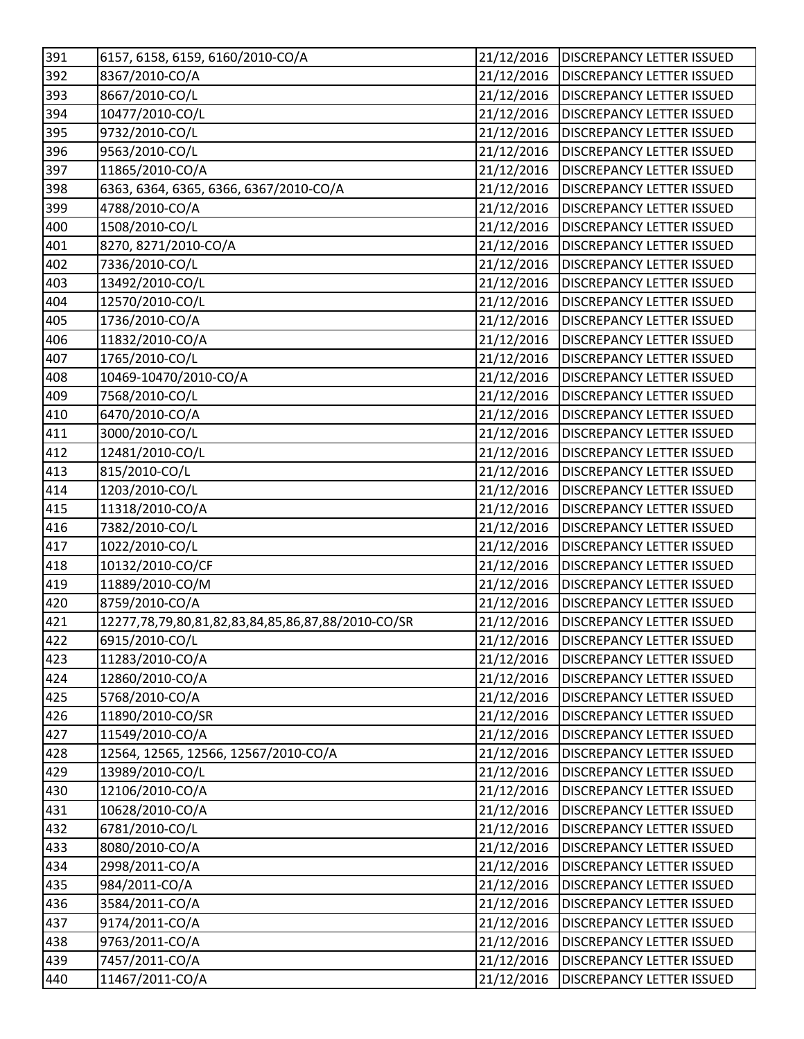| | | | |
|---|---|---|---|
| 391 | 6157, 6158, 6159, 6160/2010-CO/A | 21/12/2016 | DISCREPANCY LETTER ISSUED |
| 392 | 8367/2010-CO/A | 21/12/2016 | DISCREPANCY LETTER ISSUED |
| 393 | 8667/2010-CO/L | 21/12/2016 | DISCREPANCY LETTER ISSUED |
| 394 | 10477/2010-CO/L | 21/12/2016 | DISCREPANCY LETTER ISSUED |
| 395 | 9732/2010-CO/L | 21/12/2016 | DISCREPANCY LETTER ISSUED |
| 396 | 9563/2010-CO/L | 21/12/2016 | DISCREPANCY LETTER ISSUED |
| 397 | 11865/2010-CO/A | 21/12/2016 | DISCREPANCY LETTER ISSUED |
| 398 | 6363, 6364, 6365, 6366, 6367/2010-CO/A | 21/12/2016 | DISCREPANCY LETTER ISSUED |
| 399 | 4788/2010-CO/A | 21/12/2016 | DISCREPANCY LETTER ISSUED |
| 400 | 1508/2010-CO/L | 21/12/2016 | DISCREPANCY LETTER ISSUED |
| 401 | 8270, 8271/2010-CO/A | 21/12/2016 | DISCREPANCY LETTER ISSUED |
| 402 | 7336/2010-CO/L | 21/12/2016 | DISCREPANCY LETTER ISSUED |
| 403 | 13492/2010-CO/L | 21/12/2016 | DISCREPANCY LETTER ISSUED |
| 404 | 12570/2010-CO/L | 21/12/2016 | DISCREPANCY LETTER ISSUED |
| 405 | 1736/2010-CO/A | 21/12/2016 | DISCREPANCY LETTER ISSUED |
| 406 | 11832/2010-CO/A | 21/12/2016 | DISCREPANCY LETTER ISSUED |
| 407 | 1765/2010-CO/L | 21/12/2016 | DISCREPANCY LETTER ISSUED |
| 408 | 10469-10470/2010-CO/A | 21/12/2016 | DISCREPANCY LETTER ISSUED |
| 409 | 7568/2010-CO/L | 21/12/2016 | DISCREPANCY LETTER ISSUED |
| 410 | 6470/2010-CO/A | 21/12/2016 | DISCREPANCY LETTER ISSUED |
| 411 | 3000/2010-CO/L | 21/12/2016 | DISCREPANCY LETTER ISSUED |
| 412 | 12481/2010-CO/L | 21/12/2016 | DISCREPANCY LETTER ISSUED |
| 413 | 815/2010-CO/L | 21/12/2016 | DISCREPANCY LETTER ISSUED |
| 414 | 1203/2010-CO/L | 21/12/2016 | DISCREPANCY LETTER ISSUED |
| 415 | 11318/2010-CO/A | 21/12/2016 | DISCREPANCY LETTER ISSUED |
| 416 | 7382/2010-CO/L | 21/12/2016 | DISCREPANCY LETTER ISSUED |
| 417 | 1022/2010-CO/L | 21/12/2016 | DISCREPANCY LETTER ISSUED |
| 418 | 10132/2010-CO/CF | 21/12/2016 | DISCREPANCY LETTER ISSUED |
| 419 | 11889/2010-CO/M | 21/12/2016 | DISCREPANCY LETTER ISSUED |
| 420 | 8759/2010-CO/A | 21/12/2016 | DISCREPANCY LETTER ISSUED |
| 421 | 12277,78,79,80,81,82,83,84,85,86,87,88/2010-CO/SR | 21/12/2016 | DISCREPANCY LETTER ISSUED |
| 422 | 6915/2010-CO/L | 21/12/2016 | DISCREPANCY LETTER ISSUED |
| 423 | 11283/2010-CO/A | 21/12/2016 | DISCREPANCY LETTER ISSUED |
| 424 | 12860/2010-CO/A | 21/12/2016 | DISCREPANCY LETTER ISSUED |
| 425 | 5768/2010-CO/A | 21/12/2016 | DISCREPANCY LETTER ISSUED |
| 426 | 11890/2010-CO/SR | 21/12/2016 | DISCREPANCY LETTER ISSUED |
| 427 | 11549/2010-CO/A | 21/12/2016 | DISCREPANCY LETTER ISSUED |
| 428 | 12564, 12565, 12566, 12567/2010-CO/A | 21/12/2016 | DISCREPANCY LETTER ISSUED |
| 429 | 13989/2010-CO/L | 21/12/2016 | DISCREPANCY LETTER ISSUED |
| 430 | 12106/2010-CO/A | 21/12/2016 | DISCREPANCY LETTER ISSUED |
| 431 | 10628/2010-CO/A | 21/12/2016 | DISCREPANCY LETTER ISSUED |
| 432 | 6781/2010-CO/L | 21/12/2016 | DISCREPANCY LETTER ISSUED |
| 433 | 8080/2010-CO/A | 21/12/2016 | DISCREPANCY LETTER ISSUED |
| 434 | 2998/2011-CO/A | 21/12/2016 | DISCREPANCY LETTER ISSUED |
| 435 | 984/2011-CO/A | 21/12/2016 | DISCREPANCY LETTER ISSUED |
| 436 | 3584/2011-CO/A | 21/12/2016 | DISCREPANCY LETTER ISSUED |
| 437 | 9174/2011-CO/A | 21/12/2016 | DISCREPANCY LETTER ISSUED |
| 438 | 9763/2011-CO/A | 21/12/2016 | DISCREPANCY LETTER ISSUED |
| 439 | 7457/2011-CO/A | 21/12/2016 | DISCREPANCY LETTER ISSUED |
| 440 | 11467/2011-CO/A | 21/12/2016 | DISCREPANCY LETTER ISSUED |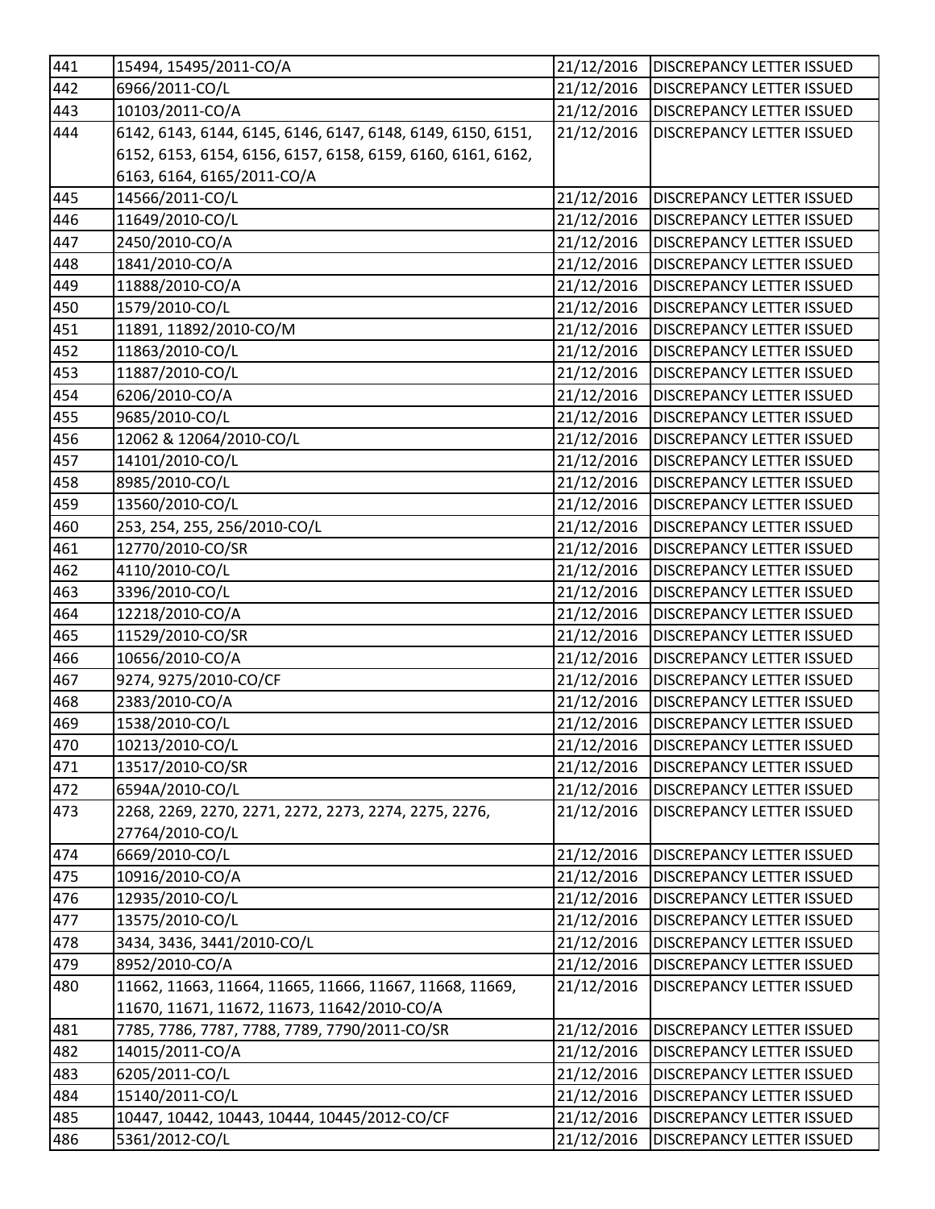| 441 | 15494, 15495/2011-CO/A | 21/12/2016 | DISCREPANCY LETTER ISSUED |
|---|---|---|---|
| 442 | 6966/2011-CO/L | 21/12/2016 | DISCREPANCY LETTER ISSUED |
| 443 | 10103/2011-CO/A | 21/12/2016 | DISCREPANCY LETTER ISSUED |
| 444 | 6142, 6143, 6144, 6145, 6146, 6147, 6148, 6149, 6150, 6151, 6152, 6153, 6154, 6156, 6157, 6158, 6159, 6160, 6161, 6162, 6163, 6164, 6165/2011-CO/A | 21/12/2016 | DISCREPANCY LETTER ISSUED |
| 445 | 14566/2011-CO/L | 21/12/2016 | DISCREPANCY LETTER ISSUED |
| 446 | 11649/2010-CO/L | 21/12/2016 | DISCREPANCY LETTER ISSUED |
| 447 | 2450/2010-CO/A | 21/12/2016 | DISCREPANCY LETTER ISSUED |
| 448 | 1841/2010-CO/A | 21/12/2016 | DISCREPANCY LETTER ISSUED |
| 449 | 11888/2010-CO/A | 21/12/2016 | DISCREPANCY LETTER ISSUED |
| 450 | 1579/2010-CO/L | 21/12/2016 | DISCREPANCY LETTER ISSUED |
| 451 | 11891, 11892/2010-CO/M | 21/12/2016 | DISCREPANCY LETTER ISSUED |
| 452 | 11863/2010-CO/L | 21/12/2016 | DISCREPANCY LETTER ISSUED |
| 453 | 11887/2010-CO/L | 21/12/2016 | DISCREPANCY LETTER ISSUED |
| 454 | 6206/2010-CO/A | 21/12/2016 | DISCREPANCY LETTER ISSUED |
| 455 | 9685/2010-CO/L | 21/12/2016 | DISCREPANCY LETTER ISSUED |
| 456 | 12062 & 12064/2010-CO/L | 21/12/2016 | DISCREPANCY LETTER ISSUED |
| 457 | 14101/2010-CO/L | 21/12/2016 | DISCREPANCY LETTER ISSUED |
| 458 | 8985/2010-CO/L | 21/12/2016 | DISCREPANCY LETTER ISSUED |
| 459 | 13560/2010-CO/L | 21/12/2016 | DISCREPANCY LETTER ISSUED |
| 460 | 253, 254, 255, 256/2010-CO/L | 21/12/2016 | DISCREPANCY LETTER ISSUED |
| 461 | 12770/2010-CO/SR | 21/12/2016 | DISCREPANCY LETTER ISSUED |
| 462 | 4110/2010-CO/L | 21/12/2016 | DISCREPANCY LETTER ISSUED |
| 463 | 3396/2010-CO/L | 21/12/2016 | DISCREPANCY LETTER ISSUED |
| 464 | 12218/2010-CO/A | 21/12/2016 | DISCREPANCY LETTER ISSUED |
| 465 | 11529/2010-CO/SR | 21/12/2016 | DISCREPANCY LETTER ISSUED |
| 466 | 10656/2010-CO/A | 21/12/2016 | DISCREPANCY LETTER ISSUED |
| 467 | 9274, 9275/2010-CO/CF | 21/12/2016 | DISCREPANCY LETTER ISSUED |
| 468 | 2383/2010-CO/A | 21/12/2016 | DISCREPANCY LETTER ISSUED |
| 469 | 1538/2010-CO/L | 21/12/2016 | DISCREPANCY LETTER ISSUED |
| 470 | 10213/2010-CO/L | 21/12/2016 | DISCREPANCY LETTER ISSUED |
| 471 | 13517/2010-CO/SR | 21/12/2016 | DISCREPANCY LETTER ISSUED |
| 472 | 6594A/2010-CO/L | 21/12/2016 | DISCREPANCY LETTER ISSUED |
| 473 | 2268, 2269, 2270, 2271, 2272, 2273, 2274, 2275, 2276, 27764/2010-CO/L | 21/12/2016 | DISCREPANCY LETTER ISSUED |
| 474 | 6669/2010-CO/L | 21/12/2016 | DISCREPANCY LETTER ISSUED |
| 475 | 10916/2010-CO/A | 21/12/2016 | DISCREPANCY LETTER ISSUED |
| 476 | 12935/2010-CO/L | 21/12/2016 | DISCREPANCY LETTER ISSUED |
| 477 | 13575/2010-CO/L | 21/12/2016 | DISCREPANCY LETTER ISSUED |
| 478 | 3434, 3436, 3441/2010-CO/L | 21/12/2016 | DISCREPANCY LETTER ISSUED |
| 479 | 8952/2010-CO/A | 21/12/2016 | DISCREPANCY LETTER ISSUED |
| 480 | 11662, 11663, 11664, 11665, 11666, 11667, 11668, 11669, 11670, 11671, 11672, 11673, 11642/2010-CO/A | 21/12/2016 | DISCREPANCY LETTER ISSUED |
| 481 | 7785, 7786, 7787, 7788, 7789, 7790/2011-CO/SR | 21/12/2016 | DISCREPANCY LETTER ISSUED |
| 482 | 14015/2011-CO/A | 21/12/2016 | DISCREPANCY LETTER ISSUED |
| 483 | 6205/2011-CO/L | 21/12/2016 | DISCREPANCY LETTER ISSUED |
| 484 | 15140/2011-CO/L | 21/12/2016 | DISCREPANCY LETTER ISSUED |
| 485 | 10447, 10442, 10443, 10444, 10445/2012-CO/CF | 21/12/2016 | DISCREPANCY LETTER ISSUED |
| 486 | 5361/2012-CO/L | 21/12/2016 | DISCREPANCY LETTER ISSUED |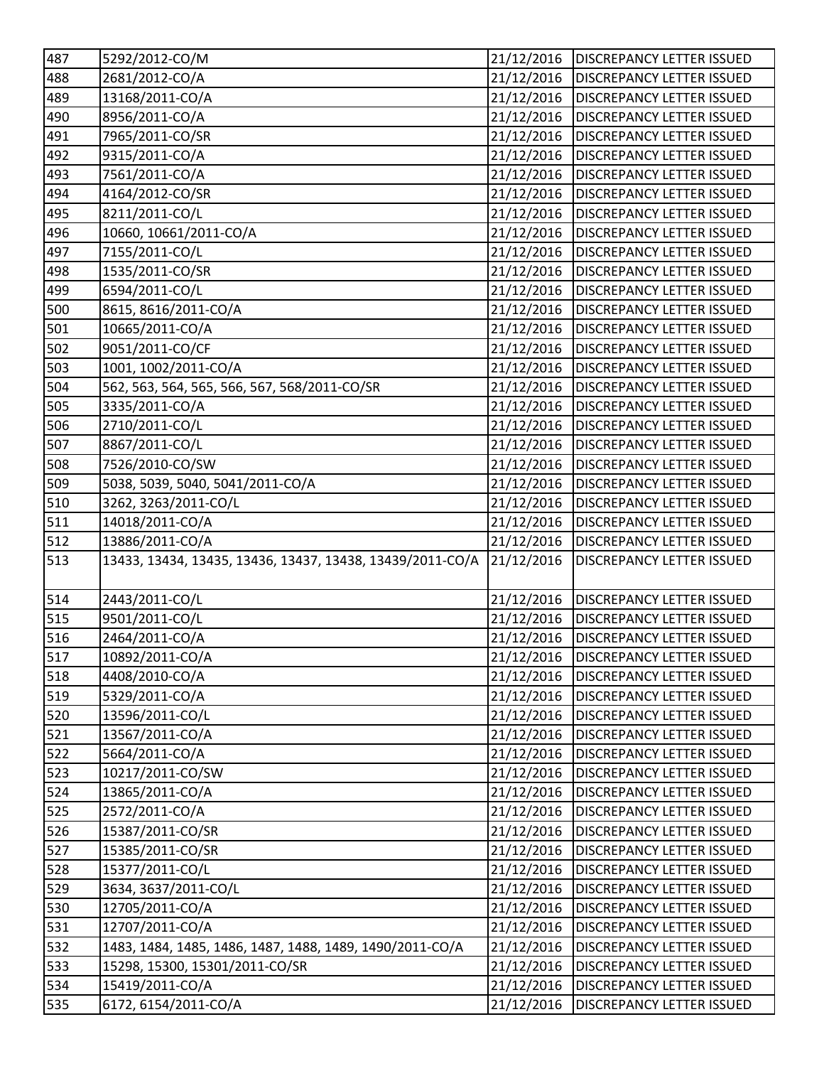| 487 | 5292/2012-CO/M | 21/12/2016 | DISCREPANCY LETTER ISSUED |
|---|---|---|---|
| 488 | 2681/2012-CO/A | 21/12/2016 | DISCREPANCY LETTER ISSUED |
| 489 | 13168/2011-CO/A | 21/12/2016 | DISCREPANCY LETTER ISSUED |
| 490 | 8956/2011-CO/A | 21/12/2016 | DISCREPANCY LETTER ISSUED |
| 491 | 7965/2011-CO/SR | 21/12/2016 | DISCREPANCY LETTER ISSUED |
| 492 | 9315/2011-CO/A | 21/12/2016 | DISCREPANCY LETTER ISSUED |
| 493 | 7561/2011-CO/A | 21/12/2016 | DISCREPANCY LETTER ISSUED |
| 494 | 4164/2012-CO/SR | 21/12/2016 | DISCREPANCY LETTER ISSUED |
| 495 | 8211/2011-CO/L | 21/12/2016 | DISCREPANCY LETTER ISSUED |
| 496 | 10660, 10661/2011-CO/A | 21/12/2016 | DISCREPANCY LETTER ISSUED |
| 497 | 7155/2011-CO/L | 21/12/2016 | DISCREPANCY LETTER ISSUED |
| 498 | 1535/2011-CO/SR | 21/12/2016 | DISCREPANCY LETTER ISSUED |
| 499 | 6594/2011-CO/L | 21/12/2016 | DISCREPANCY LETTER ISSUED |
| 500 | 8615, 8616/2011-CO/A | 21/12/2016 | DISCREPANCY LETTER ISSUED |
| 501 | 10665/2011-CO/A | 21/12/2016 | DISCREPANCY LETTER ISSUED |
| 502 | 9051/2011-CO/CF | 21/12/2016 | DISCREPANCY LETTER ISSUED |
| 503 | 1001, 1002/2011-CO/A | 21/12/2016 | DISCREPANCY LETTER ISSUED |
| 504 | 562, 563, 564, 565, 566, 567, 568/2011-CO/SR | 21/12/2016 | DISCREPANCY LETTER ISSUED |
| 505 | 3335/2011-CO/A | 21/12/2016 | DISCREPANCY LETTER ISSUED |
| 506 | 2710/2011-CO/L | 21/12/2016 | DISCREPANCY LETTER ISSUED |
| 507 | 8867/2011-CO/L | 21/12/2016 | DISCREPANCY LETTER ISSUED |
| 508 | 7526/2010-CO/SW | 21/12/2016 | DISCREPANCY LETTER ISSUED |
| 509 | 5038, 5039, 5040, 5041/2011-CO/A | 21/12/2016 | DISCREPANCY LETTER ISSUED |
| 510 | 3262, 3263/2011-CO/L | 21/12/2016 | DISCREPANCY LETTER ISSUED |
| 511 | 14018/2011-CO/A | 21/12/2016 | DISCREPANCY LETTER ISSUED |
| 512 | 13886/2011-CO/A | 21/12/2016 | DISCREPANCY LETTER ISSUED |
| 513 | 13433, 13434, 13435, 13436, 13437, 13438, 13439/2011-CO/A | 21/12/2016 | DISCREPANCY LETTER ISSUED |
| 514 | 2443/2011-CO/L | 21/12/2016 | DISCREPANCY LETTER ISSUED |
| 515 | 9501/2011-CO/L | 21/12/2016 | DISCREPANCY LETTER ISSUED |
| 516 | 2464/2011-CO/A | 21/12/2016 | DISCREPANCY LETTER ISSUED |
| 517 | 10892/2011-CO/A | 21/12/2016 | DISCREPANCY LETTER ISSUED |
| 518 | 4408/2010-CO/A | 21/12/2016 | DISCREPANCY LETTER ISSUED |
| 519 | 5329/2011-CO/A | 21/12/2016 | DISCREPANCY LETTER ISSUED |
| 520 | 13596/2011-CO/L | 21/12/2016 | DISCREPANCY LETTER ISSUED |
| 521 | 13567/2011-CO/A | 21/12/2016 | DISCREPANCY LETTER ISSUED |
| 522 | 5664/2011-CO/A | 21/12/2016 | DISCREPANCY LETTER ISSUED |
| 523 | 10217/2011-CO/SW | 21/12/2016 | DISCREPANCY LETTER ISSUED |
| 524 | 13865/2011-CO/A | 21/12/2016 | DISCREPANCY LETTER ISSUED |
| 525 | 2572/2011-CO/A | 21/12/2016 | DISCREPANCY LETTER ISSUED |
| 526 | 15387/2011-CO/SR | 21/12/2016 | DISCREPANCY LETTER ISSUED |
| 527 | 15385/2011-CO/SR | 21/12/2016 | DISCREPANCY LETTER ISSUED |
| 528 | 15377/2011-CO/L | 21/12/2016 | DISCREPANCY LETTER ISSUED |
| 529 | 3634, 3637/2011-CO/L | 21/12/2016 | DISCREPANCY LETTER ISSUED |
| 530 | 12705/2011-CO/A | 21/12/2016 | DISCREPANCY LETTER ISSUED |
| 531 | 12707/2011-CO/A | 21/12/2016 | DISCREPANCY LETTER ISSUED |
| 532 | 1483, 1484, 1485, 1486, 1487, 1488, 1489, 1490/2011-CO/A | 21/12/2016 | DISCREPANCY LETTER ISSUED |
| 533 | 15298, 15300, 15301/2011-CO/SR | 21/12/2016 | DISCREPANCY LETTER ISSUED |
| 534 | 15419/2011-CO/A | 21/12/2016 | DISCREPANCY LETTER ISSUED |
| 535 | 6172, 6154/2011-CO/A | 21/12/2016 | DISCREPANCY LETTER ISSUED |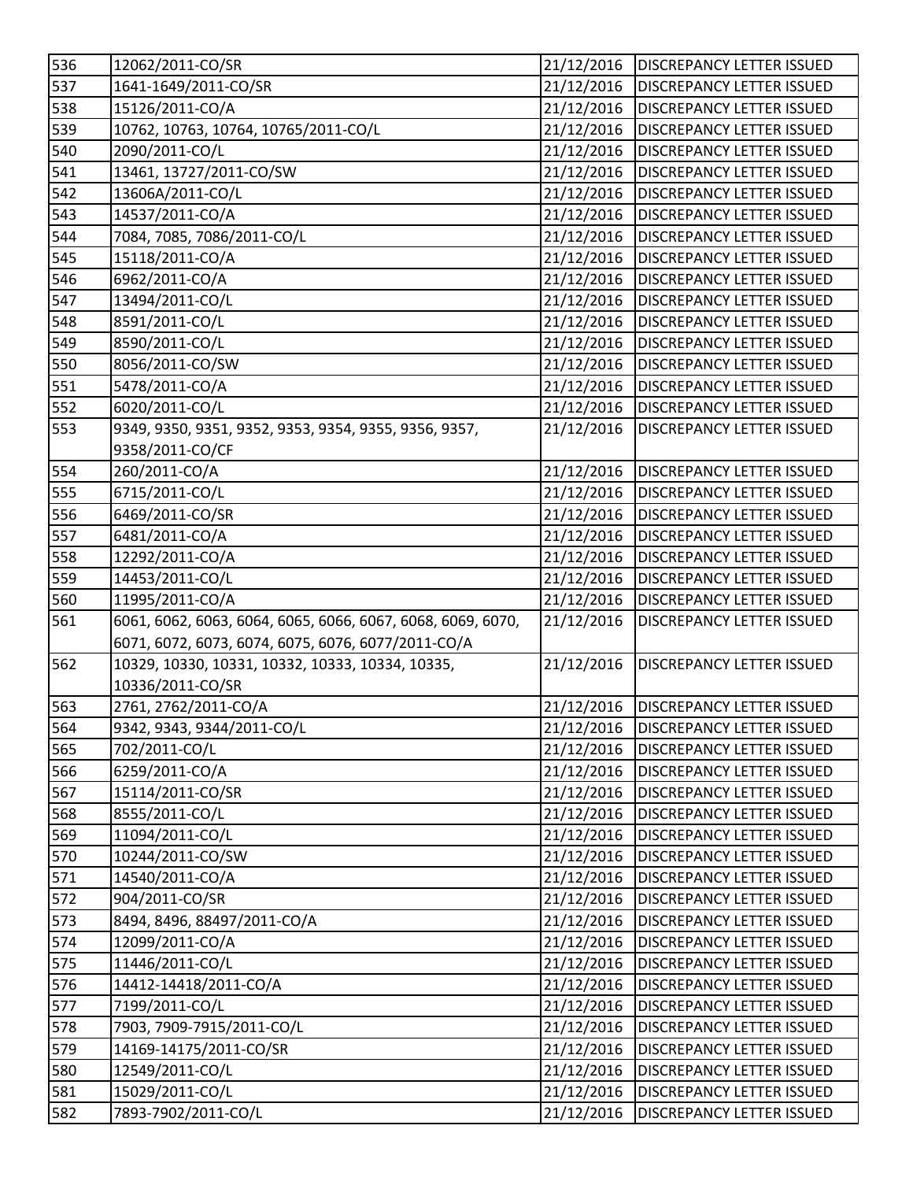| 536 | 12062/2011-CO/SR | 21/12/2016 | DISCREPANCY LETTER ISSUED |
|---|---|---|---|
| 537 | 1641-1649/2011-CO/SR | 21/12/2016 | DISCREPANCY LETTER ISSUED |
| 538 | 15126/2011-CO/A | 21/12/2016 | DISCREPANCY LETTER ISSUED |
| 539 | 10762, 10763, 10764, 10765/2011-CO/L | 21/12/2016 | DISCREPANCY LETTER ISSUED |
| 540 | 2090/2011-CO/L | 21/12/2016 | DISCREPANCY LETTER ISSUED |
| 541 | 13461, 13727/2011-CO/SW | 21/12/2016 | DISCREPANCY LETTER ISSUED |
| 542 | 13606A/2011-CO/L | 21/12/2016 | DISCREPANCY LETTER ISSUED |
| 543 | 14537/2011-CO/A | 21/12/2016 | DISCREPANCY LETTER ISSUED |
| 544 | 7084, 7085, 7086/2011-CO/L | 21/12/2016 | DISCREPANCY LETTER ISSUED |
| 545 | 15118/2011-CO/A | 21/12/2016 | DISCREPANCY LETTER ISSUED |
| 546 | 6962/2011-CO/A | 21/12/2016 | DISCREPANCY LETTER ISSUED |
| 547 | 13494/2011-CO/L | 21/12/2016 | DISCREPANCY LETTER ISSUED |
| 548 | 8591/2011-CO/L | 21/12/2016 | DISCREPANCY LETTER ISSUED |
| 549 | 8590/2011-CO/L | 21/12/2016 | DISCREPANCY LETTER ISSUED |
| 550 | 8056/2011-CO/SW | 21/12/2016 | DISCREPANCY LETTER ISSUED |
| 551 | 5478/2011-CO/A | 21/12/2016 | DISCREPANCY LETTER ISSUED |
| 552 | 6020/2011-CO/L | 21/12/2016 | DISCREPANCY LETTER ISSUED |
| 553 | 9349, 9350, 9351, 9352, 9353, 9354, 9355, 9356, 9357, 9358/2011-CO/CF | 21/12/2016 | DISCREPANCY LETTER ISSUED |
| 554 | 260/2011-CO/A | 21/12/2016 | DISCREPANCY LETTER ISSUED |
| 555 | 6715/2011-CO/L | 21/12/2016 | DISCREPANCY LETTER ISSUED |
| 556 | 6469/2011-CO/SR | 21/12/2016 | DISCREPANCY LETTER ISSUED |
| 557 | 6481/2011-CO/A | 21/12/2016 | DISCREPANCY LETTER ISSUED |
| 558 | 12292/2011-CO/A | 21/12/2016 | DISCREPANCY LETTER ISSUED |
| 559 | 14453/2011-CO/L | 21/12/2016 | DISCREPANCY LETTER ISSUED |
| 560 | 11995/2011-CO/A | 21/12/2016 | DISCREPANCY LETTER ISSUED |
| 561 | 6061, 6062, 6063, 6064, 6065, 6066, 6067, 6068, 6069, 6070, 6071, 6072, 6073, 6074, 6075, 6076, 6077/2011-CO/A | 21/12/2016 | DISCREPANCY LETTER ISSUED |
| 562 | 10329, 10330, 10331, 10332, 10333, 10334, 10335, 10336/2011-CO/SR | 21/12/2016 | DISCREPANCY LETTER ISSUED |
| 563 | 2761, 2762/2011-CO/A | 21/12/2016 | DISCREPANCY LETTER ISSUED |
| 564 | 9342, 9343, 9344/2011-CO/L | 21/12/2016 | DISCREPANCY LETTER ISSUED |
| 565 | 702/2011-CO/L | 21/12/2016 | DISCREPANCY LETTER ISSUED |
| 566 | 6259/2011-CO/A | 21/12/2016 | DISCREPANCY LETTER ISSUED |
| 567 | 15114/2011-CO/SR | 21/12/2016 | DISCREPANCY LETTER ISSUED |
| 568 | 8555/2011-CO/L | 21/12/2016 | DISCREPANCY LETTER ISSUED |
| 569 | 11094/2011-CO/L | 21/12/2016 | DISCREPANCY LETTER ISSUED |
| 570 | 10244/2011-CO/SW | 21/12/2016 | DISCREPANCY LETTER ISSUED |
| 571 | 14540/2011-CO/A | 21/12/2016 | DISCREPANCY LETTER ISSUED |
| 572 | 904/2011-CO/SR | 21/12/2016 | DISCREPANCY LETTER ISSUED |
| 573 | 8494, 8496, 88497/2011-CO/A | 21/12/2016 | DISCREPANCY LETTER ISSUED |
| 574 | 12099/2011-CO/A | 21/12/2016 | DISCREPANCY LETTER ISSUED |
| 575 | 11446/2011-CO/L | 21/12/2016 | DISCREPANCY LETTER ISSUED |
| 576 | 14412-14418/2011-CO/A | 21/12/2016 | DISCREPANCY LETTER ISSUED |
| 577 | 7199/2011-CO/L | 21/12/2016 | DISCREPANCY LETTER ISSUED |
| 578 | 7903, 7909-7915/2011-CO/L | 21/12/2016 | DISCREPANCY LETTER ISSUED |
| 579 | 14169-14175/2011-CO/SR | 21/12/2016 | DISCREPANCY LETTER ISSUED |
| 580 | 12549/2011-CO/L | 21/12/2016 | DISCREPANCY LETTER ISSUED |
| 581 | 15029/2011-CO/L | 21/12/2016 | DISCREPANCY LETTER ISSUED |
| 582 | 7893-7902/2011-CO/L | 21/12/2016 | DISCREPANCY LETTER ISSUED |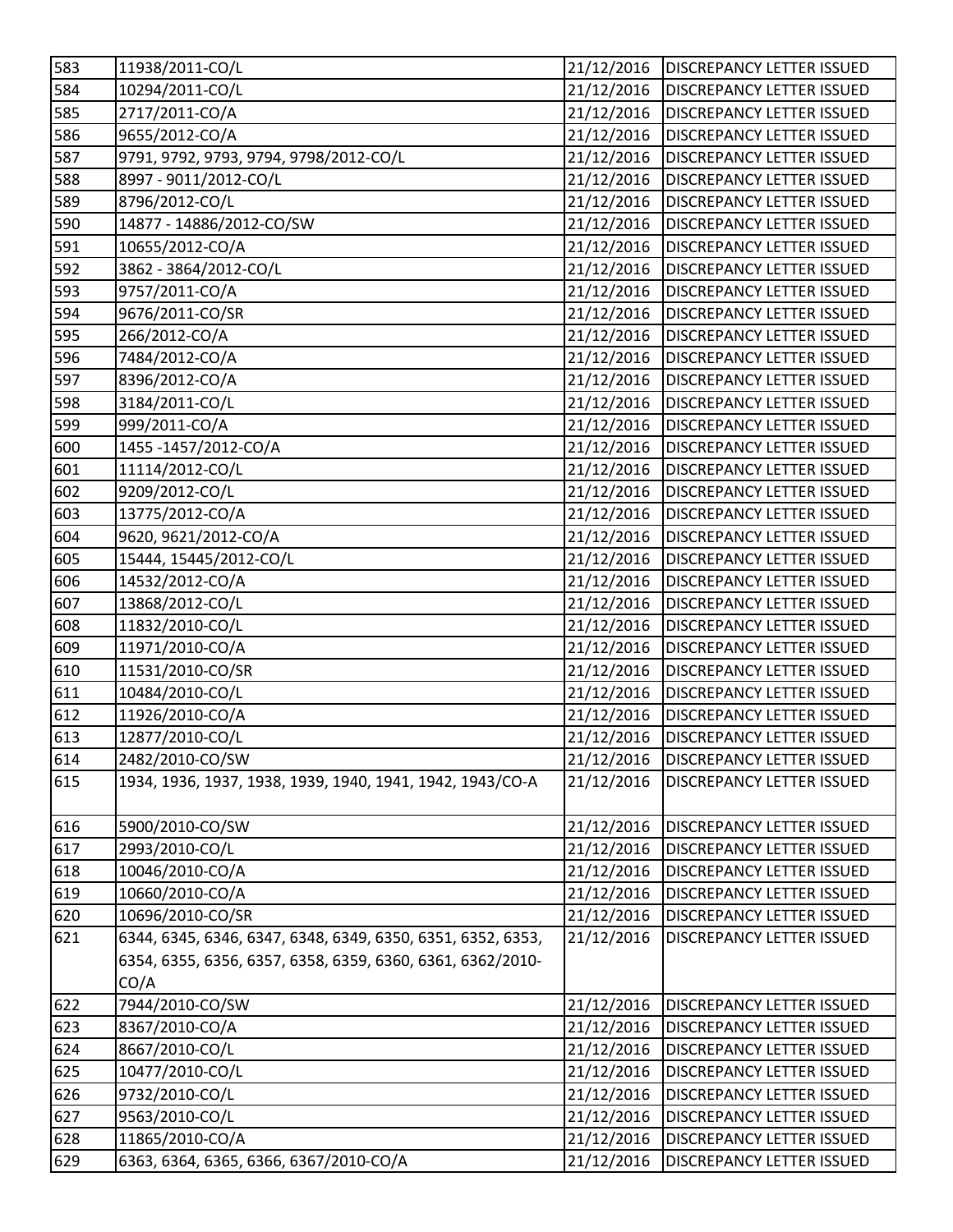| 583 | 11938/2011-CO/L | 21/12/2016 | DISCREPANCY LETTER ISSUED |
|---|---|---|---|
| 584 | 10294/2011-CO/L | 21/12/2016 | DISCREPANCY LETTER ISSUED |
| 585 | 2717/2011-CO/A | 21/12/2016 | DISCREPANCY LETTER ISSUED |
| 586 | 9655/2012-CO/A | 21/12/2016 | DISCREPANCY LETTER ISSUED |
| 587 | 9791, 9792, 9793, 9794, 9798/2012-CO/L | 21/12/2016 | DISCREPANCY LETTER ISSUED |
| 588 | 8997 - 9011/2012-CO/L | 21/12/2016 | DISCREPANCY LETTER ISSUED |
| 589 | 8796/2012-CO/L | 21/12/2016 | DISCREPANCY LETTER ISSUED |
| 590 | 14877 - 14886/2012-CO/SW | 21/12/2016 | DISCREPANCY LETTER ISSUED |
| 591 | 10655/2012-CO/A | 21/12/2016 | DISCREPANCY LETTER ISSUED |
| 592 | 3862 - 3864/2012-CO/L | 21/12/2016 | DISCREPANCY LETTER ISSUED |
| 593 | 9757/2011-CO/A | 21/12/2016 | DISCREPANCY LETTER ISSUED |
| 594 | 9676/2011-CO/SR | 21/12/2016 | DISCREPANCY LETTER ISSUED |
| 595 | 266/2012-CO/A | 21/12/2016 | DISCREPANCY LETTER ISSUED |
| 596 | 7484/2012-CO/A | 21/12/2016 | DISCREPANCY LETTER ISSUED |
| 597 | 8396/2012-CO/A | 21/12/2016 | DISCREPANCY LETTER ISSUED |
| 598 | 3184/2011-CO/L | 21/12/2016 | DISCREPANCY LETTER ISSUED |
| 599 | 999/2011-CO/A | 21/12/2016 | DISCREPANCY LETTER ISSUED |
| 600 | 1455 -1457/2012-CO/A | 21/12/2016 | DISCREPANCY LETTER ISSUED |
| 601 | 11114/2012-CO/L | 21/12/2016 | DISCREPANCY LETTER ISSUED |
| 602 | 9209/2012-CO/L | 21/12/2016 | DISCREPANCY LETTER ISSUED |
| 603 | 13775/2012-CO/A | 21/12/2016 | DISCREPANCY LETTER ISSUED |
| 604 | 9620, 9621/2012-CO/A | 21/12/2016 | DISCREPANCY LETTER ISSUED |
| 605 | 15444, 15445/2012-CO/L | 21/12/2016 | DISCREPANCY LETTER ISSUED |
| 606 | 14532/2012-CO/A | 21/12/2016 | DISCREPANCY LETTER ISSUED |
| 607 | 13868/2012-CO/L | 21/12/2016 | DISCREPANCY LETTER ISSUED |
| 608 | 11832/2010-CO/L | 21/12/2016 | DISCREPANCY LETTER ISSUED |
| 609 | 11971/2010-CO/A | 21/12/2016 | DISCREPANCY LETTER ISSUED |
| 610 | 11531/2010-CO/SR | 21/12/2016 | DISCREPANCY LETTER ISSUED |
| 611 | 10484/2010-CO/L | 21/12/2016 | DISCREPANCY LETTER ISSUED |
| 612 | 11926/2010-CO/A | 21/12/2016 | DISCREPANCY LETTER ISSUED |
| 613 | 12877/2010-CO/L | 21/12/2016 | DISCREPANCY LETTER ISSUED |
| 614 | 2482/2010-CO/SW | 21/12/2016 | DISCREPANCY LETTER ISSUED |
| 615 | 1934, 1936, 1937, 1938, 1939, 1940, 1941, 1942, 1943/CO-A | 21/12/2016 | DISCREPANCY LETTER ISSUED |
| 616 | 5900/2010-CO/SW | 21/12/2016 | DISCREPANCY LETTER ISSUED |
| 617 | 2993/2010-CO/L | 21/12/2016 | DISCREPANCY LETTER ISSUED |
| 618 | 10046/2010-CO/A | 21/12/2016 | DISCREPANCY LETTER ISSUED |
| 619 | 10660/2010-CO/A | 21/12/2016 | DISCREPANCY LETTER ISSUED |
| 620 | 10696/2010-CO/SR | 21/12/2016 | DISCREPANCY LETTER ISSUED |
| 621 | 6344, 6345, 6346, 6347, 6348, 6349, 6350, 6351, 6352, 6353, 6354, 6355, 6356, 6357, 6358, 6359, 6360, 6361, 6362/2010-CO/A | 21/12/2016 | DISCREPANCY LETTER ISSUED |
| 622 | 7944/2010-CO/SW | 21/12/2016 | DISCREPANCY LETTER ISSUED |
| 623 | 8367/2010-CO/A | 21/12/2016 | DISCREPANCY LETTER ISSUED |
| 624 | 8667/2010-CO/L | 21/12/2016 | DISCREPANCY LETTER ISSUED |
| 625 | 10477/2010-CO/L | 21/12/2016 | DISCREPANCY LETTER ISSUED |
| 626 | 9732/2010-CO/L | 21/12/2016 | DISCREPANCY LETTER ISSUED |
| 627 | 9563/2010-CO/L | 21/12/2016 | DISCREPANCY LETTER ISSUED |
| 628 | 11865/2010-CO/A | 21/12/2016 | DISCREPANCY LETTER ISSUED |
| 629 | 6363, 6364, 6365, 6366, 6367/2010-CO/A | 21/12/2016 | DISCREPANCY LETTER ISSUED |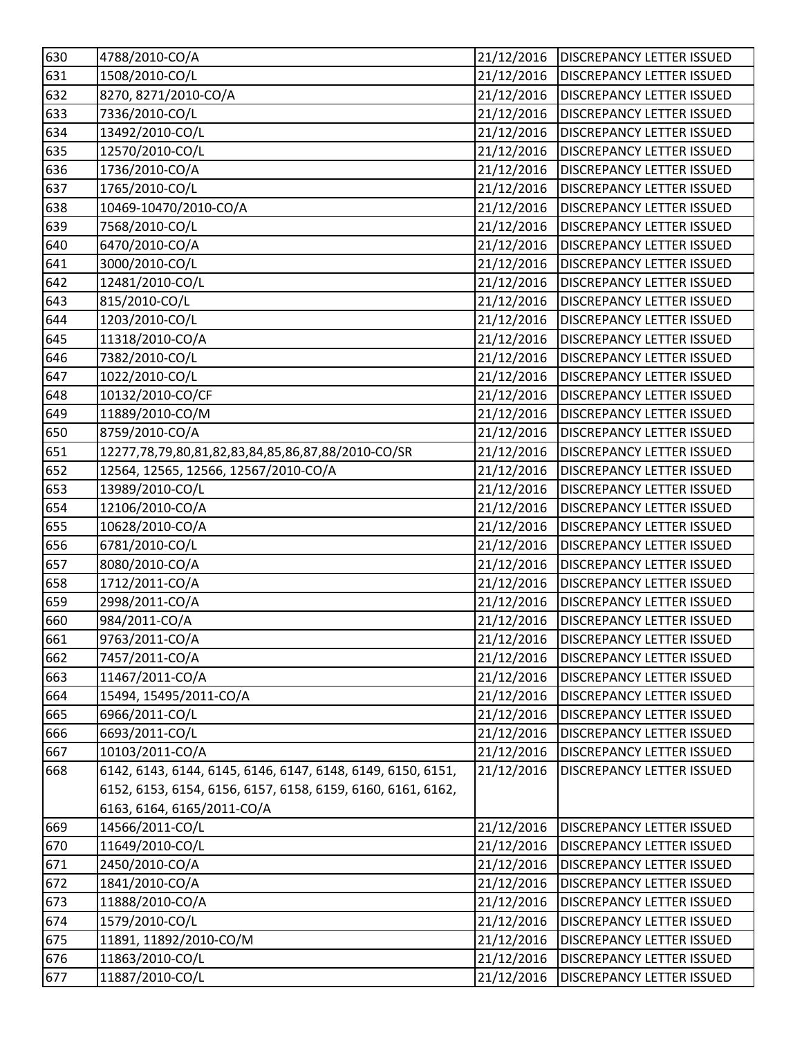| 630 | 4788/2010-CO/A | 21/12/2016 | DISCREPANCY LETTER ISSUED |
|---|---|---|---|
| 631 | 1508/2010-CO/L | 21/12/2016 | DISCREPANCY LETTER ISSUED |
| 632 | 8270, 8271/2010-CO/A | 21/12/2016 | DISCREPANCY LETTER ISSUED |
| 633 | 7336/2010-CO/L | 21/12/2016 | DISCREPANCY LETTER ISSUED |
| 634 | 13492/2010-CO/L | 21/12/2016 | DISCREPANCY LETTER ISSUED |
| 635 | 12570/2010-CO/L | 21/12/2016 | DISCREPANCY LETTER ISSUED |
| 636 | 1736/2010-CO/A | 21/12/2016 | DISCREPANCY LETTER ISSUED |
| 637 | 1765/2010-CO/L | 21/12/2016 | DISCREPANCY LETTER ISSUED |
| 638 | 10469-10470/2010-CO/A | 21/12/2016 | DISCREPANCY LETTER ISSUED |
| 639 | 7568/2010-CO/L | 21/12/2016 | DISCREPANCY LETTER ISSUED |
| 640 | 6470/2010-CO/A | 21/12/2016 | DISCREPANCY LETTER ISSUED |
| 641 | 3000/2010-CO/L | 21/12/2016 | DISCREPANCY LETTER ISSUED |
| 642 | 12481/2010-CO/L | 21/12/2016 | DISCREPANCY LETTER ISSUED |
| 643 | 815/2010-CO/L | 21/12/2016 | DISCREPANCY LETTER ISSUED |
| 644 | 1203/2010-CO/L | 21/12/2016 | DISCREPANCY LETTER ISSUED |
| 645 | 11318/2010-CO/A | 21/12/2016 | DISCREPANCY LETTER ISSUED |
| 646 | 7382/2010-CO/L | 21/12/2016 | DISCREPANCY LETTER ISSUED |
| 647 | 1022/2010-CO/L | 21/12/2016 | DISCREPANCY LETTER ISSUED |
| 648 | 10132/2010-CO/CF | 21/12/2016 | DISCREPANCY LETTER ISSUED |
| 649 | 11889/2010-CO/M | 21/12/2016 | DISCREPANCY LETTER ISSUED |
| 650 | 8759/2010-CO/A | 21/12/2016 | DISCREPANCY LETTER ISSUED |
| 651 | 12277,78,79,80,81,82,83,84,85,86,87,88/2010-CO/SR | 21/12/2016 | DISCREPANCY LETTER ISSUED |
| 652 | 12564, 12565, 12566, 12567/2010-CO/A | 21/12/2016 | DISCREPANCY LETTER ISSUED |
| 653 | 13989/2010-CO/L | 21/12/2016 | DISCREPANCY LETTER ISSUED |
| 654 | 12106/2010-CO/A | 21/12/2016 | DISCREPANCY LETTER ISSUED |
| 655 | 10628/2010-CO/A | 21/12/2016 | DISCREPANCY LETTER ISSUED |
| 656 | 6781/2010-CO/L | 21/12/2016 | DISCREPANCY LETTER ISSUED |
| 657 | 8080/2010-CO/A | 21/12/2016 | DISCREPANCY LETTER ISSUED |
| 658 | 1712/2011-CO/A | 21/12/2016 | DISCREPANCY LETTER ISSUED |
| 659 | 2998/2011-CO/A | 21/12/2016 | DISCREPANCY LETTER ISSUED |
| 660 | 984/2011-CO/A | 21/12/2016 | DISCREPANCY LETTER ISSUED |
| 661 | 9763/2011-CO/A | 21/12/2016 | DISCREPANCY LETTER ISSUED |
| 662 | 7457/2011-CO/A | 21/12/2016 | DISCREPANCY LETTER ISSUED |
| 663 | 11467/2011-CO/A | 21/12/2016 | DISCREPANCY LETTER ISSUED |
| 664 | 15494, 15495/2011-CO/A | 21/12/2016 | DISCREPANCY LETTER ISSUED |
| 665 | 6966/2011-CO/L | 21/12/2016 | DISCREPANCY LETTER ISSUED |
| 666 | 6693/2011-CO/L | 21/12/2016 | DISCREPANCY LETTER ISSUED |
| 667 | 10103/2011-CO/A | 21/12/2016 | DISCREPANCY LETTER ISSUED |
| 668 | 6142, 6143, 6144, 6145, 6146, 6147, 6148, 6149, 6150, 6151, 6152, 6153, 6154, 6156, 6157, 6158, 6159, 6160, 6161, 6162, 6163, 6164, 6165/2011-CO/A | 21/12/2016 | DISCREPANCY LETTER ISSUED |
| 669 | 14566/2011-CO/L | 21/12/2016 | DISCREPANCY LETTER ISSUED |
| 670 | 11649/2010-CO/L | 21/12/2016 | DISCREPANCY LETTER ISSUED |
| 671 | 2450/2010-CO/A | 21/12/2016 | DISCREPANCY LETTER ISSUED |
| 672 | 1841/2010-CO/A | 21/12/2016 | DISCREPANCY LETTER ISSUED |
| 673 | 11888/2010-CO/A | 21/12/2016 | DISCREPANCY LETTER ISSUED |
| 674 | 1579/2010-CO/L | 21/12/2016 | DISCREPANCY LETTER ISSUED |
| 675 | 11891, 11892/2010-CO/M | 21/12/2016 | DISCREPANCY LETTER ISSUED |
| 676 | 11863/2010-CO/L | 21/12/2016 | DISCREPANCY LETTER ISSUED |
| 677 | 11887/2010-CO/L | 21/12/2016 | DISCREPANCY LETTER ISSUED |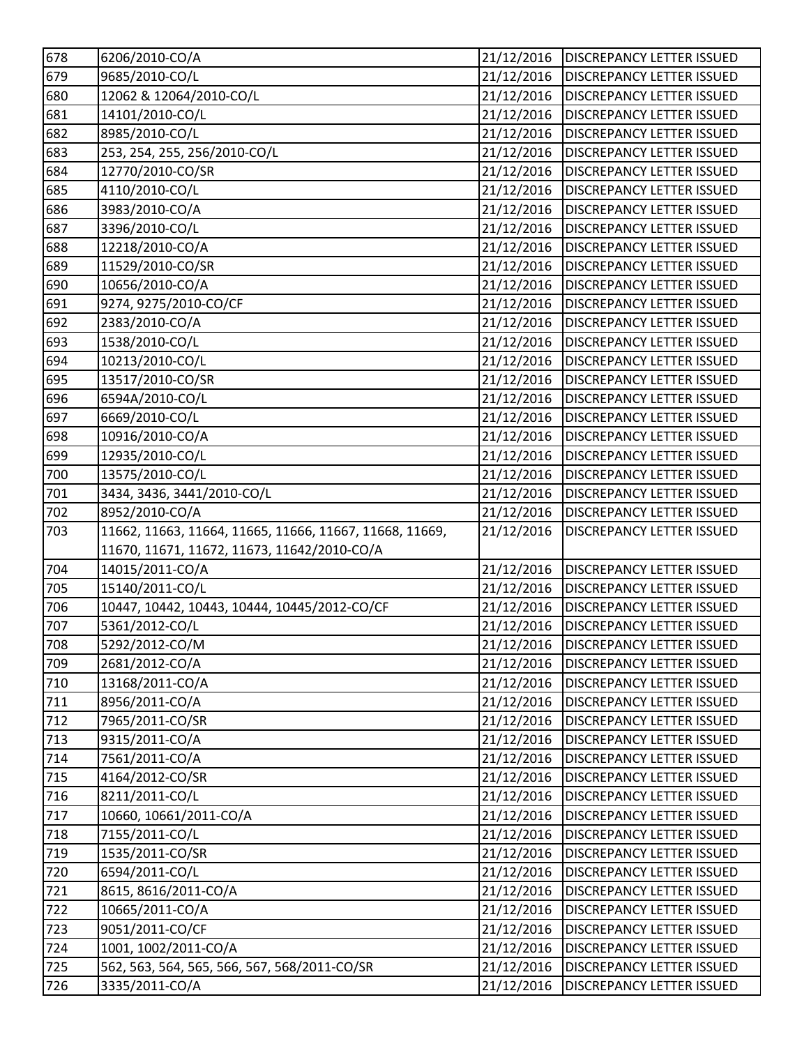| 678 | 6206/2010-CO/A | 21/12/2016 | DISCREPANCY LETTER ISSUED |
|---|---|---|---|
| 679 | 9685/2010-CO/L | 21/12/2016 | DISCREPANCY LETTER ISSUED |
| 680 | 12062 & 12064/2010-CO/L | 21/12/2016 | DISCREPANCY LETTER ISSUED |
| 681 | 14101/2010-CO/L | 21/12/2016 | DISCREPANCY LETTER ISSUED |
| 682 | 8985/2010-CO/L | 21/12/2016 | DISCREPANCY LETTER ISSUED |
| 683 | 253, 254, 255, 256/2010-CO/L | 21/12/2016 | DISCREPANCY LETTER ISSUED |
| 684 | 12770/2010-CO/SR | 21/12/2016 | DISCREPANCY LETTER ISSUED |
| 685 | 4110/2010-CO/L | 21/12/2016 | DISCREPANCY LETTER ISSUED |
| 686 | 3983/2010-CO/A | 21/12/2016 | DISCREPANCY LETTER ISSUED |
| 687 | 3396/2010-CO/L | 21/12/2016 | DISCREPANCY LETTER ISSUED |
| 688 | 12218/2010-CO/A | 21/12/2016 | DISCREPANCY LETTER ISSUED |
| 689 | 11529/2010-CO/SR | 21/12/2016 | DISCREPANCY LETTER ISSUED |
| 690 | 10656/2010-CO/A | 21/12/2016 | DISCREPANCY LETTER ISSUED |
| 691 | 9274, 9275/2010-CO/CF | 21/12/2016 | DISCREPANCY LETTER ISSUED |
| 692 | 2383/2010-CO/A | 21/12/2016 | DISCREPANCY LETTER ISSUED |
| 693 | 1538/2010-CO/L | 21/12/2016 | DISCREPANCY LETTER ISSUED |
| 694 | 10213/2010-CO/L | 21/12/2016 | DISCREPANCY LETTER ISSUED |
| 695 | 13517/2010-CO/SR | 21/12/2016 | DISCREPANCY LETTER ISSUED |
| 696 | 6594A/2010-CO/L | 21/12/2016 | DISCREPANCY LETTER ISSUED |
| 697 | 6669/2010-CO/L | 21/12/2016 | DISCREPANCY LETTER ISSUED |
| 698 | 10916/2010-CO/A | 21/12/2016 | DISCREPANCY LETTER ISSUED |
| 699 | 12935/2010-CO/L | 21/12/2016 | DISCREPANCY LETTER ISSUED |
| 700 | 13575/2010-CO/L | 21/12/2016 | DISCREPANCY LETTER ISSUED |
| 701 | 3434, 3436, 3441/2010-CO/L | 21/12/2016 | DISCREPANCY LETTER ISSUED |
| 702 | 8952/2010-CO/A | 21/12/2016 | DISCREPANCY LETTER ISSUED |
| 703 | 11662, 11663, 11664, 11665, 11666, 11667, 11668, 11669, 11670, 11671, 11672, 11673, 11642/2010-CO/A | 21/12/2016 | DISCREPANCY LETTER ISSUED |
| 704 | 14015/2011-CO/A | 21/12/2016 | DISCREPANCY LETTER ISSUED |
| 705 | 15140/2011-CO/L | 21/12/2016 | DISCREPANCY LETTER ISSUED |
| 706 | 10447, 10442, 10443, 10444, 10445/2012-CO/CF | 21/12/2016 | DISCREPANCY LETTER ISSUED |
| 707 | 5361/2012-CO/L | 21/12/2016 | DISCREPANCY LETTER ISSUED |
| 708 | 5292/2012-CO/M | 21/12/2016 | DISCREPANCY LETTER ISSUED |
| 709 | 2681/2012-CO/A | 21/12/2016 | DISCREPANCY LETTER ISSUED |
| 710 | 13168/2011-CO/A | 21/12/2016 | DISCREPANCY LETTER ISSUED |
| 711 | 8956/2011-CO/A | 21/12/2016 | DISCREPANCY LETTER ISSUED |
| 712 | 7965/2011-CO/SR | 21/12/2016 | DISCREPANCY LETTER ISSUED |
| 713 | 9315/2011-CO/A | 21/12/2016 | DISCREPANCY LETTER ISSUED |
| 714 | 7561/2011-CO/A | 21/12/2016 | DISCREPANCY LETTER ISSUED |
| 715 | 4164/2012-CO/SR | 21/12/2016 | DISCREPANCY LETTER ISSUED |
| 716 | 8211/2011-CO/L | 21/12/2016 | DISCREPANCY LETTER ISSUED |
| 717 | 10660, 10661/2011-CO/A | 21/12/2016 | DISCREPANCY LETTER ISSUED |
| 718 | 7155/2011-CO/L | 21/12/2016 | DISCREPANCY LETTER ISSUED |
| 719 | 1535/2011-CO/SR | 21/12/2016 | DISCREPANCY LETTER ISSUED |
| 720 | 6594/2011-CO/L | 21/12/2016 | DISCREPANCY LETTER ISSUED |
| 721 | 8615, 8616/2011-CO/A | 21/12/2016 | DISCREPANCY LETTER ISSUED |
| 722 | 10665/2011-CO/A | 21/12/2016 | DISCREPANCY LETTER ISSUED |
| 723 | 9051/2011-CO/CF | 21/12/2016 | DISCREPANCY LETTER ISSUED |
| 724 | 1001, 1002/2011-CO/A | 21/12/2016 | DISCREPANCY LETTER ISSUED |
| 725 | 562, 563, 564, 565, 566, 567, 568/2011-CO/SR | 21/12/2016 | DISCREPANCY LETTER ISSUED |
| 726 | 3335/2011-CO/A | 21/12/2016 | DISCREPANCY LETTER ISSUED |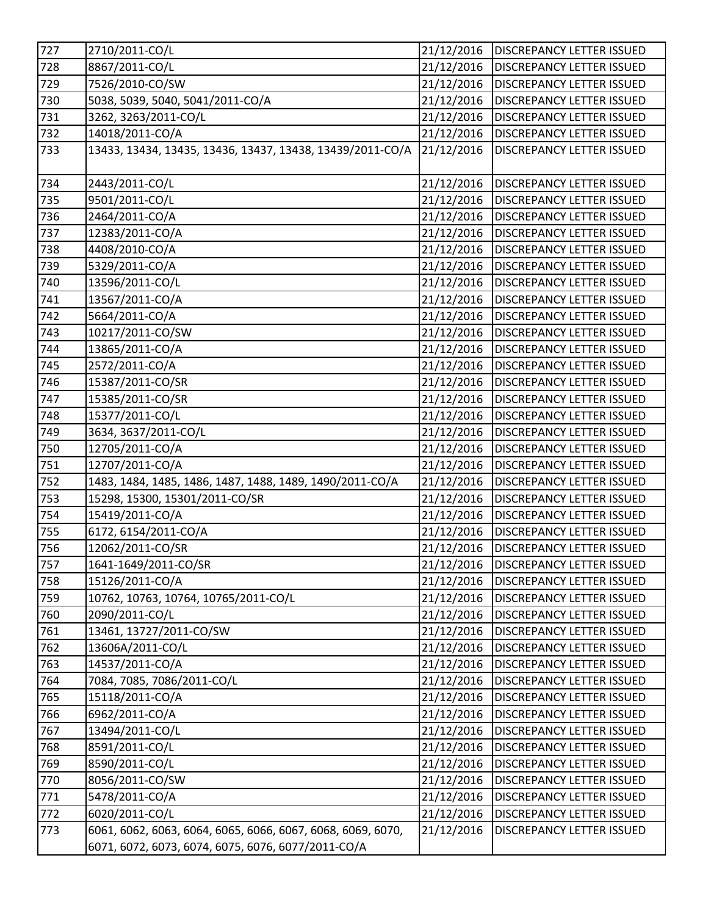| | | | |
|---|---|---|---|
| 727 | 2710/2011-CO/L | 21/12/2016 | DISCREPANCY LETTER ISSUED |
| 728 | 8867/2011-CO/L | 21/12/2016 | DISCREPANCY LETTER ISSUED |
| 729 | 7526/2010-CO/SW | 21/12/2016 | DISCREPANCY LETTER ISSUED |
| 730 | 5038, 5039, 5040, 5041/2011-CO/A | 21/12/2016 | DISCREPANCY LETTER ISSUED |
| 731 | 3262, 3263/2011-CO/L | 21/12/2016 | DISCREPANCY LETTER ISSUED |
| 732 | 14018/2011-CO/A | 21/12/2016 | DISCREPANCY LETTER ISSUED |
| 733 | 13433, 13434, 13435, 13436, 13437, 13438, 13439/2011-CO/A | 21/12/2016 | DISCREPANCY LETTER ISSUED |
| 734 | 2443/2011-CO/L | 21/12/2016 | DISCREPANCY LETTER ISSUED |
| 735 | 9501/2011-CO/L | 21/12/2016 | DISCREPANCY LETTER ISSUED |
| 736 | 2464/2011-CO/A | 21/12/2016 | DISCREPANCY LETTER ISSUED |
| 737 | 12383/2011-CO/A | 21/12/2016 | DISCREPANCY LETTER ISSUED |
| 738 | 4408/2010-CO/A | 21/12/2016 | DISCREPANCY LETTER ISSUED |
| 739 | 5329/2011-CO/A | 21/12/2016 | DISCREPANCY LETTER ISSUED |
| 740 | 13596/2011-CO/L | 21/12/2016 | DISCREPANCY LETTER ISSUED |
| 741 | 13567/2011-CO/A | 21/12/2016 | DISCREPANCY LETTER ISSUED |
| 742 | 5664/2011-CO/A | 21/12/2016 | DISCREPANCY LETTER ISSUED |
| 743 | 10217/2011-CO/SW | 21/12/2016 | DISCREPANCY LETTER ISSUED |
| 744 | 13865/2011-CO/A | 21/12/2016 | DISCREPANCY LETTER ISSUED |
| 745 | 2572/2011-CO/A | 21/12/2016 | DISCREPANCY LETTER ISSUED |
| 746 | 15387/2011-CO/SR | 21/12/2016 | DISCREPANCY LETTER ISSUED |
| 747 | 15385/2011-CO/SR | 21/12/2016 | DISCREPANCY LETTER ISSUED |
| 748 | 15377/2011-CO/L | 21/12/2016 | DISCREPANCY LETTER ISSUED |
| 749 | 3634, 3637/2011-CO/L | 21/12/2016 | DISCREPANCY LETTER ISSUED |
| 750 | 12705/2011-CO/A | 21/12/2016 | DISCREPANCY LETTER ISSUED |
| 751 | 12707/2011-CO/A | 21/12/2016 | DISCREPANCY LETTER ISSUED |
| 752 | 1483, 1484, 1485, 1486, 1487, 1488, 1489, 1490/2011-CO/A | 21/12/2016 | DISCREPANCY LETTER ISSUED |
| 753 | 15298, 15300, 15301/2011-CO/SR | 21/12/2016 | DISCREPANCY LETTER ISSUED |
| 754 | 15419/2011-CO/A | 21/12/2016 | DISCREPANCY LETTER ISSUED |
| 755 | 6172, 6154/2011-CO/A | 21/12/2016 | DISCREPANCY LETTER ISSUED |
| 756 | 12062/2011-CO/SR | 21/12/2016 | DISCREPANCY LETTER ISSUED |
| 757 | 1641-1649/2011-CO/SR | 21/12/2016 | DISCREPANCY LETTER ISSUED |
| 758 | 15126/2011-CO/A | 21/12/2016 | DISCREPANCY LETTER ISSUED |
| 759 | 10762, 10763, 10764, 10765/2011-CO/L | 21/12/2016 | DISCREPANCY LETTER ISSUED |
| 760 | 2090/2011-CO/L | 21/12/2016 | DISCREPANCY LETTER ISSUED |
| 761 | 13461, 13727/2011-CO/SW | 21/12/2016 | DISCREPANCY LETTER ISSUED |
| 762 | 13606A/2011-CO/L | 21/12/2016 | DISCREPANCY LETTER ISSUED |
| 763 | 14537/2011-CO/A | 21/12/2016 | DISCREPANCY LETTER ISSUED |
| 764 | 7084, 7085, 7086/2011-CO/L | 21/12/2016 | DISCREPANCY LETTER ISSUED |
| 765 | 15118/2011-CO/A | 21/12/2016 | DISCREPANCY LETTER ISSUED |
| 766 | 6962/2011-CO/A | 21/12/2016 | DISCREPANCY LETTER ISSUED |
| 767 | 13494/2011-CO/L | 21/12/2016 | DISCREPANCY LETTER ISSUED |
| 768 | 8591/2011-CO/L | 21/12/2016 | DISCREPANCY LETTER ISSUED |
| 769 | 8590/2011-CO/L | 21/12/2016 | DISCREPANCY LETTER ISSUED |
| 770 | 8056/2011-CO/SW | 21/12/2016 | DISCREPANCY LETTER ISSUED |
| 771 | 5478/2011-CO/A | 21/12/2016 | DISCREPANCY LETTER ISSUED |
| 772 | 6020/2011-CO/L | 21/12/2016 | DISCREPANCY LETTER ISSUED |
| 773 | 6061, 6062, 6063, 6064, 6065, 6066, 6067, 6068, 6069, 6070, 6071, 6072, 6073, 6074, 6075, 6076, 6077/2011-CO/A | 21/12/2016 | DISCREPANCY LETTER ISSUED |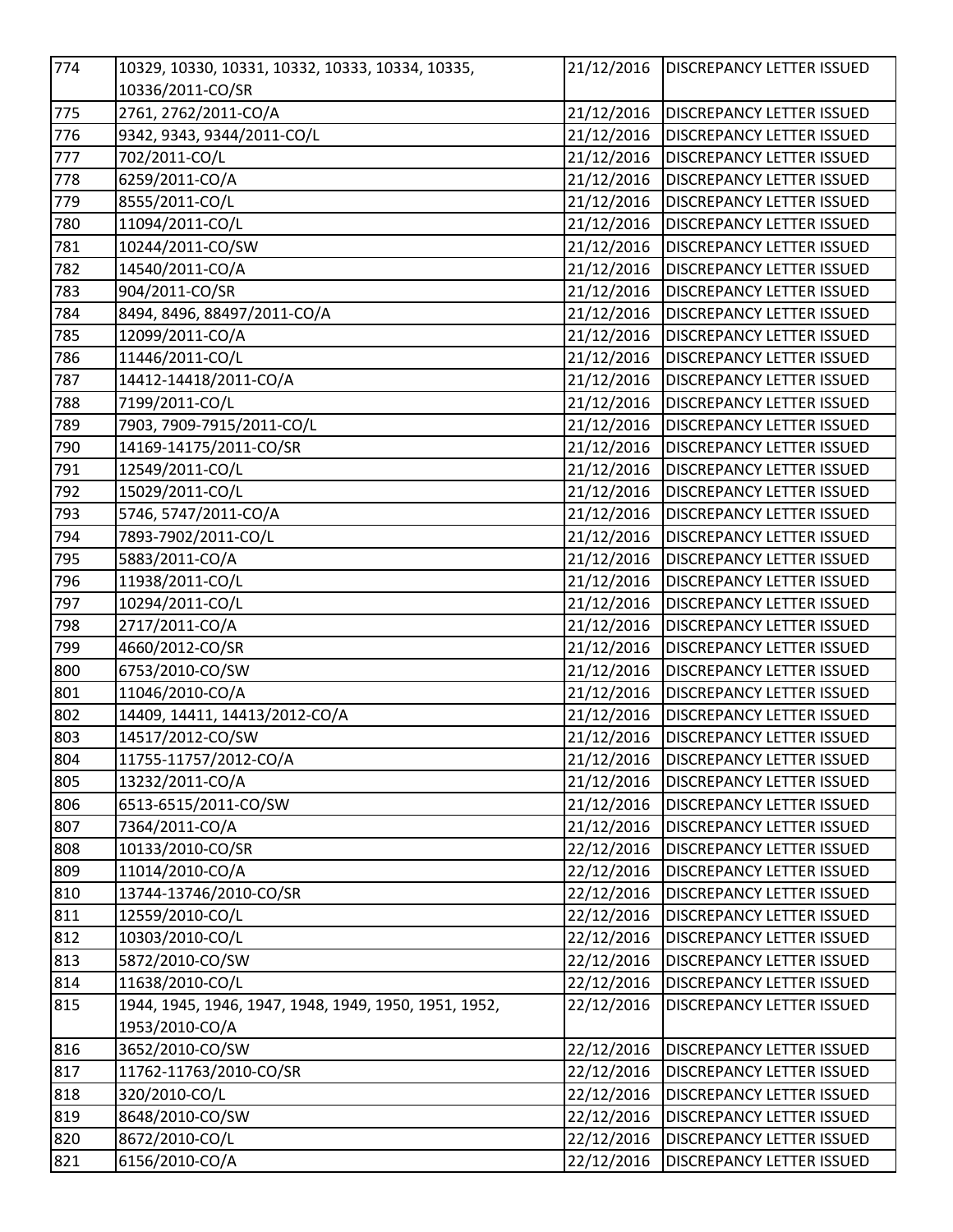| 774 | 10329, 10330, 10331, 10332, 10333, 10334, 10335, 10336/2011-CO/SR | 21/12/2016 | DISCREPANCY LETTER ISSUED |
|---|---|---|---|
| 775 | 2761, 2762/2011-CO/A | 21/12/2016 | DISCREPANCY LETTER ISSUED |
| 776 | 9342, 9343, 9344/2011-CO/L | 21/12/2016 | DISCREPANCY LETTER ISSUED |
| 777 | 702/2011-CO/L | 21/12/2016 | DISCREPANCY LETTER ISSUED |
| 778 | 6259/2011-CO/A | 21/12/2016 | DISCREPANCY LETTER ISSUED |
| 779 | 8555/2011-CO/L | 21/12/2016 | DISCREPANCY LETTER ISSUED |
| 780 | 11094/2011-CO/L | 21/12/2016 | DISCREPANCY LETTER ISSUED |
| 781 | 10244/2011-CO/SW | 21/12/2016 | DISCREPANCY LETTER ISSUED |
| 782 | 14540/2011-CO/A | 21/12/2016 | DISCREPANCY LETTER ISSUED |
| 783 | 904/2011-CO/SR | 21/12/2016 | DISCREPANCY LETTER ISSUED |
| 784 | 8494, 8496, 88497/2011-CO/A | 21/12/2016 | DISCREPANCY LETTER ISSUED |
| 785 | 12099/2011-CO/A | 21/12/2016 | DISCREPANCY LETTER ISSUED |
| 786 | 11446/2011-CO/L | 21/12/2016 | DISCREPANCY LETTER ISSUED |
| 787 | 14412-14418/2011-CO/A | 21/12/2016 | DISCREPANCY LETTER ISSUED |
| 788 | 7199/2011-CO/L | 21/12/2016 | DISCREPANCY LETTER ISSUED |
| 789 | 7903, 7909-7915/2011-CO/L | 21/12/2016 | DISCREPANCY LETTER ISSUED |
| 790 | 14169-14175/2011-CO/SR | 21/12/2016 | DISCREPANCY LETTER ISSUED |
| 791 | 12549/2011-CO/L | 21/12/2016 | DISCREPANCY LETTER ISSUED |
| 792 | 15029/2011-CO/L | 21/12/2016 | DISCREPANCY LETTER ISSUED |
| 793 | 5746, 5747/2011-CO/A | 21/12/2016 | DISCREPANCY LETTER ISSUED |
| 794 | 7893-7902/2011-CO/L | 21/12/2016 | DISCREPANCY LETTER ISSUED |
| 795 | 5883/2011-CO/A | 21/12/2016 | DISCREPANCY LETTER ISSUED |
| 796 | 11938/2011-CO/L | 21/12/2016 | DISCREPANCY LETTER ISSUED |
| 797 | 10294/2011-CO/L | 21/12/2016 | DISCREPANCY LETTER ISSUED |
| 798 | 2717/2011-CO/A | 21/12/2016 | DISCREPANCY LETTER ISSUED |
| 799 | 4660/2012-CO/SR | 21/12/2016 | DISCREPANCY LETTER ISSUED |
| 800 | 6753/2010-CO/SW | 21/12/2016 | DISCREPANCY LETTER ISSUED |
| 801 | 11046/2010-CO/A | 21/12/2016 | DISCREPANCY LETTER ISSUED |
| 802 | 14409, 14411, 14413/2012-CO/A | 21/12/2016 | DISCREPANCY LETTER ISSUED |
| 803 | 14517/2012-CO/SW | 21/12/2016 | DISCREPANCY LETTER ISSUED |
| 804 | 11755-11757/2012-CO/A | 21/12/2016 | DISCREPANCY LETTER ISSUED |
| 805 | 13232/2011-CO/A | 21/12/2016 | DISCREPANCY LETTER ISSUED |
| 806 | 6513-6515/2011-CO/SW | 21/12/2016 | DISCREPANCY LETTER ISSUED |
| 807 | 7364/2011-CO/A | 21/12/2016 | DISCREPANCY LETTER ISSUED |
| 808 | 10133/2010-CO/SR | 22/12/2016 | DISCREPANCY LETTER ISSUED |
| 809 | 11014/2010-CO/A | 22/12/2016 | DISCREPANCY LETTER ISSUED |
| 810 | 13744-13746/2010-CO/SR | 22/12/2016 | DISCREPANCY LETTER ISSUED |
| 811 | 12559/2010-CO/L | 22/12/2016 | DISCREPANCY LETTER ISSUED |
| 812 | 10303/2010-CO/L | 22/12/2016 | DISCREPANCY LETTER ISSUED |
| 813 | 5872/2010-CO/SW | 22/12/2016 | DISCREPANCY LETTER ISSUED |
| 814 | 11638/2010-CO/L | 22/12/2016 | DISCREPANCY LETTER ISSUED |
| 815 | 1944, 1945, 1946, 1947, 1948, 1949, 1950, 1951, 1952, 1953/2010-CO/A | 22/12/2016 | DISCREPANCY LETTER ISSUED |
| 816 | 3652/2010-CO/SW | 22/12/2016 | DISCREPANCY LETTER ISSUED |
| 817 | 11762-11763/2010-CO/SR | 22/12/2016 | DISCREPANCY LETTER ISSUED |
| 818 | 320/2010-CO/L | 22/12/2016 | DISCREPANCY LETTER ISSUED |
| 819 | 8648/2010-CO/SW | 22/12/2016 | DISCREPANCY LETTER ISSUED |
| 820 | 8672/2010-CO/L | 22/12/2016 | DISCREPANCY LETTER ISSUED |
| 821 | 6156/2010-CO/A | 22/12/2016 | DISCREPANCY LETTER ISSUED |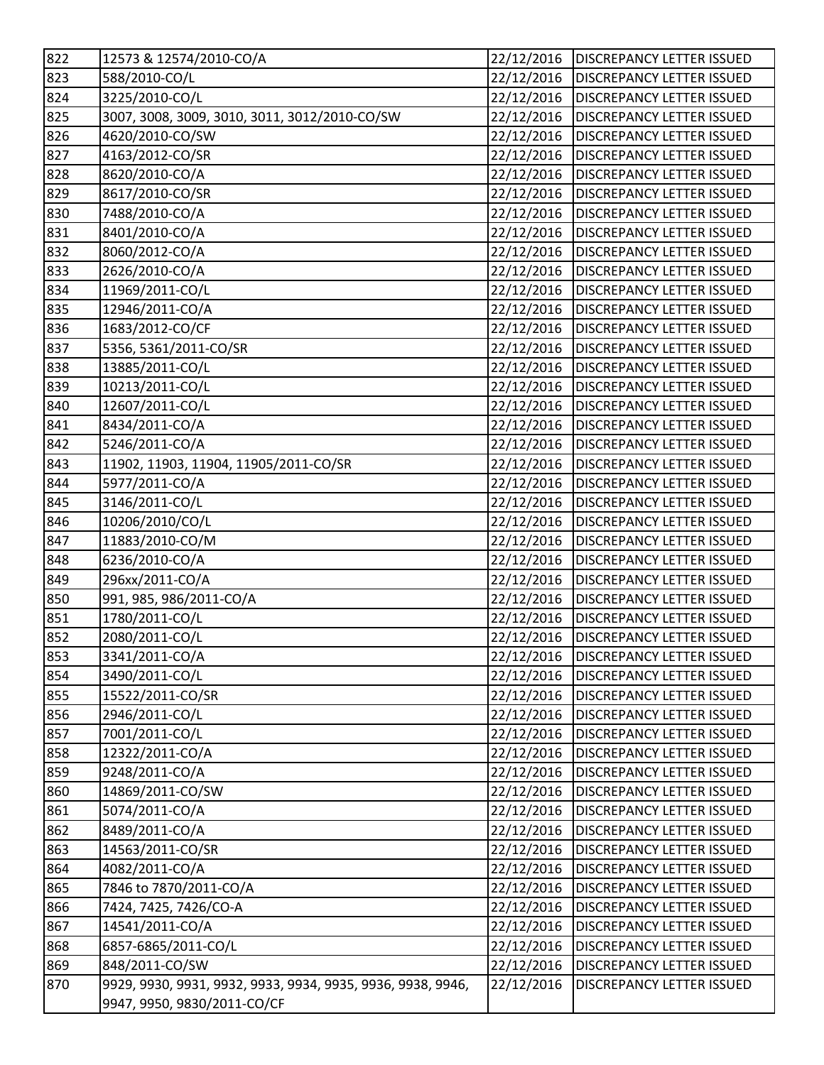| 822 | 12573 & 12574/2010-CO/A | 22/12/2016 | DISCREPANCY LETTER ISSUED |
|---|---|---|---|
| 823 | 588/2010-CO/L | 22/12/2016 | DISCREPANCY LETTER ISSUED |
| 824 | 3225/2010-CO/L | 22/12/2016 | DISCREPANCY LETTER ISSUED |
| 825 | 3007, 3008, 3009, 3010, 3011, 3012/2010-CO/SW | 22/12/2016 | DISCREPANCY LETTER ISSUED |
| 826 | 4620/2010-CO/SW | 22/12/2016 | DISCREPANCY LETTER ISSUED |
| 827 | 4163/2012-CO/SR | 22/12/2016 | DISCREPANCY LETTER ISSUED |
| 828 | 8620/2010-CO/A | 22/12/2016 | DISCREPANCY LETTER ISSUED |
| 829 | 8617/2010-CO/SR | 22/12/2016 | DISCREPANCY LETTER ISSUED |
| 830 | 7488/2010-CO/A | 22/12/2016 | DISCREPANCY LETTER ISSUED |
| 831 | 8401/2010-CO/A | 22/12/2016 | DISCREPANCY LETTER ISSUED |
| 832 | 8060/2012-CO/A | 22/12/2016 | DISCREPANCY LETTER ISSUED |
| 833 | 2626/2010-CO/A | 22/12/2016 | DISCREPANCY LETTER ISSUED |
| 834 | 11969/2011-CO/L | 22/12/2016 | DISCREPANCY LETTER ISSUED |
| 835 | 12946/2011-CO/A | 22/12/2016 | DISCREPANCY LETTER ISSUED |
| 836 | 1683/2012-CO/CF | 22/12/2016 | DISCREPANCY LETTER ISSUED |
| 837 | 5356, 5361/2011-CO/SR | 22/12/2016 | DISCREPANCY LETTER ISSUED |
| 838 | 13885/2011-CO/L | 22/12/2016 | DISCREPANCY LETTER ISSUED |
| 839 | 10213/2011-CO/L | 22/12/2016 | DISCREPANCY LETTER ISSUED |
| 840 | 12607/2011-CO/L | 22/12/2016 | DISCREPANCY LETTER ISSUED |
| 841 | 8434/2011-CO/A | 22/12/2016 | DISCREPANCY LETTER ISSUED |
| 842 | 5246/2011-CO/A | 22/12/2016 | DISCREPANCY LETTER ISSUED |
| 843 | 11902, 11903, 11904, 11905/2011-CO/SR | 22/12/2016 | DISCREPANCY LETTER ISSUED |
| 844 | 5977/2011-CO/A | 22/12/2016 | DISCREPANCY LETTER ISSUED |
| 845 | 3146/2011-CO/L | 22/12/2016 | DISCREPANCY LETTER ISSUED |
| 846 | 10206/2010/CO/L | 22/12/2016 | DISCREPANCY LETTER ISSUED |
| 847 | 11883/2010-CO/M | 22/12/2016 | DISCREPANCY LETTER ISSUED |
| 848 | 6236/2010-CO/A | 22/12/2016 | DISCREPANCY LETTER ISSUED |
| 849 | 296xx/2011-CO/A | 22/12/2016 | DISCREPANCY LETTER ISSUED |
| 850 | 991, 985, 986/2011-CO/A | 22/12/2016 | DISCREPANCY LETTER ISSUED |
| 851 | 1780/2011-CO/L | 22/12/2016 | DISCREPANCY LETTER ISSUED |
| 852 | 2080/2011-CO/L | 22/12/2016 | DISCREPANCY LETTER ISSUED |
| 853 | 3341/2011-CO/A | 22/12/2016 | DISCREPANCY LETTER ISSUED |
| 854 | 3490/2011-CO/L | 22/12/2016 | DISCREPANCY LETTER ISSUED |
| 855 | 15522/2011-CO/SR | 22/12/2016 | DISCREPANCY LETTER ISSUED |
| 856 | 2946/2011-CO/L | 22/12/2016 | DISCREPANCY LETTER ISSUED |
| 857 | 7001/2011-CO/L | 22/12/2016 | DISCREPANCY LETTER ISSUED |
| 858 | 12322/2011-CO/A | 22/12/2016 | DISCREPANCY LETTER ISSUED |
| 859 | 9248/2011-CO/A | 22/12/2016 | DISCREPANCY LETTER ISSUED |
| 860 | 14869/2011-CO/SW | 22/12/2016 | DISCREPANCY LETTER ISSUED |
| 861 | 5074/2011-CO/A | 22/12/2016 | DISCREPANCY LETTER ISSUED |
| 862 | 8489/2011-CO/A | 22/12/2016 | DISCREPANCY LETTER ISSUED |
| 863 | 14563/2011-CO/SR | 22/12/2016 | DISCREPANCY LETTER ISSUED |
| 864 | 4082/2011-CO/A | 22/12/2016 | DISCREPANCY LETTER ISSUED |
| 865 | 7846 to 7870/2011-CO/A | 22/12/2016 | DISCREPANCY LETTER ISSUED |
| 866 | 7424, 7425, 7426/CO-A | 22/12/2016 | DISCREPANCY LETTER ISSUED |
| 867 | 14541/2011-CO/A | 22/12/2016 | DISCREPANCY LETTER ISSUED |
| 868 | 6857-6865/2011-CO/L | 22/12/2016 | DISCREPANCY LETTER ISSUED |
| 869 | 848/2011-CO/SW | 22/12/2016 | DISCREPANCY LETTER ISSUED |
| 870 | 9929, 9930, 9931, 9932, 9933, 9934, 9935, 9936, 9938, 9946, 9947, 9950, 9830/2011-CO/CF | 22/12/2016 | DISCREPANCY LETTER ISSUED |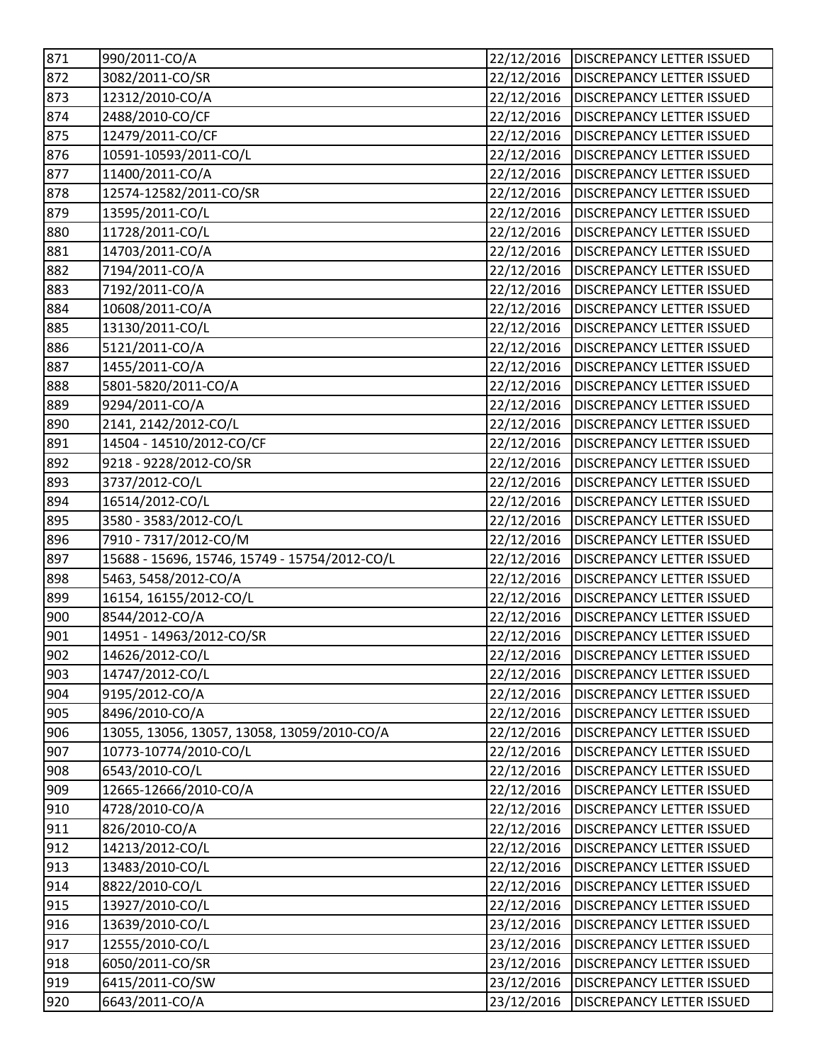| | | | |
|---|---|---|---|
| 871 | 990/2011-CO/A | 22/12/2016 | DISCREPANCY LETTER ISSUED |
| 872 | 3082/2011-CO/SR | 22/12/2016 | DISCREPANCY LETTER ISSUED |
| 873 | 12312/2010-CO/A | 22/12/2016 | DISCREPANCY LETTER ISSUED |
| 874 | 2488/2010-CO/CF | 22/12/2016 | DISCREPANCY LETTER ISSUED |
| 875 | 12479/2011-CO/CF | 22/12/2016 | DISCREPANCY LETTER ISSUED |
| 876 | 10591-10593/2011-CO/L | 22/12/2016 | DISCREPANCY LETTER ISSUED |
| 877 | 11400/2011-CO/A | 22/12/2016 | DISCREPANCY LETTER ISSUED |
| 878 | 12574-12582/2011-CO/SR | 22/12/2016 | DISCREPANCY LETTER ISSUED |
| 879 | 13595/2011-CO/L | 22/12/2016 | DISCREPANCY LETTER ISSUED |
| 880 | 11728/2011-CO/L | 22/12/2016 | DISCREPANCY LETTER ISSUED |
| 881 | 14703/2011-CO/A | 22/12/2016 | DISCREPANCY LETTER ISSUED |
| 882 | 7194/2011-CO/A | 22/12/2016 | DISCREPANCY LETTER ISSUED |
| 883 | 7192/2011-CO/A | 22/12/2016 | DISCREPANCY LETTER ISSUED |
| 884 | 10608/2011-CO/A | 22/12/2016 | DISCREPANCY LETTER ISSUED |
| 885 | 13130/2011-CO/L | 22/12/2016 | DISCREPANCY LETTER ISSUED |
| 886 | 5121/2011-CO/A | 22/12/2016 | DISCREPANCY LETTER ISSUED |
| 887 | 1455/2011-CO/A | 22/12/2016 | DISCREPANCY LETTER ISSUED |
| 888 | 5801-5820/2011-CO/A | 22/12/2016 | DISCREPANCY LETTER ISSUED |
| 889 | 9294/2011-CO/A | 22/12/2016 | DISCREPANCY LETTER ISSUED |
| 890 | 2141, 2142/2012-CO/L | 22/12/2016 | DISCREPANCY LETTER ISSUED |
| 891 | 14504 - 14510/2012-CO/CF | 22/12/2016 | DISCREPANCY LETTER ISSUED |
| 892 | 9218 - 9228/2012-CO/SR | 22/12/2016 | DISCREPANCY LETTER ISSUED |
| 893 | 3737/2012-CO/L | 22/12/2016 | DISCREPANCY LETTER ISSUED |
| 894 | 16514/2012-CO/L | 22/12/2016 | DISCREPANCY LETTER ISSUED |
| 895 | 3580 - 3583/2012-CO/L | 22/12/2016 | DISCREPANCY LETTER ISSUED |
| 896 | 7910 - 7317/2012-CO/M | 22/12/2016 | DISCREPANCY LETTER ISSUED |
| 897 | 15688 - 15696, 15746, 15749 - 15754/2012-CO/L | 22/12/2016 | DISCREPANCY LETTER ISSUED |
| 898 | 5463, 5458/2012-CO/A | 22/12/2016 | DISCREPANCY LETTER ISSUED |
| 899 | 16154, 16155/2012-CO/L | 22/12/2016 | DISCREPANCY LETTER ISSUED |
| 900 | 8544/2012-CO/A | 22/12/2016 | DISCREPANCY LETTER ISSUED |
| 901 | 14951 - 14963/2012-CO/SR | 22/12/2016 | DISCREPANCY LETTER ISSUED |
| 902 | 14626/2012-CO/L | 22/12/2016 | DISCREPANCY LETTER ISSUED |
| 903 | 14747/2012-CO/L | 22/12/2016 | DISCREPANCY LETTER ISSUED |
| 904 | 9195/2012-CO/A | 22/12/2016 | DISCREPANCY LETTER ISSUED |
| 905 | 8496/2010-CO/A | 22/12/2016 | DISCREPANCY LETTER ISSUED |
| 906 | 13055, 13056, 13057, 13058, 13059/2010-CO/A | 22/12/2016 | DISCREPANCY LETTER ISSUED |
| 907 | 10773-10774/2010-CO/L | 22/12/2016 | DISCREPANCY LETTER ISSUED |
| 908 | 6543/2010-CO/L | 22/12/2016 | DISCREPANCY LETTER ISSUED |
| 909 | 12665-12666/2010-CO/A | 22/12/2016 | DISCREPANCY LETTER ISSUED |
| 910 | 4728/2010-CO/A | 22/12/2016 | DISCREPANCY LETTER ISSUED |
| 911 | 826/2010-CO/A | 22/12/2016 | DISCREPANCY LETTER ISSUED |
| 912 | 14213/2012-CO/L | 22/12/2016 | DISCREPANCY LETTER ISSUED |
| 913 | 13483/2010-CO/L | 22/12/2016 | DISCREPANCY LETTER ISSUED |
| 914 | 8822/2010-CO/L | 22/12/2016 | DISCREPANCY LETTER ISSUED |
| 915 | 13927/2010-CO/L | 22/12/2016 | DISCREPANCY LETTER ISSUED |
| 916 | 13639/2010-CO/L | 23/12/2016 | DISCREPANCY LETTER ISSUED |
| 917 | 12555/2010-CO/L | 23/12/2016 | DISCREPANCY LETTER ISSUED |
| 918 | 6050/2011-CO/SR | 23/12/2016 | DISCREPANCY LETTER ISSUED |
| 919 | 6415/2011-CO/SW | 23/12/2016 | DISCREPANCY LETTER ISSUED |
| 920 | 6643/2011-CO/A | 23/12/2016 | DISCREPANCY LETTER ISSUED |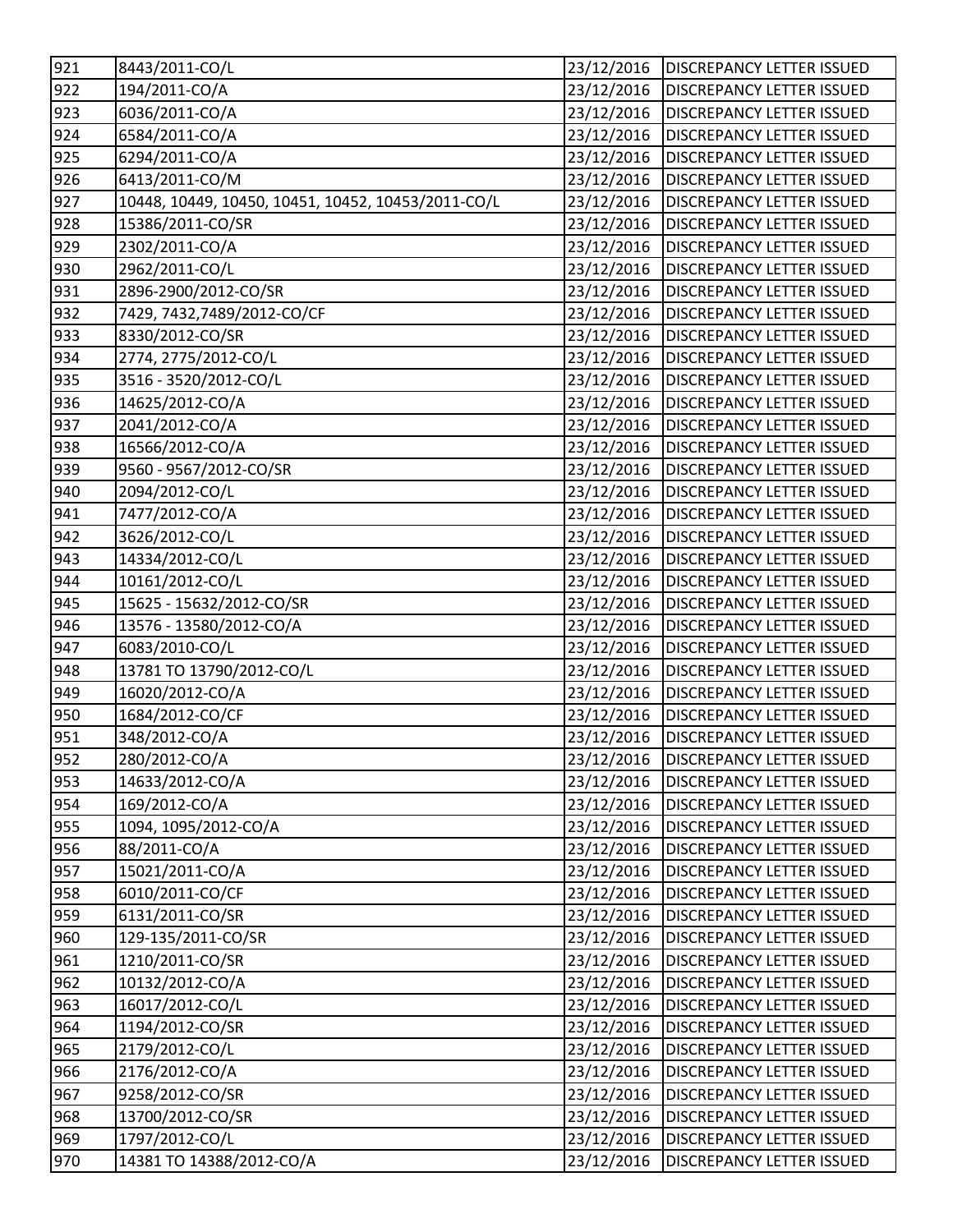| | | | |
|---|---|---|---|
| 921 | 8443/2011-CO/L | 23/12/2016 | DISCREPANCY LETTER ISSUED |
| 922 | 194/2011-CO/A | 23/12/2016 | DISCREPANCY LETTER ISSUED |
| 923 | 6036/2011-CO/A | 23/12/2016 | DISCREPANCY LETTER ISSUED |
| 924 | 6584/2011-CO/A | 23/12/2016 | DISCREPANCY LETTER ISSUED |
| 925 | 6294/2011-CO/A | 23/12/2016 | DISCREPANCY LETTER ISSUED |
| 926 | 6413/2011-CO/M | 23/12/2016 | DISCREPANCY LETTER ISSUED |
| 927 | 10448, 10449, 10450, 10451, 10452, 10453/2011-CO/L | 23/12/2016 | DISCREPANCY LETTER ISSUED |
| 928 | 15386/2011-CO/SR | 23/12/2016 | DISCREPANCY LETTER ISSUED |
| 929 | 2302/2011-CO/A | 23/12/2016 | DISCREPANCY LETTER ISSUED |
| 930 | 2962/2011-CO/L | 23/12/2016 | DISCREPANCY LETTER ISSUED |
| 931 | 2896-2900/2012-CO/SR | 23/12/2016 | DISCREPANCY LETTER ISSUED |
| 932 | 7429, 7432,7489/2012-CO/CF | 23/12/2016 | DISCREPANCY LETTER ISSUED |
| 933 | 8330/2012-CO/SR | 23/12/2016 | DISCREPANCY LETTER ISSUED |
| 934 | 2774, 2775/2012-CO/L | 23/12/2016 | DISCREPANCY LETTER ISSUED |
| 935 | 3516 - 3520/2012-CO/L | 23/12/2016 | DISCREPANCY LETTER ISSUED |
| 936 | 14625/2012-CO/A | 23/12/2016 | DISCREPANCY LETTER ISSUED |
| 937 | 2041/2012-CO/A | 23/12/2016 | DISCREPANCY LETTER ISSUED |
| 938 | 16566/2012-CO/A | 23/12/2016 | DISCREPANCY LETTER ISSUED |
| 939 | 9560 - 9567/2012-CO/SR | 23/12/2016 | DISCREPANCY LETTER ISSUED |
| 940 | 2094/2012-CO/L | 23/12/2016 | DISCREPANCY LETTER ISSUED |
| 941 | 7477/2012-CO/A | 23/12/2016 | DISCREPANCY LETTER ISSUED |
| 942 | 3626/2012-CO/L | 23/12/2016 | DISCREPANCY LETTER ISSUED |
| 943 | 14334/2012-CO/L | 23/12/2016 | DISCREPANCY LETTER ISSUED |
| 944 | 10161/2012-CO/L | 23/12/2016 | DISCREPANCY LETTER ISSUED |
| 945 | 15625 - 15632/2012-CO/SR | 23/12/2016 | DISCREPANCY LETTER ISSUED |
| 946 | 13576 - 13580/2012-CO/A | 23/12/2016 | DISCREPANCY LETTER ISSUED |
| 947 | 6083/2010-CO/L | 23/12/2016 | DISCREPANCY LETTER ISSUED |
| 948 | 13781 TO 13790/2012-CO/L | 23/12/2016 | DISCREPANCY LETTER ISSUED |
| 949 | 16020/2012-CO/A | 23/12/2016 | DISCREPANCY LETTER ISSUED |
| 950 | 1684/2012-CO/CF | 23/12/2016 | DISCREPANCY LETTER ISSUED |
| 951 | 348/2012-CO/A | 23/12/2016 | DISCREPANCY LETTER ISSUED |
| 952 | 280/2012-CO/A | 23/12/2016 | DISCREPANCY LETTER ISSUED |
| 953 | 14633/2012-CO/A | 23/12/2016 | DISCREPANCY LETTER ISSUED |
| 954 | 169/2012-CO/A | 23/12/2016 | DISCREPANCY LETTER ISSUED |
| 955 | 1094, 1095/2012-CO/A | 23/12/2016 | DISCREPANCY LETTER ISSUED |
| 956 | 88/2011-CO/A | 23/12/2016 | DISCREPANCY LETTER ISSUED |
| 957 | 15021/2011-CO/A | 23/12/2016 | DISCREPANCY LETTER ISSUED |
| 958 | 6010/2011-CO/CF | 23/12/2016 | DISCREPANCY LETTER ISSUED |
| 959 | 6131/2011-CO/SR | 23/12/2016 | DISCREPANCY LETTER ISSUED |
| 960 | 129-135/2011-CO/SR | 23/12/2016 | DISCREPANCY LETTER ISSUED |
| 961 | 1210/2011-CO/SR | 23/12/2016 | DISCREPANCY LETTER ISSUED |
| 962 | 10132/2012-CO/A | 23/12/2016 | DISCREPANCY LETTER ISSUED |
| 963 | 16017/2012-CO/L | 23/12/2016 | DISCREPANCY LETTER ISSUED |
| 964 | 1194/2012-CO/SR | 23/12/2016 | DISCREPANCY LETTER ISSUED |
| 965 | 2179/2012-CO/L | 23/12/2016 | DISCREPANCY LETTER ISSUED |
| 966 | 2176/2012-CO/A | 23/12/2016 | DISCREPANCY LETTER ISSUED |
| 967 | 9258/2012-CO/SR | 23/12/2016 | DISCREPANCY LETTER ISSUED |
| 968 | 13700/2012-CO/SR | 23/12/2016 | DISCREPANCY LETTER ISSUED |
| 969 | 1797/2012-CO/L | 23/12/2016 | DISCREPANCY LETTER ISSUED |
| 970 | 14381 TO 14388/2012-CO/A | 23/12/2016 | DISCREPANCY LETTER ISSUED |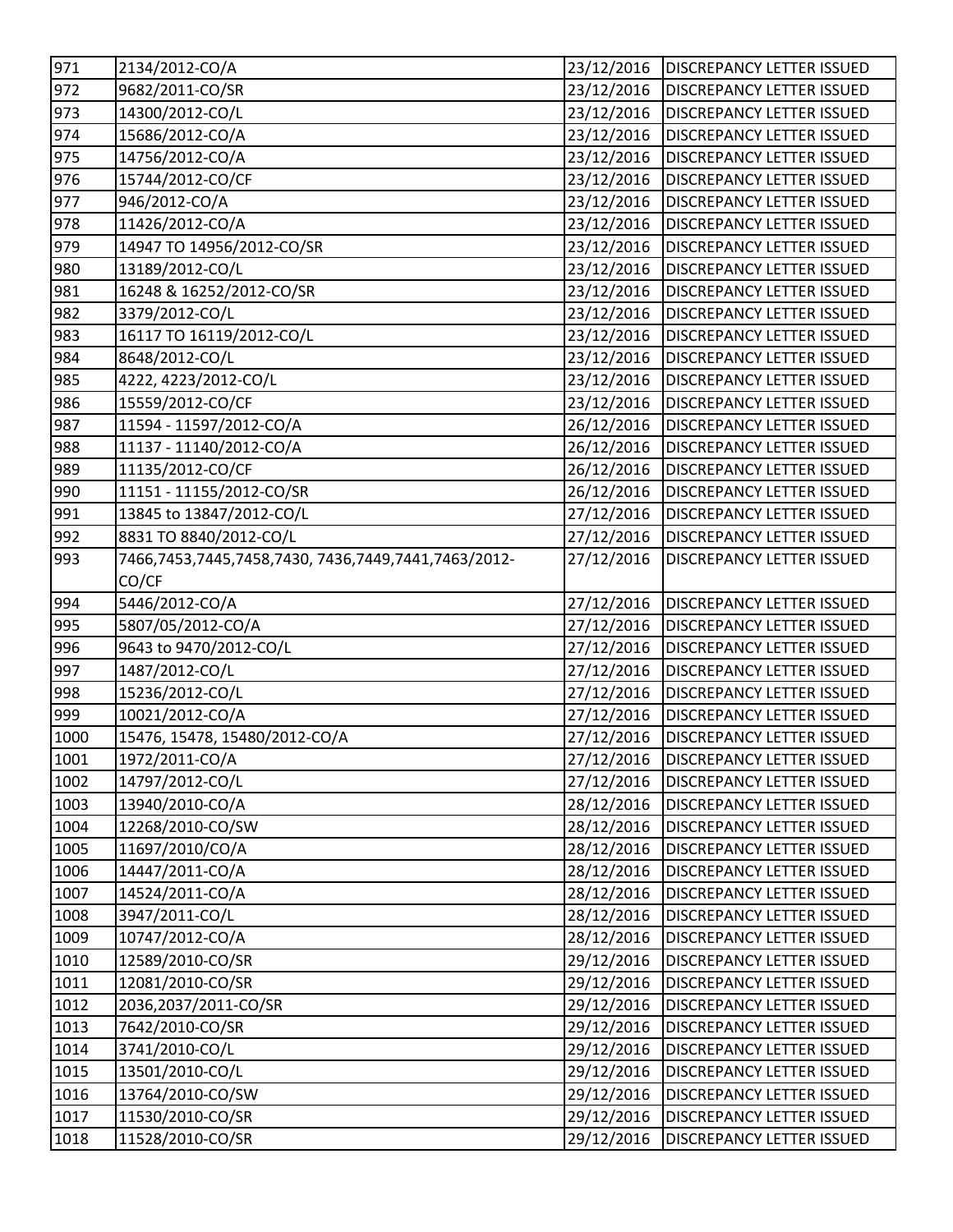| | | | |
|---|---|---|---|
| 971 | 2134/2012-CO/A | 23/12/2016 | DISCREPANCY LETTER ISSUED |
| 972 | 9682/2011-CO/SR | 23/12/2016 | DISCREPANCY LETTER ISSUED |
| 973 | 14300/2012-CO/L | 23/12/2016 | DISCREPANCY LETTER ISSUED |
| 974 | 15686/2012-CO/A | 23/12/2016 | DISCREPANCY LETTER ISSUED |
| 975 | 14756/2012-CO/A | 23/12/2016 | DISCREPANCY LETTER ISSUED |
| 976 | 15744/2012-CO/CF | 23/12/2016 | DISCREPANCY LETTER ISSUED |
| 977 | 946/2012-CO/A | 23/12/2016 | DISCREPANCY LETTER ISSUED |
| 978 | 11426/2012-CO/A | 23/12/2016 | DISCREPANCY LETTER ISSUED |
| 979 | 14947 TO 14956/2012-CO/SR | 23/12/2016 | DISCREPANCY LETTER ISSUED |
| 980 | 13189/2012-CO/L | 23/12/2016 | DISCREPANCY LETTER ISSUED |
| 981 | 16248 & 16252/2012-CO/SR | 23/12/2016 | DISCREPANCY LETTER ISSUED |
| 982 | 3379/2012-CO/L | 23/12/2016 | DISCREPANCY LETTER ISSUED |
| 983 | 16117 TO 16119/2012-CO/L | 23/12/2016 | DISCREPANCY LETTER ISSUED |
| 984 | 8648/2012-CO/L | 23/12/2016 | DISCREPANCY LETTER ISSUED |
| 985 | 4222, 4223/2012-CO/L | 23/12/2016 | DISCREPANCY LETTER ISSUED |
| 986 | 15559/2012-CO/CF | 23/12/2016 | DISCREPANCY LETTER ISSUED |
| 987 | 11594 - 11597/2012-CO/A | 26/12/2016 | DISCREPANCY LETTER ISSUED |
| 988 | 11137 - 11140/2012-CO/A | 26/12/2016 | DISCREPANCY LETTER ISSUED |
| 989 | 11135/2012-CO/CF | 26/12/2016 | DISCREPANCY LETTER ISSUED |
| 990 | 11151 - 11155/2012-CO/SR | 26/12/2016 | DISCREPANCY LETTER ISSUED |
| 991 | 13845 to 13847/2012-CO/L | 27/12/2016 | DISCREPANCY LETTER ISSUED |
| 992 | 8831 TO 8840/2012-CO/L | 27/12/2016 | DISCREPANCY LETTER ISSUED |
| 993 | 7466,7453,7445,7458,7430, 7436,7449,7441,7463/2012-CO/CF | 27/12/2016 | DISCREPANCY LETTER ISSUED |
| 994 | 5446/2012-CO/A | 27/12/2016 | DISCREPANCY LETTER ISSUED |
| 995 | 5807/05/2012-CO/A | 27/12/2016 | DISCREPANCY LETTER ISSUED |
| 996 | 9643 to 9470/2012-CO/L | 27/12/2016 | DISCREPANCY LETTER ISSUED |
| 997 | 1487/2012-CO/L | 27/12/2016 | DISCREPANCY LETTER ISSUED |
| 998 | 15236/2012-CO/L | 27/12/2016 | DISCREPANCY LETTER ISSUED |
| 999 | 10021/2012-CO/A | 27/12/2016 | DISCREPANCY LETTER ISSUED |
| 1000 | 15476, 15478, 15480/2012-CO/A | 27/12/2016 | DISCREPANCY LETTER ISSUED |
| 1001 | 1972/2011-CO/A | 27/12/2016 | DISCREPANCY LETTER ISSUED |
| 1002 | 14797/2012-CO/L | 27/12/2016 | DISCREPANCY LETTER ISSUED |
| 1003 | 13940/2010-CO/A | 28/12/2016 | DISCREPANCY LETTER ISSUED |
| 1004 | 12268/2010-CO/SW | 28/12/2016 | DISCREPANCY LETTER ISSUED |
| 1005 | 11697/2010/CO/A | 28/12/2016 | DISCREPANCY LETTER ISSUED |
| 1006 | 14447/2011-CO/A | 28/12/2016 | DISCREPANCY LETTER ISSUED |
| 1007 | 14524/2011-CO/A | 28/12/2016 | DISCREPANCY LETTER ISSUED |
| 1008 | 3947/2011-CO/L | 28/12/2016 | DISCREPANCY LETTER ISSUED |
| 1009 | 10747/2012-CO/A | 28/12/2016 | DISCREPANCY LETTER ISSUED |
| 1010 | 12589/2010-CO/SR | 29/12/2016 | DISCREPANCY LETTER ISSUED |
| 1011 | 12081/2010-CO/SR | 29/12/2016 | DISCREPANCY LETTER ISSUED |
| 1012 | 2036,2037/2011-CO/SR | 29/12/2016 | DISCREPANCY LETTER ISSUED |
| 1013 | 7642/2010-CO/SR | 29/12/2016 | DISCREPANCY LETTER ISSUED |
| 1014 | 3741/2010-CO/L | 29/12/2016 | DISCREPANCY LETTER ISSUED |
| 1015 | 13501/2010-CO/L | 29/12/2016 | DISCREPANCY LETTER ISSUED |
| 1016 | 13764/2010-CO/SW | 29/12/2016 | DISCREPANCY LETTER ISSUED |
| 1017 | 11530/2010-CO/SR | 29/12/2016 | DISCREPANCY LETTER ISSUED |
| 1018 | 11528/2010-CO/SR | 29/12/2016 | DISCREPANCY LETTER ISSUED |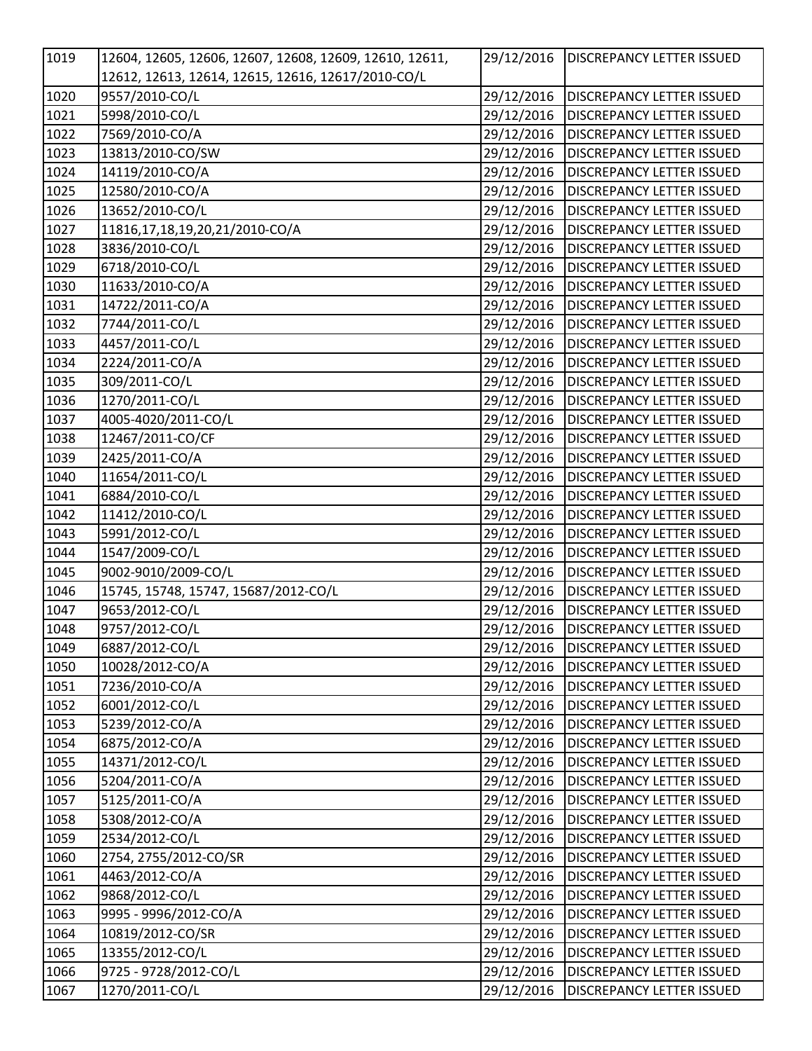| 1019 | 12604, 12605, 12606, 12607, 12608, 12609, 12610, 12611, 12612, 12613, 12614, 12615, 12616, 12617/2010-CO/L | 29/12/2016 | DISCREPANCY LETTER ISSUED |
|---|---|---|---|
| 1020 | 9557/2010-CO/L | 29/12/2016 | DISCREPANCY LETTER ISSUED |
| 1021 | 5998/2010-CO/L | 29/12/2016 | DISCREPANCY LETTER ISSUED |
| 1022 | 7569/2010-CO/A | 29/12/2016 | DISCREPANCY LETTER ISSUED |
| 1023 | 13813/2010-CO/SW | 29/12/2016 | DISCREPANCY LETTER ISSUED |
| 1024 | 14119/2010-CO/A | 29/12/2016 | DISCREPANCY LETTER ISSUED |
| 1025 | 12580/2010-CO/A | 29/12/2016 | DISCREPANCY LETTER ISSUED |
| 1026 | 13652/2010-CO/L | 29/12/2016 | DISCREPANCY LETTER ISSUED |
| 1027 | 11816,17,18,19,20,21/2010-CO/A | 29/12/2016 | DISCREPANCY LETTER ISSUED |
| 1028 | 3836/2010-CO/L | 29/12/2016 | DISCREPANCY LETTER ISSUED |
| 1029 | 6718/2010-CO/L | 29/12/2016 | DISCREPANCY LETTER ISSUED |
| 1030 | 11633/2010-CO/A | 29/12/2016 | DISCREPANCY LETTER ISSUED |
| 1031 | 14722/2011-CO/A | 29/12/2016 | DISCREPANCY LETTER ISSUED |
| 1032 | 7744/2011-CO/L | 29/12/2016 | DISCREPANCY LETTER ISSUED |
| 1033 | 4457/2011-CO/L | 29/12/2016 | DISCREPANCY LETTER ISSUED |
| 1034 | 2224/2011-CO/A | 29/12/2016 | DISCREPANCY LETTER ISSUED |
| 1035 | 309/2011-CO/L | 29/12/2016 | DISCREPANCY LETTER ISSUED |
| 1036 | 1270/2011-CO/L | 29/12/2016 | DISCREPANCY LETTER ISSUED |
| 1037 | 4005-4020/2011-CO/L | 29/12/2016 | DISCREPANCY LETTER ISSUED |
| 1038 | 12467/2011-CO/CF | 29/12/2016 | DISCREPANCY LETTER ISSUED |
| 1039 | 2425/2011-CO/A | 29/12/2016 | DISCREPANCY LETTER ISSUED |
| 1040 | 11654/2011-CO/L | 29/12/2016 | DISCREPANCY LETTER ISSUED |
| 1041 | 6884/2010-CO/L | 29/12/2016 | DISCREPANCY LETTER ISSUED |
| 1042 | 11412/2010-CO/L | 29/12/2016 | DISCREPANCY LETTER ISSUED |
| 1043 | 5991/2012-CO/L | 29/12/2016 | DISCREPANCY LETTER ISSUED |
| 1044 | 1547/2009-CO/L | 29/12/2016 | DISCREPANCY LETTER ISSUED |
| 1045 | 9002-9010/2009-CO/L | 29/12/2016 | DISCREPANCY LETTER ISSUED |
| 1046 | 15745, 15748, 15747, 15687/2012-CO/L | 29/12/2016 | DISCREPANCY LETTER ISSUED |
| 1047 | 9653/2012-CO/L | 29/12/2016 | DISCREPANCY LETTER ISSUED |
| 1048 | 9757/2012-CO/L | 29/12/2016 | DISCREPANCY LETTER ISSUED |
| 1049 | 6887/2012-CO/L | 29/12/2016 | DISCREPANCY LETTER ISSUED |
| 1050 | 10028/2012-CO/A | 29/12/2016 | DISCREPANCY LETTER ISSUED |
| 1051 | 7236/2010-CO/A | 29/12/2016 | DISCREPANCY LETTER ISSUED |
| 1052 | 6001/2012-CO/L | 29/12/2016 | DISCREPANCY LETTER ISSUED |
| 1053 | 5239/2012-CO/A | 29/12/2016 | DISCREPANCY LETTER ISSUED |
| 1054 | 6875/2012-CO/A | 29/12/2016 | DISCREPANCY LETTER ISSUED |
| 1055 | 14371/2012-CO/L | 29/12/2016 | DISCREPANCY LETTER ISSUED |
| 1056 | 5204/2011-CO/A | 29/12/2016 | DISCREPANCY LETTER ISSUED |
| 1057 | 5125/2011-CO/A | 29/12/2016 | DISCREPANCY LETTER ISSUED |
| 1058 | 5308/2012-CO/A | 29/12/2016 | DISCREPANCY LETTER ISSUED |
| 1059 | 2534/2012-CO/L | 29/12/2016 | DISCREPANCY LETTER ISSUED |
| 1060 | 2754, 2755/2012-CO/SR | 29/12/2016 | DISCREPANCY LETTER ISSUED |
| 1061 | 4463/2012-CO/A | 29/12/2016 | DISCREPANCY LETTER ISSUED |
| 1062 | 9868/2012-CO/L | 29/12/2016 | DISCREPANCY LETTER ISSUED |
| 1063 | 9995 - 9996/2012-CO/A | 29/12/2016 | DISCREPANCY LETTER ISSUED |
| 1064 | 10819/2012-CO/SR | 29/12/2016 | DISCREPANCY LETTER ISSUED |
| 1065 | 13355/2012-CO/L | 29/12/2016 | DISCREPANCY LETTER ISSUED |
| 1066 | 9725 - 9728/2012-CO/L | 29/12/2016 | DISCREPANCY LETTER ISSUED |
| 1067 | 1270/2011-CO/L | 29/12/2016 | DISCREPANCY LETTER ISSUED |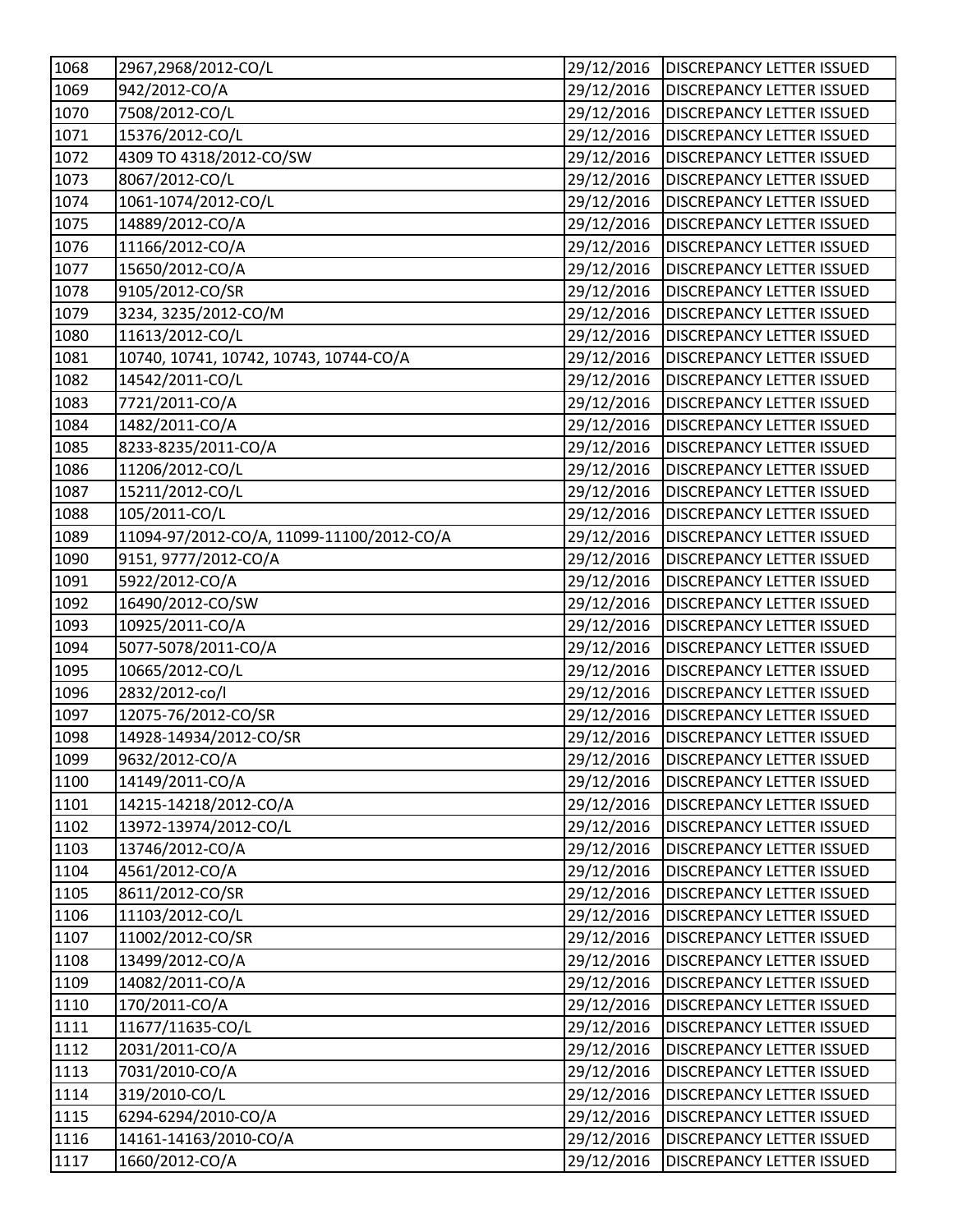| 1068 | 2967,2968/2012-CO/L | 29/12/2016 | DISCREPANCY LETTER ISSUED |
|---|---|---|---|
| 1069 | 942/2012-CO/A | 29/12/2016 | DISCREPANCY LETTER ISSUED |
| 1070 | 7508/2012-CO/L | 29/12/2016 | DISCREPANCY LETTER ISSUED |
| 1071 | 15376/2012-CO/L | 29/12/2016 | DISCREPANCY LETTER ISSUED |
| 1072 | 4309 TO 4318/2012-CO/SW | 29/12/2016 | DISCREPANCY LETTER ISSUED |
| 1073 | 8067/2012-CO/L | 29/12/2016 | DISCREPANCY LETTER ISSUED |
| 1074 | 1061-1074/2012-CO/L | 29/12/2016 | DISCREPANCY LETTER ISSUED |
| 1075 | 14889/2012-CO/A | 29/12/2016 | DISCREPANCY LETTER ISSUED |
| 1076 | 11166/2012-CO/A | 29/12/2016 | DISCREPANCY LETTER ISSUED |
| 1077 | 15650/2012-CO/A | 29/12/2016 | DISCREPANCY LETTER ISSUED |
| 1078 | 9105/2012-CO/SR | 29/12/2016 | DISCREPANCY LETTER ISSUED |
| 1079 | 3234, 3235/2012-CO/M | 29/12/2016 | DISCREPANCY LETTER ISSUED |
| 1080 | 11613/2012-CO/L | 29/12/2016 | DISCREPANCY LETTER ISSUED |
| 1081 | 10740, 10741, 10742, 10743, 10744-CO/A | 29/12/2016 | DISCREPANCY LETTER ISSUED |
| 1082 | 14542/2011-CO/L | 29/12/2016 | DISCREPANCY LETTER ISSUED |
| 1083 | 7721/2011-CO/A | 29/12/2016 | DISCREPANCY LETTER ISSUED |
| 1084 | 1482/2011-CO/A | 29/12/2016 | DISCREPANCY LETTER ISSUED |
| 1085 | 8233-8235/2011-CO/A | 29/12/2016 | DISCREPANCY LETTER ISSUED |
| 1086 | 11206/2012-CO/L | 29/12/2016 | DISCREPANCY LETTER ISSUED |
| 1087 | 15211/2012-CO/L | 29/12/2016 | DISCREPANCY LETTER ISSUED |
| 1088 | 105/2011-CO/L | 29/12/2016 | DISCREPANCY LETTER ISSUED |
| 1089 | 11094-97/2012-CO/A, 11099-11100/2012-CO/A | 29/12/2016 | DISCREPANCY LETTER ISSUED |
| 1090 | 9151, 9777/2012-CO/A | 29/12/2016 | DISCREPANCY LETTER ISSUED |
| 1091 | 5922/2012-CO/A | 29/12/2016 | DISCREPANCY LETTER ISSUED |
| 1092 | 16490/2012-CO/SW | 29/12/2016 | DISCREPANCY LETTER ISSUED |
| 1093 | 10925/2011-CO/A | 29/12/2016 | DISCREPANCY LETTER ISSUED |
| 1094 | 5077-5078/2011-CO/A | 29/12/2016 | DISCREPANCY LETTER ISSUED |
| 1095 | 10665/2012-CO/L | 29/12/2016 | DISCREPANCY LETTER ISSUED |
| 1096 | 2832/2012-co/l | 29/12/2016 | DISCREPANCY LETTER ISSUED |
| 1097 | 12075-76/2012-CO/SR | 29/12/2016 | DISCREPANCY LETTER ISSUED |
| 1098 | 14928-14934/2012-CO/SR | 29/12/2016 | DISCREPANCY LETTER ISSUED |
| 1099 | 9632/2012-CO/A | 29/12/2016 | DISCREPANCY LETTER ISSUED |
| 1100 | 14149/2011-CO/A | 29/12/2016 | DISCREPANCY LETTER ISSUED |
| 1101 | 14215-14218/2012-CO/A | 29/12/2016 | DISCREPANCY LETTER ISSUED |
| 1102 | 13972-13974/2012-CO/L | 29/12/2016 | DISCREPANCY LETTER ISSUED |
| 1103 | 13746/2012-CO/A | 29/12/2016 | DISCREPANCY LETTER ISSUED |
| 1104 | 4561/2012-CO/A | 29/12/2016 | DISCREPANCY LETTER ISSUED |
| 1105 | 8611/2012-CO/SR | 29/12/2016 | DISCREPANCY LETTER ISSUED |
| 1106 | 11103/2012-CO/L | 29/12/2016 | DISCREPANCY LETTER ISSUED |
| 1107 | 11002/2012-CO/SR | 29/12/2016 | DISCREPANCY LETTER ISSUED |
| 1108 | 13499/2012-CO/A | 29/12/2016 | DISCREPANCY LETTER ISSUED |
| 1109 | 14082/2011-CO/A | 29/12/2016 | DISCREPANCY LETTER ISSUED |
| 1110 | 170/2011-CO/A | 29/12/2016 | DISCREPANCY LETTER ISSUED |
| 1111 | 11677/11635-CO/L | 29/12/2016 | DISCREPANCY LETTER ISSUED |
| 1112 | 2031/2011-CO/A | 29/12/2016 | DISCREPANCY LETTER ISSUED |
| 1113 | 7031/2010-CO/A | 29/12/2016 | DISCREPANCY LETTER ISSUED |
| 1114 | 319/2010-CO/L | 29/12/2016 | DISCREPANCY LETTER ISSUED |
| 1115 | 6294-6294/2010-CO/A | 29/12/2016 | DISCREPANCY LETTER ISSUED |
| 1116 | 14161-14163/2010-CO/A | 29/12/2016 | DISCREPANCY LETTER ISSUED |
| 1117 | 1660/2012-CO/A | 29/12/2016 | DISCREPANCY LETTER ISSUED |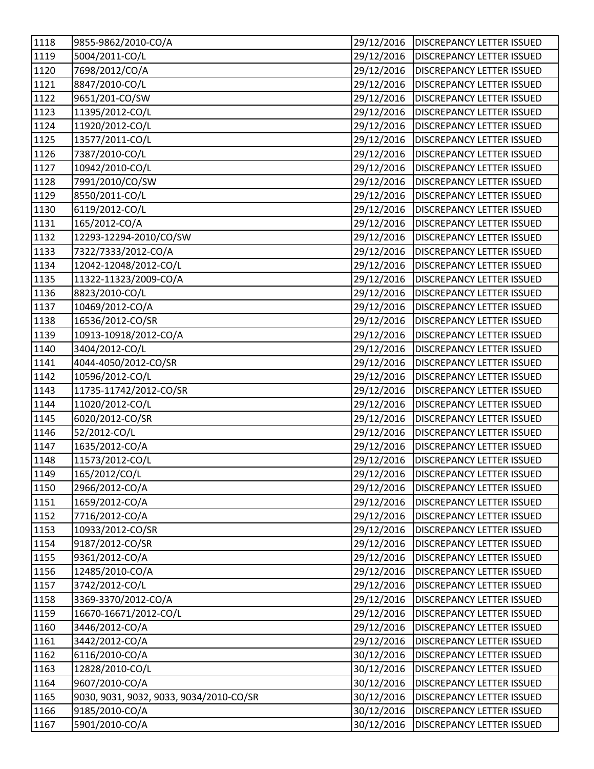| 1118 | 9855-9862/2010-CO/A | 29/12/2016 | DISCREPANCY LETTER ISSUED |
|---|---|---|---|
| 1119 | 5004/2011-CO/L | 29/12/2016 | DISCREPANCY LETTER ISSUED |
| 1120 | 7698/2012/CO/A | 29/12/2016 | DISCREPANCY LETTER ISSUED |
| 1121 | 8847/2010-CO/L | 29/12/2016 | DISCREPANCY LETTER ISSUED |
| 1122 | 9651/201-CO/SW | 29/12/2016 | DISCREPANCY LETTER ISSUED |
| 1123 | 11395/2012-CO/L | 29/12/2016 | DISCREPANCY LETTER ISSUED |
| 1124 | 11920/2012-CO/L | 29/12/2016 | DISCREPANCY LETTER ISSUED |
| 1125 | 13577/2011-CO/L | 29/12/2016 | DISCREPANCY LETTER ISSUED |
| 1126 | 7387/2010-CO/L | 29/12/2016 | DISCREPANCY LETTER ISSUED |
| 1127 | 10942/2010-CO/L | 29/12/2016 | DISCREPANCY LETTER ISSUED |
| 1128 | 7991/2010/CO/SW | 29/12/2016 | DISCREPANCY LETTER ISSUED |
| 1129 | 8550/2011-CO/L | 29/12/2016 | DISCREPANCY LETTER ISSUED |
| 1130 | 6119/2012-CO/L | 29/12/2016 | DISCREPANCY LETTER ISSUED |
| 1131 | 165/2012-CO/A | 29/12/2016 | DISCREPANCY LETTER ISSUED |
| 1132 | 12293-12294-2010/CO/SW | 29/12/2016 | DISCREPANCY LETTER ISSUED |
| 1133 | 7322/7333/2012-CO/A | 29/12/2016 | DISCREPANCY LETTER ISSUED |
| 1134 | 12042-12048/2012-CO/L | 29/12/2016 | DISCREPANCY LETTER ISSUED |
| 1135 | 11322-11323/2009-CO/A | 29/12/2016 | DISCREPANCY LETTER ISSUED |
| 1136 | 8823/2010-CO/L | 29/12/2016 | DISCREPANCY LETTER ISSUED |
| 1137 | 10469/2012-CO/A | 29/12/2016 | DISCREPANCY LETTER ISSUED |
| 1138 | 16536/2012-CO/SR | 29/12/2016 | DISCREPANCY LETTER ISSUED |
| 1139 | 10913-10918/2012-CO/A | 29/12/2016 | DISCREPANCY LETTER ISSUED |
| 1140 | 3404/2012-CO/L | 29/12/2016 | DISCREPANCY LETTER ISSUED |
| 1141 | 4044-4050/2012-CO/SR | 29/12/2016 | DISCREPANCY LETTER ISSUED |
| 1142 | 10596/2012-CO/L | 29/12/2016 | DISCREPANCY LETTER ISSUED |
| 1143 | 11735-11742/2012-CO/SR | 29/12/2016 | DISCREPANCY LETTER ISSUED |
| 1144 | 11020/2012-CO/L | 29/12/2016 | DISCREPANCY LETTER ISSUED |
| 1145 | 6020/2012-CO/SR | 29/12/2016 | DISCREPANCY LETTER ISSUED |
| 1146 | 52/2012-CO/L | 29/12/2016 | DISCREPANCY LETTER ISSUED |
| 1147 | 1635/2012-CO/A | 29/12/2016 | DISCREPANCY LETTER ISSUED |
| 1148 | 11573/2012-CO/L | 29/12/2016 | DISCREPANCY LETTER ISSUED |
| 1149 | 165/2012/CO/L | 29/12/2016 | DISCREPANCY LETTER ISSUED |
| 1150 | 2966/2012-CO/A | 29/12/2016 | DISCREPANCY LETTER ISSUED |
| 1151 | 1659/2012-CO/A | 29/12/2016 | DISCREPANCY LETTER ISSUED |
| 1152 | 7716/2012-CO/A | 29/12/2016 | DISCREPANCY LETTER ISSUED |
| 1153 | 10933/2012-CO/SR | 29/12/2016 | DISCREPANCY LETTER ISSUED |
| 1154 | 9187/2012-CO/SR | 29/12/2016 | DISCREPANCY LETTER ISSUED |
| 1155 | 9361/2012-CO/A | 29/12/2016 | DISCREPANCY LETTER ISSUED |
| 1156 | 12485/2010-CO/A | 29/12/2016 | DISCREPANCY LETTER ISSUED |
| 1157 | 3742/2012-CO/L | 29/12/2016 | DISCREPANCY LETTER ISSUED |
| 1158 | 3369-3370/2012-CO/A | 29/12/2016 | DISCREPANCY LETTER ISSUED |
| 1159 | 16670-16671/2012-CO/L | 29/12/2016 | DISCREPANCY LETTER ISSUED |
| 1160 | 3446/2012-CO/A | 29/12/2016 | DISCREPANCY LETTER ISSUED |
| 1161 | 3442/2012-CO/A | 29/12/2016 | DISCREPANCY LETTER ISSUED |
| 1162 | 6116/2010-CO/A | 30/12/2016 | DISCREPANCY LETTER ISSUED |
| 1163 | 12828/2010-CO/L | 30/12/2016 | DISCREPANCY LETTER ISSUED |
| 1164 | 9607/2010-CO/A | 30/12/2016 | DISCREPANCY LETTER ISSUED |
| 1165 | 9030, 9031, 9032, 9033, 9034/2010-CO/SR | 30/12/2016 | DISCREPANCY LETTER ISSUED |
| 1166 | 9185/2010-CO/A | 30/12/2016 | DISCREPANCY LETTER ISSUED |
| 1167 | 5901/2010-CO/A | 30/12/2016 | DISCREPANCY LETTER ISSUED |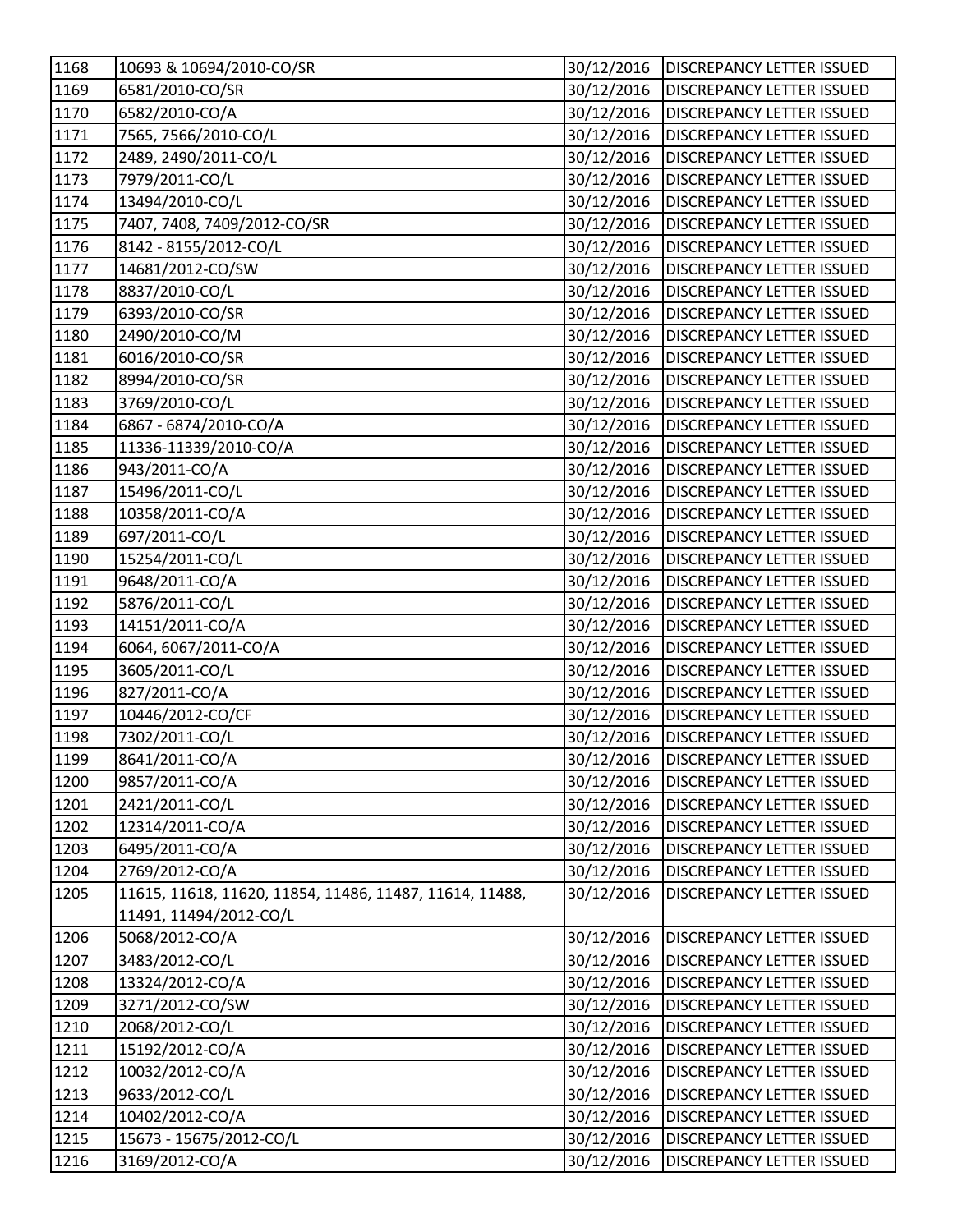| | | | |
|---|---|---|---|
| 1168 | 10693 & 10694/2010-CO/SR | 30/12/2016 | DISCREPANCY LETTER ISSUED |
| 1169 | 6581/2010-CO/SR | 30/12/2016 | DISCREPANCY LETTER ISSUED |
| 1170 | 6582/2010-CO/A | 30/12/2016 | DISCREPANCY LETTER ISSUED |
| 1171 | 7565, 7566/2010-CO/L | 30/12/2016 | DISCREPANCY LETTER ISSUED |
| 1172 | 2489, 2490/2011-CO/L | 30/12/2016 | DISCREPANCY LETTER ISSUED |
| 1173 | 7979/2011-CO/L | 30/12/2016 | DISCREPANCY LETTER ISSUED |
| 1174 | 13494/2010-CO/L | 30/12/2016 | DISCREPANCY LETTER ISSUED |
| 1175 | 7407, 7408, 7409/2012-CO/SR | 30/12/2016 | DISCREPANCY LETTER ISSUED |
| 1176 | 8142 - 8155/2012-CO/L | 30/12/2016 | DISCREPANCY LETTER ISSUED |
| 1177 | 14681/2012-CO/SW | 30/12/2016 | DISCREPANCY LETTER ISSUED |
| 1178 | 8837/2010-CO/L | 30/12/2016 | DISCREPANCY LETTER ISSUED |
| 1179 | 6393/2010-CO/SR | 30/12/2016 | DISCREPANCY LETTER ISSUED |
| 1180 | 2490/2010-CO/M | 30/12/2016 | DISCREPANCY LETTER ISSUED |
| 1181 | 6016/2010-CO/SR | 30/12/2016 | DISCREPANCY LETTER ISSUED |
| 1182 | 8994/2010-CO/SR | 30/12/2016 | DISCREPANCY LETTER ISSUED |
| 1183 | 3769/2010-CO/L | 30/12/2016 | DISCREPANCY LETTER ISSUED |
| 1184 | 6867 - 6874/2010-CO/A | 30/12/2016 | DISCREPANCY LETTER ISSUED |
| 1185 | 11336-11339/2010-CO/A | 30/12/2016 | DISCREPANCY LETTER ISSUED |
| 1186 | 943/2011-CO/A | 30/12/2016 | DISCREPANCY LETTER ISSUED |
| 1187 | 15496/2011-CO/L | 30/12/2016 | DISCREPANCY LETTER ISSUED |
| 1188 | 10358/2011-CO/A | 30/12/2016 | DISCREPANCY LETTER ISSUED |
| 1189 | 697/2011-CO/L | 30/12/2016 | DISCREPANCY LETTER ISSUED |
| 1190 | 15254/2011-CO/L | 30/12/2016 | DISCREPANCY LETTER ISSUED |
| 1191 | 9648/2011-CO/A | 30/12/2016 | DISCREPANCY LETTER ISSUED |
| 1192 | 5876/2011-CO/L | 30/12/2016 | DISCREPANCY LETTER ISSUED |
| 1193 | 14151/2011-CO/A | 30/12/2016 | DISCREPANCY LETTER ISSUED |
| 1194 | 6064, 6067/2011-CO/A | 30/12/2016 | DISCREPANCY LETTER ISSUED |
| 1195 | 3605/2011-CO/L | 30/12/2016 | DISCREPANCY LETTER ISSUED |
| 1196 | 827/2011-CO/A | 30/12/2016 | DISCREPANCY LETTER ISSUED |
| 1197 | 10446/2012-CO/CF | 30/12/2016 | DISCREPANCY LETTER ISSUED |
| 1198 | 7302/2011-CO/L | 30/12/2016 | DISCREPANCY LETTER ISSUED |
| 1199 | 8641/2011-CO/A | 30/12/2016 | DISCREPANCY LETTER ISSUED |
| 1200 | 9857/2011-CO/A | 30/12/2016 | DISCREPANCY LETTER ISSUED |
| 1201 | 2421/2011-CO/L | 30/12/2016 | DISCREPANCY LETTER ISSUED |
| 1202 | 12314/2011-CO/A | 30/12/2016 | DISCREPANCY LETTER ISSUED |
| 1203 | 6495/2011-CO/A | 30/12/2016 | DISCREPANCY LETTER ISSUED |
| 1204 | 2769/2012-CO/A | 30/12/2016 | DISCREPANCY LETTER ISSUED |
| 1205 | 11615, 11618, 11620, 11854, 11486, 11487, 11614, 11488, 11491, 11494/2012-CO/L | 30/12/2016 | DISCREPANCY LETTER ISSUED |
| 1206 | 5068/2012-CO/A | 30/12/2016 | DISCREPANCY LETTER ISSUED |
| 1207 | 3483/2012-CO/L | 30/12/2016 | DISCREPANCY LETTER ISSUED |
| 1208 | 13324/2012-CO/A | 30/12/2016 | DISCREPANCY LETTER ISSUED |
| 1209 | 3271/2012-CO/SW | 30/12/2016 | DISCREPANCY LETTER ISSUED |
| 1210 | 2068/2012-CO/L | 30/12/2016 | DISCREPANCY LETTER ISSUED |
| 1211 | 15192/2012-CO/A | 30/12/2016 | DISCREPANCY LETTER ISSUED |
| 1212 | 10032/2012-CO/A | 30/12/2016 | DISCREPANCY LETTER ISSUED |
| 1213 | 9633/2012-CO/L | 30/12/2016 | DISCREPANCY LETTER ISSUED |
| 1214 | 10402/2012-CO/A | 30/12/2016 | DISCREPANCY LETTER ISSUED |
| 1215 | 15673 - 15675/2012-CO/L | 30/12/2016 | DISCREPANCY LETTER ISSUED |
| 1216 | 3169/2012-CO/A | 30/12/2016 | DISCREPANCY LETTER ISSUED |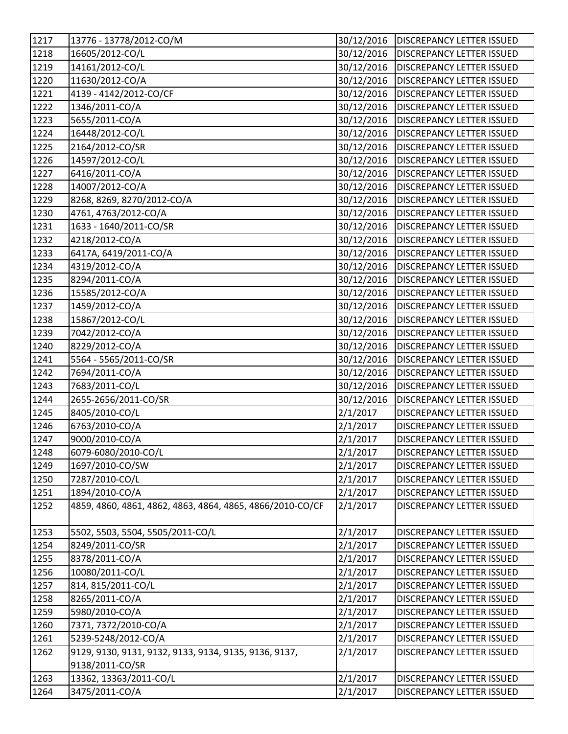| | | | |
|---|---|---|---|
| 1217 | 13776 - 13778/2012-CO/M | 30/12/2016 | DISCREPANCY LETTER ISSUED |
| 1218 | 16605/2012-CO/L | 30/12/2016 | DISCREPANCY LETTER ISSUED |
| 1219 | 14161/2012-CO/L | 30/12/2016 | DISCREPANCY LETTER ISSUED |
| 1220 | 11630/2012-CO/A | 30/12/2016 | DISCREPANCY LETTER ISSUED |
| 1221 | 4139 - 4142/2012-CO/CF | 30/12/2016 | DISCREPANCY LETTER ISSUED |
| 1222 | 1346/2011-CO/A | 30/12/2016 | DISCREPANCY LETTER ISSUED |
| 1223 | 5655/2011-CO/A | 30/12/2016 | DISCREPANCY LETTER ISSUED |
| 1224 | 16448/2012-CO/L | 30/12/2016 | DISCREPANCY LETTER ISSUED |
| 1225 | 2164/2012-CO/SR | 30/12/2016 | DISCREPANCY LETTER ISSUED |
| 1226 | 14597/2012-CO/L | 30/12/2016 | DISCREPANCY LETTER ISSUED |
| 1227 | 6416/2011-CO/A | 30/12/2016 | DISCREPANCY LETTER ISSUED |
| 1228 | 14007/2012-CO/A | 30/12/2016 | DISCREPANCY LETTER ISSUED |
| 1229 | 8268, 8269, 8270/2012-CO/A | 30/12/2016 | DISCREPANCY LETTER ISSUED |
| 1230 | 4761, 4763/2012-CO/A | 30/12/2016 | DISCREPANCY LETTER ISSUED |
| 1231 | 1633 - 1640/2011-CO/SR | 30/12/2016 | DISCREPANCY LETTER ISSUED |
| 1232 | 4218/2012-CO/A | 30/12/2016 | DISCREPANCY LETTER ISSUED |
| 1233 | 6417A, 6419/2011-CO/A | 30/12/2016 | DISCREPANCY LETTER ISSUED |
| 1234 | 4319/2012-CO/A | 30/12/2016 | DISCREPANCY LETTER ISSUED |
| 1235 | 8294/2011-CO/A | 30/12/2016 | DISCREPANCY LETTER ISSUED |
| 1236 | 15585/2012-CO/A | 30/12/2016 | DISCREPANCY LETTER ISSUED |
| 1237 | 1459/2012-CO/A | 30/12/2016 | DISCREPANCY LETTER ISSUED |
| 1238 | 15867/2012-CO/L | 30/12/2016 | DISCREPANCY LETTER ISSUED |
| 1239 | 7042/2012-CO/A | 30/12/2016 | DISCREPANCY LETTER ISSUED |
| 1240 | 8229/2012-CO/A | 30/12/2016 | DISCREPANCY LETTER ISSUED |
| 1241 | 5564 - 5565/2011-CO/SR | 30/12/2016 | DISCREPANCY LETTER ISSUED |
| 1242 | 7694/2011-CO/A | 30/12/2016 | DISCREPANCY LETTER ISSUED |
| 1243 | 7683/2011-CO/L | 30/12/2016 | DISCREPANCY LETTER ISSUED |
| 1244 | 2655-2656/2011-CO/SR | 30/12/2016 | DISCREPANCY LETTER ISSUED |
| 1245 | 8405/2010-CO/L | 2/1/2017 | DISCREPANCY LETTER ISSUED |
| 1246 | 6763/2010-CO/A | 2/1/2017 | DISCREPANCY LETTER ISSUED |
| 1247 | 9000/2010-CO/A | 2/1/2017 | DISCREPANCY LETTER ISSUED |
| 1248 | 6079-6080/2010-CO/L | 2/1/2017 | DISCREPANCY LETTER ISSUED |
| 1249 | 1697/2010-CO/SW | 2/1/2017 | DISCREPANCY LETTER ISSUED |
| 1250 | 7287/2010-CO/L | 2/1/2017 | DISCREPANCY LETTER ISSUED |
| 1251 | 1894/2010-CO/A | 2/1/2017 | DISCREPANCY LETTER ISSUED |
| 1252 | 4859, 4860, 4861, 4862, 4863, 4864, 4865, 4866/2010-CO/CF | 2/1/2017 | DISCREPANCY LETTER ISSUED |
| 1253 | 5502, 5503, 5504, 5505/2011-CO/L | 2/1/2017 | DISCREPANCY LETTER ISSUED |
| 1254 | 8249/2011-CO/SR | 2/1/2017 | DISCREPANCY LETTER ISSUED |
| 1255 | 8378/2011-CO/A | 2/1/2017 | DISCREPANCY LETTER ISSUED |
| 1256 | 10080/2011-CO/L | 2/1/2017 | DISCREPANCY LETTER ISSUED |
| 1257 | 814, 815/2011-CO/L | 2/1/2017 | DISCREPANCY LETTER ISSUED |
| 1258 | 8265/2011-CO/A | 2/1/2017 | DISCREPANCY LETTER ISSUED |
| 1259 | 5980/2010-CO/A | 2/1/2017 | DISCREPANCY LETTER ISSUED |
| 1260 | 7371, 7372/2010-CO/A | 2/1/2017 | DISCREPANCY LETTER ISSUED |
| 1261 | 5239-5248/2012-CO/A | 2/1/2017 | DISCREPANCY LETTER ISSUED |
| 1262 | 9129, 9130, 9131, 9132, 9133, 9134, 9135, 9136, 9137, 9138/2011-CO/SR | 2/1/2017 | DISCREPANCY LETTER ISSUED |
| 1263 | 13362, 13363/2011-CO/L | 2/1/2017 | DISCREPANCY LETTER ISSUED |
| 1264 | 3475/2011-CO/A | 2/1/2017 | DISCREPANCY LETTER ISSUED |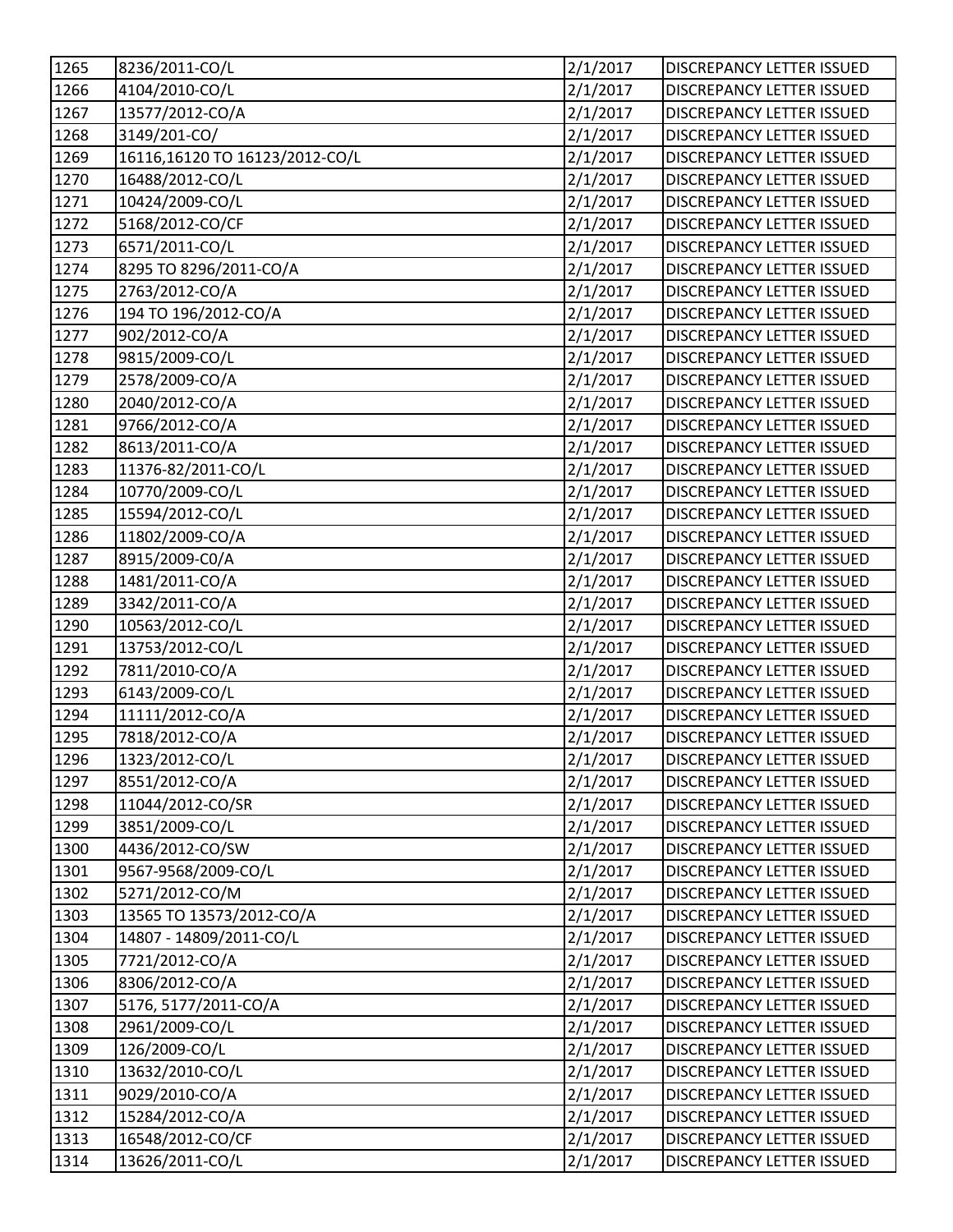| | | | |
|---|---|---|---|
| 1265 | 8236/2011-CO/L | 2/1/2017 | DISCREPANCY LETTER ISSUED |
| 1266 | 4104/2010-CO/L | 2/1/2017 | DISCREPANCY LETTER ISSUED |
| 1267 | 13577/2012-CO/A | 2/1/2017 | DISCREPANCY LETTER ISSUED |
| 1268 | 3149/201-CO/ | 2/1/2017 | DISCREPANCY LETTER ISSUED |
| 1269 | 16116,16120 TO 16123/2012-CO/L | 2/1/2017 | DISCREPANCY LETTER ISSUED |
| 1270 | 16488/2012-CO/L | 2/1/2017 | DISCREPANCY LETTER ISSUED |
| 1271 | 10424/2009-CO/L | 2/1/2017 | DISCREPANCY LETTER ISSUED |
| 1272 | 5168/2012-CO/CF | 2/1/2017 | DISCREPANCY LETTER ISSUED |
| 1273 | 6571/2011-CO/L | 2/1/2017 | DISCREPANCY LETTER ISSUED |
| 1274 | 8295 TO 8296/2011-CO/A | 2/1/2017 | DISCREPANCY LETTER ISSUED |
| 1275 | 2763/2012-CO/A | 2/1/2017 | DISCREPANCY LETTER ISSUED |
| 1276 | 194 TO 196/2012-CO/A | 2/1/2017 | DISCREPANCY LETTER ISSUED |
| 1277 | 902/2012-CO/A | 2/1/2017 | DISCREPANCY LETTER ISSUED |
| 1278 | 9815/2009-CO/L | 2/1/2017 | DISCREPANCY LETTER ISSUED |
| 1279 | 2578/2009-CO/A | 2/1/2017 | DISCREPANCY LETTER ISSUED |
| 1280 | 2040/2012-CO/A | 2/1/2017 | DISCREPANCY LETTER ISSUED |
| 1281 | 9766/2012-CO/A | 2/1/2017 | DISCREPANCY LETTER ISSUED |
| 1282 | 8613/2011-CO/A | 2/1/2017 | DISCREPANCY LETTER ISSUED |
| 1283 | 11376-82/2011-CO/L | 2/1/2017 | DISCREPANCY LETTER ISSUED |
| 1284 | 10770/2009-CO/L | 2/1/2017 | DISCREPANCY LETTER ISSUED |
| 1285 | 15594/2012-CO/L | 2/1/2017 | DISCREPANCY LETTER ISSUED |
| 1286 | 11802/2009-CO/A | 2/1/2017 | DISCREPANCY LETTER ISSUED |
| 1287 | 8915/2009-C0/A | 2/1/2017 | DISCREPANCY LETTER ISSUED |
| 1288 | 1481/2011-CO/A | 2/1/2017 | DISCREPANCY LETTER ISSUED |
| 1289 | 3342/2011-CO/A | 2/1/2017 | DISCREPANCY LETTER ISSUED |
| 1290 | 10563/2012-CO/L | 2/1/2017 | DISCREPANCY LETTER ISSUED |
| 1291 | 13753/2012-CO/L | 2/1/2017 | DISCREPANCY LETTER ISSUED |
| 1292 | 7811/2010-CO/A | 2/1/2017 | DISCREPANCY LETTER ISSUED |
| 1293 | 6143/2009-CO/L | 2/1/2017 | DISCREPANCY LETTER ISSUED |
| 1294 | 11111/2012-CO/A | 2/1/2017 | DISCREPANCY LETTER ISSUED |
| 1295 | 7818/2012-CO/A | 2/1/2017 | DISCREPANCY LETTER ISSUED |
| 1296 | 1323/2012-CO/L | 2/1/2017 | DISCREPANCY LETTER ISSUED |
| 1297 | 8551/2012-CO/A | 2/1/2017 | DISCREPANCY LETTER ISSUED |
| 1298 | 11044/2012-CO/SR | 2/1/2017 | DISCREPANCY LETTER ISSUED |
| 1299 | 3851/2009-CO/L | 2/1/2017 | DISCREPANCY LETTER ISSUED |
| 1300 | 4436/2012-CO/SW | 2/1/2017 | DISCREPANCY LETTER ISSUED |
| 1301 | 9567-9568/2009-CO/L | 2/1/2017 | DISCREPANCY LETTER ISSUED |
| 1302 | 5271/2012-CO/M | 2/1/2017 | DISCREPANCY LETTER ISSUED |
| 1303 | 13565 TO 13573/2012-CO/A | 2/1/2017 | DISCREPANCY LETTER ISSUED |
| 1304 | 14807 - 14809/2011-CO/L | 2/1/2017 | DISCREPANCY LETTER ISSUED |
| 1305 | 7721/2012-CO/A | 2/1/2017 | DISCREPANCY LETTER ISSUED |
| 1306 | 8306/2012-CO/A | 2/1/2017 | DISCREPANCY LETTER ISSUED |
| 1307 | 5176, 5177/2011-CO/A | 2/1/2017 | DISCREPANCY LETTER ISSUED |
| 1308 | 2961/2009-CO/L | 2/1/2017 | DISCREPANCY LETTER ISSUED |
| 1309 | 126/2009-CO/L | 2/1/2017 | DISCREPANCY LETTER ISSUED |
| 1310 | 13632/2010-CO/L | 2/1/2017 | DISCREPANCY LETTER ISSUED |
| 1311 | 9029/2010-CO/A | 2/1/2017 | DISCREPANCY LETTER ISSUED |
| 1312 | 15284/2012-CO/A | 2/1/2017 | DISCREPANCY LETTER ISSUED |
| 1313 | 16548/2012-CO/CF | 2/1/2017 | DISCREPANCY LETTER ISSUED |
| 1314 | 13626/2011-CO/L | 2/1/2017 | DISCREPANCY LETTER ISSUED |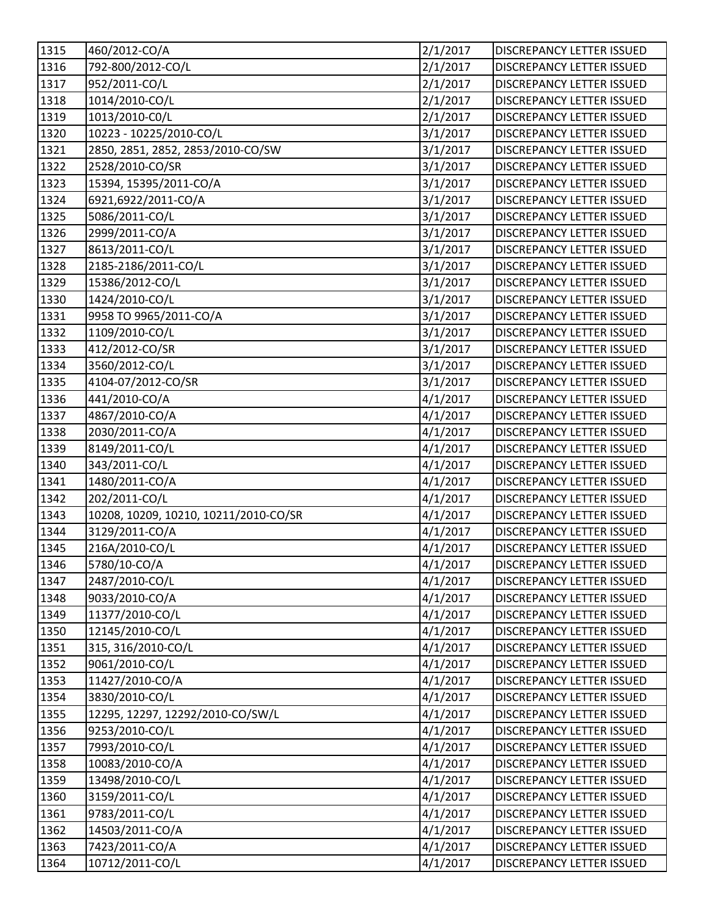| 1315 | 460/2012-CO/A | 2/1/2017 | DISCREPANCY LETTER ISSUED |
|---|---|---|---|
| 1316 | 792-800/2012-CO/L | 2/1/2017 | DISCREPANCY LETTER ISSUED |
| 1317 | 952/2011-CO/L | 2/1/2017 | DISCREPANCY LETTER ISSUED |
| 1318 | 1014/2010-CO/L | 2/1/2017 | DISCREPANCY LETTER ISSUED |
| 1319 | 1013/2010-C0/L | 2/1/2017 | DISCREPANCY LETTER ISSUED |
| 1320 | 10223 - 10225/2010-CO/L | 3/1/2017 | DISCREPANCY LETTER ISSUED |
| 1321 | 2850, 2851, 2852, 2853/2010-CO/SW | 3/1/2017 | DISCREPANCY LETTER ISSUED |
| 1322 | 2528/2010-CO/SR | 3/1/2017 | DISCREPANCY LETTER ISSUED |
| 1323 | 15394, 15395/2011-CO/A | 3/1/2017 | DISCREPANCY LETTER ISSUED |
| 1324 | 6921,6922/2011-CO/A | 3/1/2017 | DISCREPANCY LETTER ISSUED |
| 1325 | 5086/2011-CO/L | 3/1/2017 | DISCREPANCY LETTER ISSUED |
| 1326 | 2999/2011-CO/A | 3/1/2017 | DISCREPANCY LETTER ISSUED |
| 1327 | 8613/2011-CO/L | 3/1/2017 | DISCREPANCY LETTER ISSUED |
| 1328 | 2185-2186/2011-CO/L | 3/1/2017 | DISCREPANCY LETTER ISSUED |
| 1329 | 15386/2012-CO/L | 3/1/2017 | DISCREPANCY LETTER ISSUED |
| 1330 | 1424/2010-CO/L | 3/1/2017 | DISCREPANCY LETTER ISSUED |
| 1331 | 9958 TO 9965/2011-CO/A | 3/1/2017 | DISCREPANCY LETTER ISSUED |
| 1332 | 1109/2010-CO/L | 3/1/2017 | DISCREPANCY LETTER ISSUED |
| 1333 | 412/2012-CO/SR | 3/1/2017 | DISCREPANCY LETTER ISSUED |
| 1334 | 3560/2012-CO/L | 3/1/2017 | DISCREPANCY LETTER ISSUED |
| 1335 | 4104-07/2012-CO/SR | 3/1/2017 | DISCREPANCY LETTER ISSUED |
| 1336 | 441/2010-CO/A | 4/1/2017 | DISCREPANCY LETTER ISSUED |
| 1337 | 4867/2010-CO/A | 4/1/2017 | DISCREPANCY LETTER ISSUED |
| 1338 | 2030/2011-CO/A | 4/1/2017 | DISCREPANCY LETTER ISSUED |
| 1339 | 8149/2011-CO/L | 4/1/2017 | DISCREPANCY LETTER ISSUED |
| 1340 | 343/2011-CO/L | 4/1/2017 | DISCREPANCY LETTER ISSUED |
| 1341 | 1480/2011-CO/A | 4/1/2017 | DISCREPANCY LETTER ISSUED |
| 1342 | 202/2011-CO/L | 4/1/2017 | DISCREPANCY LETTER ISSUED |
| 1343 | 10208, 10209, 10210, 10211/2010-CO/SR | 4/1/2017 | DISCREPANCY LETTER ISSUED |
| 1344 | 3129/2011-CO/A | 4/1/2017 | DISCREPANCY LETTER ISSUED |
| 1345 | 216A/2010-CO/L | 4/1/2017 | DISCREPANCY LETTER ISSUED |
| 1346 | 5780/10-CO/A | 4/1/2017 | DISCREPANCY LETTER ISSUED |
| 1347 | 2487/2010-CO/L | 4/1/2017 | DISCREPANCY LETTER ISSUED |
| 1348 | 9033/2010-CO/A | 4/1/2017 | DISCREPANCY LETTER ISSUED |
| 1349 | 11377/2010-CO/L | 4/1/2017 | DISCREPANCY LETTER ISSUED |
| 1350 | 12145/2010-CO/L | 4/1/2017 | DISCREPANCY LETTER ISSUED |
| 1351 | 315, 316/2010-CO/L | 4/1/2017 | DISCREPANCY LETTER ISSUED |
| 1352 | 9061/2010-CO/L | 4/1/2017 | DISCREPANCY LETTER ISSUED |
| 1353 | 11427/2010-CO/A | 4/1/2017 | DISCREPANCY LETTER ISSUED |
| 1354 | 3830/2010-CO/L | 4/1/2017 | DISCREPANCY LETTER ISSUED |
| 1355 | 12295, 12297, 12292/2010-CO/SW/L | 4/1/2017 | DISCREPANCY LETTER ISSUED |
| 1356 | 9253/2010-CO/L | 4/1/2017 | DISCREPANCY LETTER ISSUED |
| 1357 | 7993/2010-CO/L | 4/1/2017 | DISCREPANCY LETTER ISSUED |
| 1358 | 10083/2010-CO/A | 4/1/2017 | DISCREPANCY LETTER ISSUED |
| 1359 | 13498/2010-CO/L | 4/1/2017 | DISCREPANCY LETTER ISSUED |
| 1360 | 3159/2011-CO/L | 4/1/2017 | DISCREPANCY LETTER ISSUED |
| 1361 | 9783/2011-CO/L | 4/1/2017 | DISCREPANCY LETTER ISSUED |
| 1362 | 14503/2011-CO/A | 4/1/2017 | DISCREPANCY LETTER ISSUED |
| 1363 | 7423/2011-CO/A | 4/1/2017 | DISCREPANCY LETTER ISSUED |
| 1364 | 10712/2011-CO/L | 4/1/2017 | DISCREPANCY LETTER ISSUED |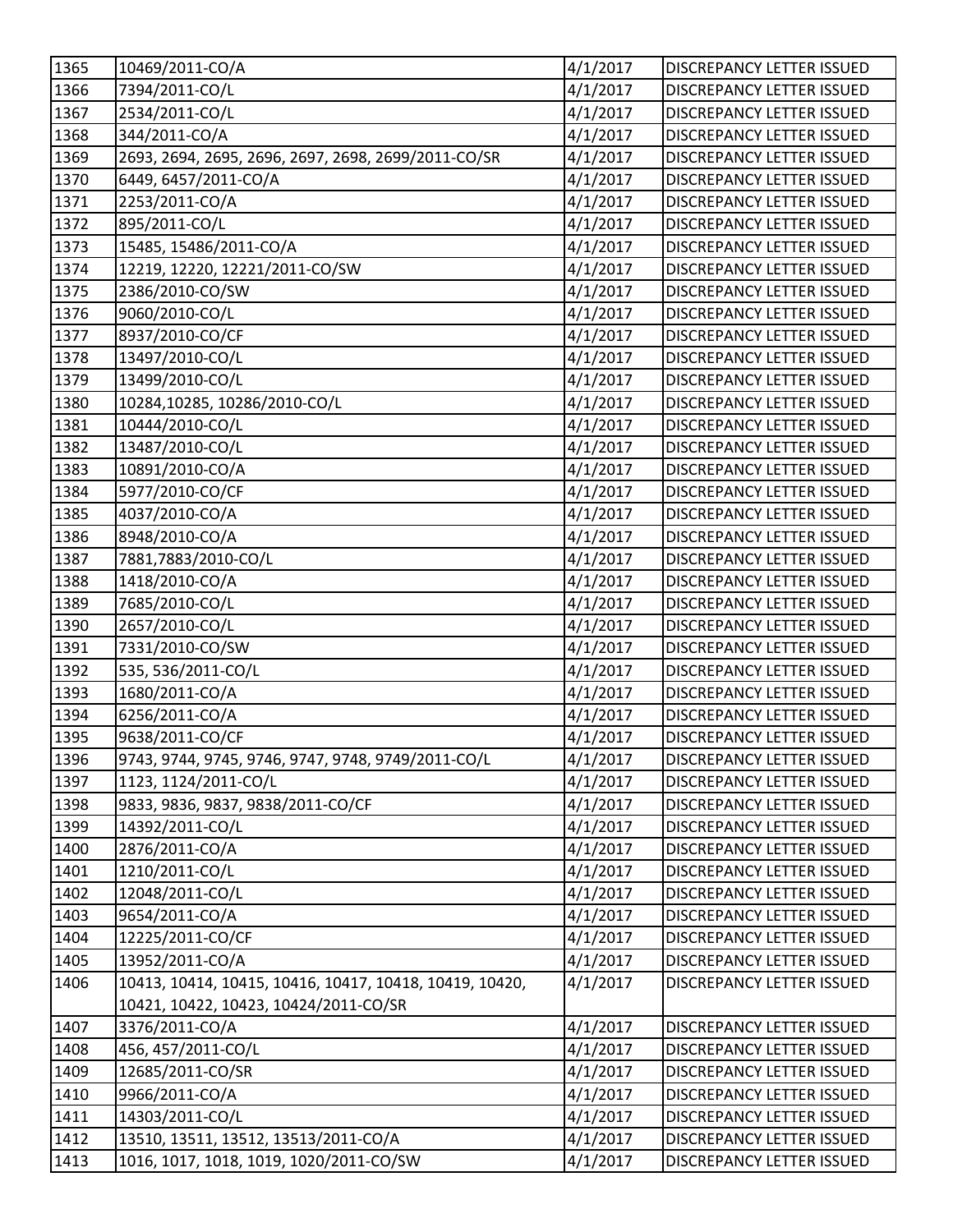| 1365 | 10469/2011-CO/A | 4/1/2017 | DISCREPANCY LETTER ISSUED |
|---|---|---|---|
| 1366 | 7394/2011-CO/L | 4/1/2017 | DISCREPANCY LETTER ISSUED |
| 1367 | 2534/2011-CO/L | 4/1/2017 | DISCREPANCY LETTER ISSUED |
| 1368 | 344/2011-CO/A | 4/1/2017 | DISCREPANCY LETTER ISSUED |
| 1369 | 2693, 2694, 2695, 2696, 2697, 2698, 2699/2011-CO/SR | 4/1/2017 | DISCREPANCY LETTER ISSUED |
| 1370 | 6449, 6457/2011-CO/A | 4/1/2017 | DISCREPANCY LETTER ISSUED |
| 1371 | 2253/2011-CO/A | 4/1/2017 | DISCREPANCY LETTER ISSUED |
| 1372 | 895/2011-CO/L | 4/1/2017 | DISCREPANCY LETTER ISSUED |
| 1373 | 15485, 15486/2011-CO/A | 4/1/2017 | DISCREPANCY LETTER ISSUED |
| 1374 | 12219, 12220, 12221/2011-CO/SW | 4/1/2017 | DISCREPANCY LETTER ISSUED |
| 1375 | 2386/2010-CO/SW | 4/1/2017 | DISCREPANCY LETTER ISSUED |
| 1376 | 9060/2010-CO/L | 4/1/2017 | DISCREPANCY LETTER ISSUED |
| 1377 | 8937/2010-CO/CF | 4/1/2017 | DISCREPANCY LETTER ISSUED |
| 1378 | 13497/2010-CO/L | 4/1/2017 | DISCREPANCY LETTER ISSUED |
| 1379 | 13499/2010-CO/L | 4/1/2017 | DISCREPANCY LETTER ISSUED |
| 1380 | 10284,10285, 10286/2010-CO/L | 4/1/2017 | DISCREPANCY LETTER ISSUED |
| 1381 | 10444/2010-CO/L | 4/1/2017 | DISCREPANCY LETTER ISSUED |
| 1382 | 13487/2010-CO/L | 4/1/2017 | DISCREPANCY LETTER ISSUED |
| 1383 | 10891/2010-CO/A | 4/1/2017 | DISCREPANCY LETTER ISSUED |
| 1384 | 5977/2010-CO/CF | 4/1/2017 | DISCREPANCY LETTER ISSUED |
| 1385 | 4037/2010-CO/A | 4/1/2017 | DISCREPANCY LETTER ISSUED |
| 1386 | 8948/2010-CO/A | 4/1/2017 | DISCREPANCY LETTER ISSUED |
| 1387 | 7881,7883/2010-CO/L | 4/1/2017 | DISCREPANCY LETTER ISSUED |
| 1388 | 1418/2010-CO/A | 4/1/2017 | DISCREPANCY LETTER ISSUED |
| 1389 | 7685/2010-CO/L | 4/1/2017 | DISCREPANCY LETTER ISSUED |
| 1390 | 2657/2010-CO/L | 4/1/2017 | DISCREPANCY LETTER ISSUED |
| 1391 | 7331/2010-CO/SW | 4/1/2017 | DISCREPANCY LETTER ISSUED |
| 1392 | 535, 536/2011-CO/L | 4/1/2017 | DISCREPANCY LETTER ISSUED |
| 1393 | 1680/2011-CO/A | 4/1/2017 | DISCREPANCY LETTER ISSUED |
| 1394 | 6256/2011-CO/A | 4/1/2017 | DISCREPANCY LETTER ISSUED |
| 1395 | 9638/2011-CO/CF | 4/1/2017 | DISCREPANCY LETTER ISSUED |
| 1396 | 9743, 9744, 9745, 9746, 9747, 9748, 9749/2011-CO/L | 4/1/2017 | DISCREPANCY LETTER ISSUED |
| 1397 | 1123, 1124/2011-CO/L | 4/1/2017 | DISCREPANCY LETTER ISSUED |
| 1398 | 9833, 9836, 9837, 9838/2011-CO/CF | 4/1/2017 | DISCREPANCY LETTER ISSUED |
| 1399 | 14392/2011-CO/L | 4/1/2017 | DISCREPANCY LETTER ISSUED |
| 1400 | 2876/2011-CO/A | 4/1/2017 | DISCREPANCY LETTER ISSUED |
| 1401 | 1210/2011-CO/L | 4/1/2017 | DISCREPANCY LETTER ISSUED |
| 1402 | 12048/2011-CO/L | 4/1/2017 | DISCREPANCY LETTER ISSUED |
| 1403 | 9654/2011-CO/A | 4/1/2017 | DISCREPANCY LETTER ISSUED |
| 1404 | 12225/2011-CO/CF | 4/1/2017 | DISCREPANCY LETTER ISSUED |
| 1405 | 13952/2011-CO/A | 4/1/2017 | DISCREPANCY LETTER ISSUED |
| 1406 | 10413, 10414, 10415, 10416, 10417, 10418, 10419, 10420, 10421, 10422, 10423, 10424/2011-CO/SR | 4/1/2017 | DISCREPANCY LETTER ISSUED |
| 1407 | 3376/2011-CO/A | 4/1/2017 | DISCREPANCY LETTER ISSUED |
| 1408 | 456, 457/2011-CO/L | 4/1/2017 | DISCREPANCY LETTER ISSUED |
| 1409 | 12685/2011-CO/SR | 4/1/2017 | DISCREPANCY LETTER ISSUED |
| 1410 | 9966/2011-CO/A | 4/1/2017 | DISCREPANCY LETTER ISSUED |
| 1411 | 14303/2011-CO/L | 4/1/2017 | DISCREPANCY LETTER ISSUED |
| 1412 | 13510, 13511, 13512, 13513/2011-CO/A | 4/1/2017 | DISCREPANCY LETTER ISSUED |
| 1413 | 1016, 1017, 1018, 1019, 1020/2011-CO/SW | 4/1/2017 | DISCREPANCY LETTER ISSUED |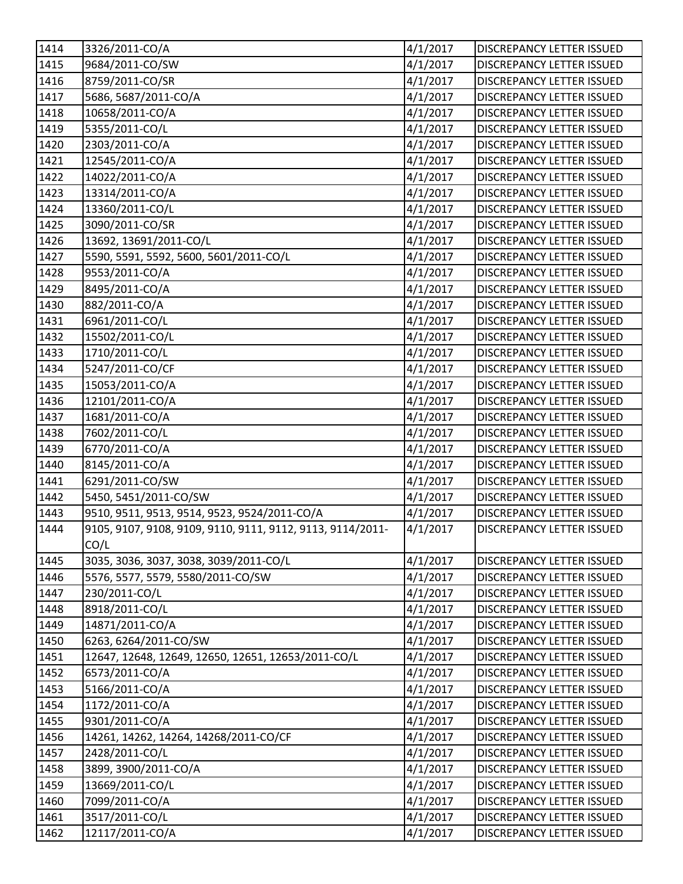| | | | |
|---|---|---|---|
| 1414 | 3326/2011-CO/A | 4/1/2017 | DISCREPANCY LETTER ISSUED |
| 1415 | 9684/2011-CO/SW | 4/1/2017 | DISCREPANCY LETTER ISSUED |
| 1416 | 8759/2011-CO/SR | 4/1/2017 | DISCREPANCY LETTER ISSUED |
| 1417 | 5686, 5687/2011-CO/A | 4/1/2017 | DISCREPANCY LETTER ISSUED |
| 1418 | 10658/2011-CO/A | 4/1/2017 | DISCREPANCY LETTER ISSUED |
| 1419 | 5355/2011-CO/L | 4/1/2017 | DISCREPANCY LETTER ISSUED |
| 1420 | 2303/2011-CO/A | 4/1/2017 | DISCREPANCY LETTER ISSUED |
| 1421 | 12545/2011-CO/A | 4/1/2017 | DISCREPANCY LETTER ISSUED |
| 1422 | 14022/2011-CO/A | 4/1/2017 | DISCREPANCY LETTER ISSUED |
| 1423 | 13314/2011-CO/A | 4/1/2017 | DISCREPANCY LETTER ISSUED |
| 1424 | 13360/2011-CO/L | 4/1/2017 | DISCREPANCY LETTER ISSUED |
| 1425 | 3090/2011-CO/SR | 4/1/2017 | DISCREPANCY LETTER ISSUED |
| 1426 | 13692, 13691/2011-CO/L | 4/1/2017 | DISCREPANCY LETTER ISSUED |
| 1427 | 5590, 5591, 5592, 5600, 5601/2011-CO/L | 4/1/2017 | DISCREPANCY LETTER ISSUED |
| 1428 | 9553/2011-CO/A | 4/1/2017 | DISCREPANCY LETTER ISSUED |
| 1429 | 8495/2011-CO/A | 4/1/2017 | DISCREPANCY LETTER ISSUED |
| 1430 | 882/2011-CO/A | 4/1/2017 | DISCREPANCY LETTER ISSUED |
| 1431 | 6961/2011-CO/L | 4/1/2017 | DISCREPANCY LETTER ISSUED |
| 1432 | 15502/2011-CO/L | 4/1/2017 | DISCREPANCY LETTER ISSUED |
| 1433 | 1710/2011-CO/L | 4/1/2017 | DISCREPANCY LETTER ISSUED |
| 1434 | 5247/2011-CO/CF | 4/1/2017 | DISCREPANCY LETTER ISSUED |
| 1435 | 15053/2011-CO/A | 4/1/2017 | DISCREPANCY LETTER ISSUED |
| 1436 | 12101/2011-CO/A | 4/1/2017 | DISCREPANCY LETTER ISSUED |
| 1437 | 1681/2011-CO/A | 4/1/2017 | DISCREPANCY LETTER ISSUED |
| 1438 | 7602/2011-CO/L | 4/1/2017 | DISCREPANCY LETTER ISSUED |
| 1439 | 6770/2011-CO/A | 4/1/2017 | DISCREPANCY LETTER ISSUED |
| 1440 | 8145/2011-CO/A | 4/1/2017 | DISCREPANCY LETTER ISSUED |
| 1441 | 6291/2011-CO/SW | 4/1/2017 | DISCREPANCY LETTER ISSUED |
| 1442 | 5450, 5451/2011-CO/SW | 4/1/2017 | DISCREPANCY LETTER ISSUED |
| 1443 | 9510, 9511, 9513, 9514, 9523, 9524/2011-CO/A | 4/1/2017 | DISCREPANCY LETTER ISSUED |
| 1444 | 9105, 9107, 9108, 9109, 9110, 9111, 9112, 9113, 9114/2011-CO/L | 4/1/2017 | DISCREPANCY LETTER ISSUED |
| 1445 | 3035, 3036, 3037, 3038, 3039/2011-CO/L | 4/1/2017 | DISCREPANCY LETTER ISSUED |
| 1446 | 5576, 5577, 5579, 5580/2011-CO/SW | 4/1/2017 | DISCREPANCY LETTER ISSUED |
| 1447 | 230/2011-CO/L | 4/1/2017 | DISCREPANCY LETTER ISSUED |
| 1448 | 8918/2011-CO/L | 4/1/2017 | DISCREPANCY LETTER ISSUED |
| 1449 | 14871/2011-CO/A | 4/1/2017 | DISCREPANCY LETTER ISSUED |
| 1450 | 6263, 6264/2011-CO/SW | 4/1/2017 | DISCREPANCY LETTER ISSUED |
| 1451 | 12647, 12648, 12649, 12650, 12651, 12653/2011-CO/L | 4/1/2017 | DISCREPANCY LETTER ISSUED |
| 1452 | 6573/2011-CO/A | 4/1/2017 | DISCREPANCY LETTER ISSUED |
| 1453 | 5166/2011-CO/A | 4/1/2017 | DISCREPANCY LETTER ISSUED |
| 1454 | 1172/2011-CO/A | 4/1/2017 | DISCREPANCY LETTER ISSUED |
| 1455 | 9301/2011-CO/A | 4/1/2017 | DISCREPANCY LETTER ISSUED |
| 1456 | 14261, 14262, 14264, 14268/2011-CO/CF | 4/1/2017 | DISCREPANCY LETTER ISSUED |
| 1457 | 2428/2011-CO/L | 4/1/2017 | DISCREPANCY LETTER ISSUED |
| 1458 | 3899, 3900/2011-CO/A | 4/1/2017 | DISCREPANCY LETTER ISSUED |
| 1459 | 13669/2011-CO/L | 4/1/2017 | DISCREPANCY LETTER ISSUED |
| 1460 | 7099/2011-CO/A | 4/1/2017 | DISCREPANCY LETTER ISSUED |
| 1461 | 3517/2011-CO/L | 4/1/2017 | DISCREPANCY LETTER ISSUED |
| 1462 | 12117/2011-CO/A | 4/1/2017 | DISCREPANCY LETTER ISSUED |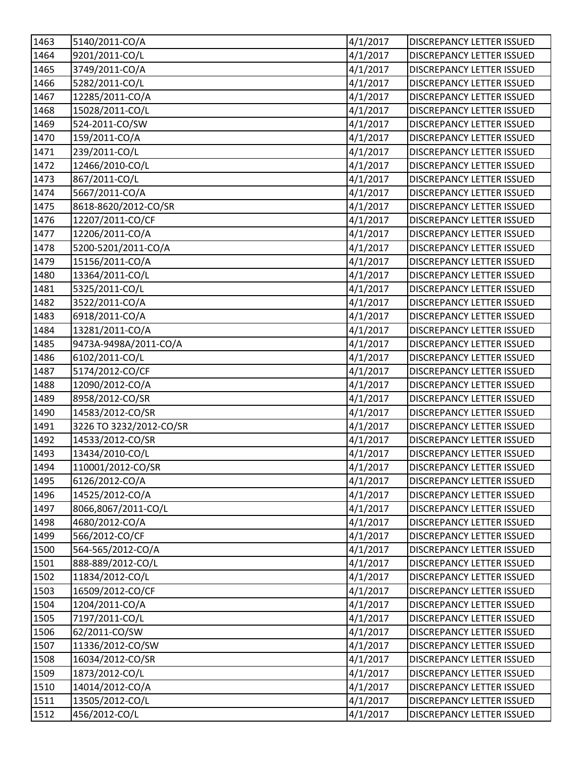| 1463 | 5140/2011-CO/A | 4/1/2017 | DISCREPANCY LETTER ISSUED |
|---|---|---|---|
| 1464 | 9201/2011-CO/L | 4/1/2017 | DISCREPANCY LETTER ISSUED |
| 1465 | 3749/2011-CO/A | 4/1/2017 | DISCREPANCY LETTER ISSUED |
| 1466 | 5282/2011-CO/L | 4/1/2017 | DISCREPANCY LETTER ISSUED |
| 1467 | 12285/2011-CO/A | 4/1/2017 | DISCREPANCY LETTER ISSUED |
| 1468 | 15028/2011-CO/L | 4/1/2017 | DISCREPANCY LETTER ISSUED |
| 1469 | 524-2011-CO/SW | 4/1/2017 | DISCREPANCY LETTER ISSUED |
| 1470 | 159/2011-CO/A | 4/1/2017 | DISCREPANCY LETTER ISSUED |
| 1471 | 239/2011-CO/L | 4/1/2017 | DISCREPANCY LETTER ISSUED |
| 1472 | 12466/2010-CO/L | 4/1/2017 | DISCREPANCY LETTER ISSUED |
| 1473 | 867/2011-CO/L | 4/1/2017 | DISCREPANCY LETTER ISSUED |
| 1474 | 5667/2011-CO/A | 4/1/2017 | DISCREPANCY LETTER ISSUED |
| 1475 | 8618-8620/2012-CO/SR | 4/1/2017 | DISCREPANCY LETTER ISSUED |
| 1476 | 12207/2011-CO/CF | 4/1/2017 | DISCREPANCY LETTER ISSUED |
| 1477 | 12206/2011-CO/A | 4/1/2017 | DISCREPANCY LETTER ISSUED |
| 1478 | 5200-5201/2011-CO/A | 4/1/2017 | DISCREPANCY LETTER ISSUED |
| 1479 | 15156/2011-CO/A | 4/1/2017 | DISCREPANCY LETTER ISSUED |
| 1480 | 13364/2011-CO/L | 4/1/2017 | DISCREPANCY LETTER ISSUED |
| 1481 | 5325/2011-CO/L | 4/1/2017 | DISCREPANCY LETTER ISSUED |
| 1482 | 3522/2011-CO/A | 4/1/2017 | DISCREPANCY LETTER ISSUED |
| 1483 | 6918/2011-CO/A | 4/1/2017 | DISCREPANCY LETTER ISSUED |
| 1484 | 13281/2011-CO/A | 4/1/2017 | DISCREPANCY LETTER ISSUED |
| 1485 | 9473A-9498A/2011-CO/A | 4/1/2017 | DISCREPANCY LETTER ISSUED |
| 1486 | 6102/2011-CO/L | 4/1/2017 | DISCREPANCY LETTER ISSUED |
| 1487 | 5174/2012-CO/CF | 4/1/2017 | DISCREPANCY LETTER ISSUED |
| 1488 | 12090/2012-CO/A | 4/1/2017 | DISCREPANCY LETTER ISSUED |
| 1489 | 8958/2012-CO/SR | 4/1/2017 | DISCREPANCY LETTER ISSUED |
| 1490 | 14583/2012-CO/SR | 4/1/2017 | DISCREPANCY LETTER ISSUED |
| 1491 | 3226 TO 3232/2012-CO/SR | 4/1/2017 | DISCREPANCY LETTER ISSUED |
| 1492 | 14533/2012-CO/SR | 4/1/2017 | DISCREPANCY LETTER ISSUED |
| 1493 | 13434/2010-CO/L | 4/1/2017 | DISCREPANCY LETTER ISSUED |
| 1494 | 110001/2012-CO/SR | 4/1/2017 | DISCREPANCY LETTER ISSUED |
| 1495 | 6126/2012-CO/A | 4/1/2017 | DISCREPANCY LETTER ISSUED |
| 1496 | 14525/2012-CO/A | 4/1/2017 | DISCREPANCY LETTER ISSUED |
| 1497 | 8066,8067/2011-CO/L | 4/1/2017 | DISCREPANCY LETTER ISSUED |
| 1498 | 4680/2012-CO/A | 4/1/2017 | DISCREPANCY LETTER ISSUED |
| 1499 | 566/2012-CO/CF | 4/1/2017 | DISCREPANCY LETTER ISSUED |
| 1500 | 564-565/2012-CO/A | 4/1/2017 | DISCREPANCY LETTER ISSUED |
| 1501 | 888-889/2012-CO/L | 4/1/2017 | DISCREPANCY LETTER ISSUED |
| 1502 | 11834/2012-CO/L | 4/1/2017 | DISCREPANCY LETTER ISSUED |
| 1503 | 16509/2012-CO/CF | 4/1/2017 | DISCREPANCY LETTER ISSUED |
| 1504 | 1204/2011-CO/A | 4/1/2017 | DISCREPANCY LETTER ISSUED |
| 1505 | 7197/2011-CO/L | 4/1/2017 | DISCREPANCY LETTER ISSUED |
| 1506 | 62/2011-CO/SW | 4/1/2017 | DISCREPANCY LETTER ISSUED |
| 1507 | 11336/2012-CO/SW | 4/1/2017 | DISCREPANCY LETTER ISSUED |
| 1508 | 16034/2012-CO/SR | 4/1/2017 | DISCREPANCY LETTER ISSUED |
| 1509 | 1873/2012-CO/L | 4/1/2017 | DISCREPANCY LETTER ISSUED |
| 1510 | 14014/2012-CO/A | 4/1/2017 | DISCREPANCY LETTER ISSUED |
| 1511 | 13505/2012-CO/L | 4/1/2017 | DISCREPANCY LETTER ISSUED |
| 1512 | 456/2012-CO/L | 4/1/2017 | DISCREPANCY LETTER ISSUED |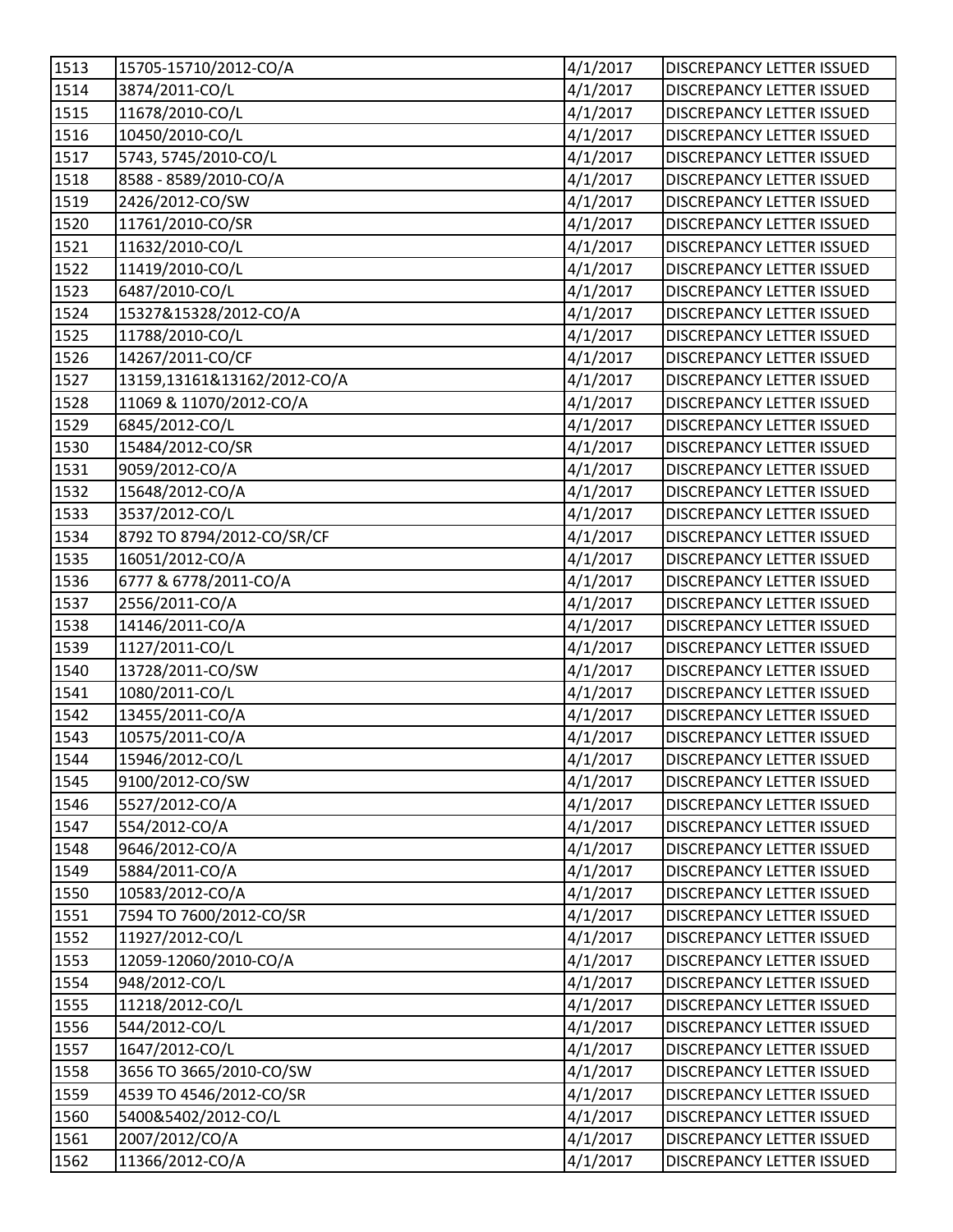| | | | |
|---|---|---|---|
| 1513 | 15705-15710/2012-CO/A | 4/1/2017 | DISCREPANCY LETTER ISSUED |
| 1514 | 3874/2011-CO/L | 4/1/2017 | DISCREPANCY LETTER ISSUED |
| 1515 | 11678/2010-CO/L | 4/1/2017 | DISCREPANCY LETTER ISSUED |
| 1516 | 10450/2010-CO/L | 4/1/2017 | DISCREPANCY LETTER ISSUED |
| 1517 | 5743, 5745/2010-CO/L | 4/1/2017 | DISCREPANCY LETTER ISSUED |
| 1518 | 8588 - 8589/2010-CO/A | 4/1/2017 | DISCREPANCY LETTER ISSUED |
| 1519 | 2426/2012-CO/SW | 4/1/2017 | DISCREPANCY LETTER ISSUED |
| 1520 | 11761/2010-CO/SR | 4/1/2017 | DISCREPANCY LETTER ISSUED |
| 1521 | 11632/2010-CO/L | 4/1/2017 | DISCREPANCY LETTER ISSUED |
| 1522 | 11419/2010-CO/L | 4/1/2017 | DISCREPANCY LETTER ISSUED |
| 1523 | 6487/2010-CO/L | 4/1/2017 | DISCREPANCY LETTER ISSUED |
| 1524 | 15327&15328/2012-CO/A | 4/1/2017 | DISCREPANCY LETTER ISSUED |
| 1525 | 11788/2010-CO/L | 4/1/2017 | DISCREPANCY LETTER ISSUED |
| 1526 | 14267/2011-CO/CF | 4/1/2017 | DISCREPANCY LETTER ISSUED |
| 1527 | 13159,13161&13162/2012-CO/A | 4/1/2017 | DISCREPANCY LETTER ISSUED |
| 1528 | 11069 & 11070/2012-CO/A | 4/1/2017 | DISCREPANCY LETTER ISSUED |
| 1529 | 6845/2012-CO/L | 4/1/2017 | DISCREPANCY LETTER ISSUED |
| 1530 | 15484/2012-CO/SR | 4/1/2017 | DISCREPANCY LETTER ISSUED |
| 1531 | 9059/2012-CO/A | 4/1/2017 | DISCREPANCY LETTER ISSUED |
| 1532 | 15648/2012-CO/A | 4/1/2017 | DISCREPANCY LETTER ISSUED |
| 1533 | 3537/2012-CO/L | 4/1/2017 | DISCREPANCY LETTER ISSUED |
| 1534 | 8792 TO 8794/2012-CO/SR/CF | 4/1/2017 | DISCREPANCY LETTER ISSUED |
| 1535 | 16051/2012-CO/A | 4/1/2017 | DISCREPANCY LETTER ISSUED |
| 1536 | 6777 & 6778/2011-CO/A | 4/1/2017 | DISCREPANCY LETTER ISSUED |
| 1537 | 2556/2011-CO/A | 4/1/2017 | DISCREPANCY LETTER ISSUED |
| 1538 | 14146/2011-CO/A | 4/1/2017 | DISCREPANCY LETTER ISSUED |
| 1539 | 1127/2011-CO/L | 4/1/2017 | DISCREPANCY LETTER ISSUED |
| 1540 | 13728/2011-CO/SW | 4/1/2017 | DISCREPANCY LETTER ISSUED |
| 1541 | 1080/2011-CO/L | 4/1/2017 | DISCREPANCY LETTER ISSUED |
| 1542 | 13455/2011-CO/A | 4/1/2017 | DISCREPANCY LETTER ISSUED |
| 1543 | 10575/2011-CO/A | 4/1/2017 | DISCREPANCY LETTER ISSUED |
| 1544 | 15946/2012-CO/L | 4/1/2017 | DISCREPANCY LETTER ISSUED |
| 1545 | 9100/2012-CO/SW | 4/1/2017 | DISCREPANCY LETTER ISSUED |
| 1546 | 5527/2012-CO/A | 4/1/2017 | DISCREPANCY LETTER ISSUED |
| 1547 | 554/2012-CO/A | 4/1/2017 | DISCREPANCY LETTER ISSUED |
| 1548 | 9646/2012-CO/A | 4/1/2017 | DISCREPANCY LETTER ISSUED |
| 1549 | 5884/2011-CO/A | 4/1/2017 | DISCREPANCY LETTER ISSUED |
| 1550 | 10583/2012-CO/A | 4/1/2017 | DISCREPANCY LETTER ISSUED |
| 1551 | 7594 TO 7600/2012-CO/SR | 4/1/2017 | DISCREPANCY LETTER ISSUED |
| 1552 | 11927/2012-CO/L | 4/1/2017 | DISCREPANCY LETTER ISSUED |
| 1553 | 12059-12060/2010-CO/A | 4/1/2017 | DISCREPANCY LETTER ISSUED |
| 1554 | 948/2012-CO/L | 4/1/2017 | DISCREPANCY LETTER ISSUED |
| 1555 | 11218/2012-CO/L | 4/1/2017 | DISCREPANCY LETTER ISSUED |
| 1556 | 544/2012-CO/L | 4/1/2017 | DISCREPANCY LETTER ISSUED |
| 1557 | 1647/2012-CO/L | 4/1/2017 | DISCREPANCY LETTER ISSUED |
| 1558 | 3656 TO 3665/2010-CO/SW | 4/1/2017 | DISCREPANCY LETTER ISSUED |
| 1559 | 4539 TO 4546/2012-CO/SR | 4/1/2017 | DISCREPANCY LETTER ISSUED |
| 1560 | 5400&5402/2012-CO/L | 4/1/2017 | DISCREPANCY LETTER ISSUED |
| 1561 | 2007/2012/CO/A | 4/1/2017 | DISCREPANCY LETTER ISSUED |
| 1562 | 11366/2012-CO/A | 4/1/2017 | DISCREPANCY LETTER ISSUED |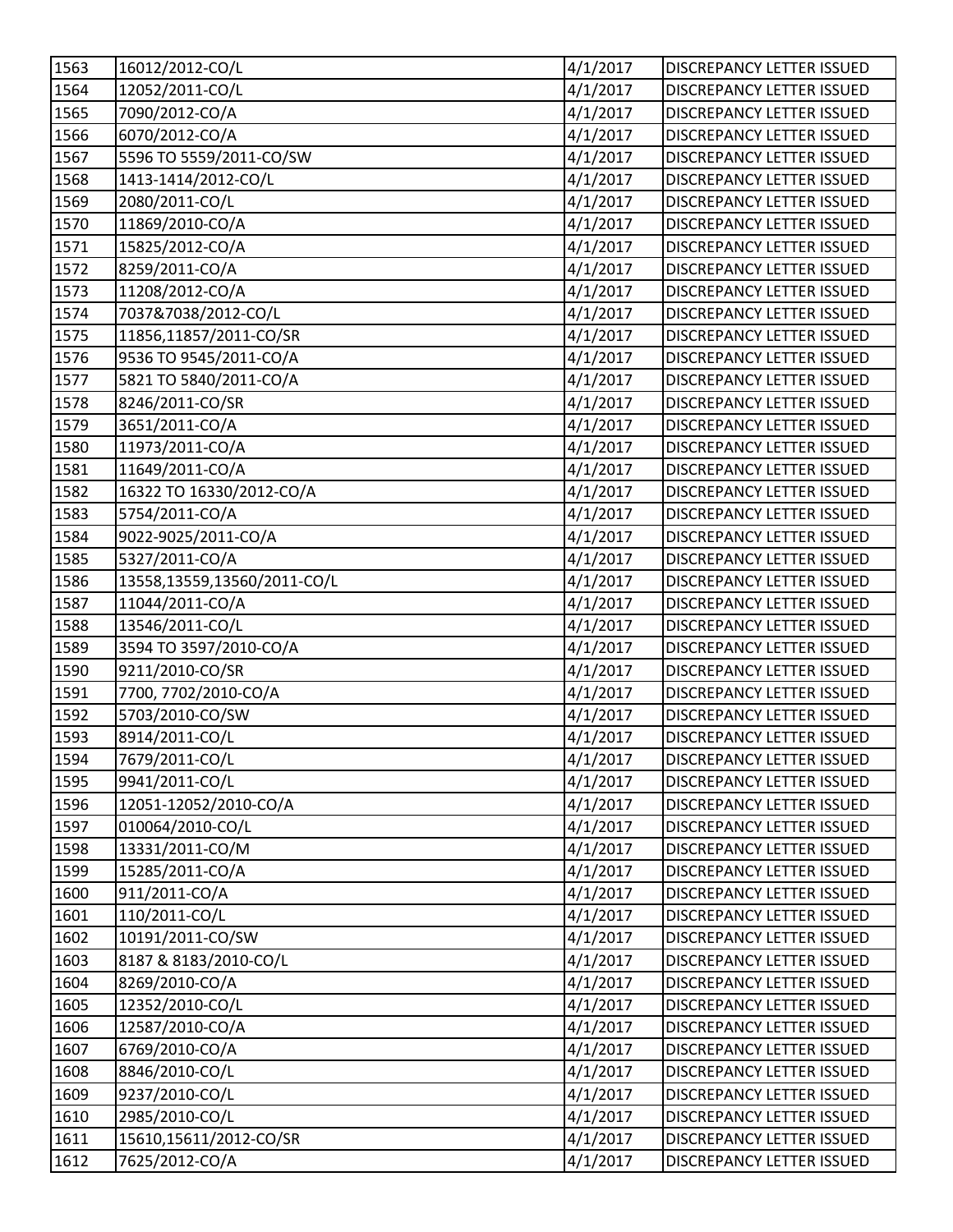| | | | |
|---|---|---|---|
| 1563 | 16012/2012-CO/L | 4/1/2017 | DISCREPANCY LETTER ISSUED |
| 1564 | 12052/2011-CO/L | 4/1/2017 | DISCREPANCY LETTER ISSUED |
| 1565 | 7090/2012-CO/A | 4/1/2017 | DISCREPANCY LETTER ISSUED |
| 1566 | 6070/2012-CO/A | 4/1/2017 | DISCREPANCY LETTER ISSUED |
| 1567 | 5596 TO 5559/2011-CO/SW | 4/1/2017 | DISCREPANCY LETTER ISSUED |
| 1568 | 1413-1414/2012-CO/L | 4/1/2017 | DISCREPANCY LETTER ISSUED |
| 1569 | 2080/2011-CO/L | 4/1/2017 | DISCREPANCY LETTER ISSUED |
| 1570 | 11869/2010-CO/A | 4/1/2017 | DISCREPANCY LETTER ISSUED |
| 1571 | 15825/2012-CO/A | 4/1/2017 | DISCREPANCY LETTER ISSUED |
| 1572 | 8259/2011-CO/A | 4/1/2017 | DISCREPANCY LETTER ISSUED |
| 1573 | 11208/2012-CO/A | 4/1/2017 | DISCREPANCY LETTER ISSUED |
| 1574 | 7037&7038/2012-CO/L | 4/1/2017 | DISCREPANCY LETTER ISSUED |
| 1575 | 11856,11857/2011-CO/SR | 4/1/2017 | DISCREPANCY LETTER ISSUED |
| 1576 | 9536 TO 9545/2011-CO/A | 4/1/2017 | DISCREPANCY LETTER ISSUED |
| 1577 | 5821 TO 5840/2011-CO/A | 4/1/2017 | DISCREPANCY LETTER ISSUED |
| 1578 | 8246/2011-CO/SR | 4/1/2017 | DISCREPANCY LETTER ISSUED |
| 1579 | 3651/2011-CO/A | 4/1/2017 | DISCREPANCY LETTER ISSUED |
| 1580 | 11973/2011-CO/A | 4/1/2017 | DISCREPANCY LETTER ISSUED |
| 1581 | 11649/2011-CO/A | 4/1/2017 | DISCREPANCY LETTER ISSUED |
| 1582 | 16322 TO 16330/2012-CO/A | 4/1/2017 | DISCREPANCY LETTER ISSUED |
| 1583 | 5754/2011-CO/A | 4/1/2017 | DISCREPANCY LETTER ISSUED |
| 1584 | 9022-9025/2011-CO/A | 4/1/2017 | DISCREPANCY LETTER ISSUED |
| 1585 | 5327/2011-CO/A | 4/1/2017 | DISCREPANCY LETTER ISSUED |
| 1586 | 13558,13559,13560/2011-CO/L | 4/1/2017 | DISCREPANCY LETTER ISSUED |
| 1587 | 11044/2011-CO/A | 4/1/2017 | DISCREPANCY LETTER ISSUED |
| 1588 | 13546/2011-CO/L | 4/1/2017 | DISCREPANCY LETTER ISSUED |
| 1589 | 3594 TO 3597/2010-CO/A | 4/1/2017 | DISCREPANCY LETTER ISSUED |
| 1590 | 9211/2010-CO/SR | 4/1/2017 | DISCREPANCY LETTER ISSUED |
| 1591 | 7700, 7702/2010-CO/A | 4/1/2017 | DISCREPANCY LETTER ISSUED |
| 1592 | 5703/2010-CO/SW | 4/1/2017 | DISCREPANCY LETTER ISSUED |
| 1593 | 8914/2011-CO/L | 4/1/2017 | DISCREPANCY LETTER ISSUED |
| 1594 | 7679/2011-CO/L | 4/1/2017 | DISCREPANCY LETTER ISSUED |
| 1595 | 9941/2011-CO/L | 4/1/2017 | DISCREPANCY LETTER ISSUED |
| 1596 | 12051-12052/2010-CO/A | 4/1/2017 | DISCREPANCY LETTER ISSUED |
| 1597 | 010064/2010-CO/L | 4/1/2017 | DISCREPANCY LETTER ISSUED |
| 1598 | 13331/2011-CO/M | 4/1/2017 | DISCREPANCY LETTER ISSUED |
| 1599 | 15285/2011-CO/A | 4/1/2017 | DISCREPANCY LETTER ISSUED |
| 1600 | 911/2011-CO/A | 4/1/2017 | DISCREPANCY LETTER ISSUED |
| 1601 | 110/2011-CO/L | 4/1/2017 | DISCREPANCY LETTER ISSUED |
| 1602 | 10191/2011-CO/SW | 4/1/2017 | DISCREPANCY LETTER ISSUED |
| 1603 | 8187 & 8183/2010-CO/L | 4/1/2017 | DISCREPANCY LETTER ISSUED |
| 1604 | 8269/2010-CO/A | 4/1/2017 | DISCREPANCY LETTER ISSUED |
| 1605 | 12352/2010-CO/L | 4/1/2017 | DISCREPANCY LETTER ISSUED |
| 1606 | 12587/2010-CO/A | 4/1/2017 | DISCREPANCY LETTER ISSUED |
| 1607 | 6769/2010-CO/A | 4/1/2017 | DISCREPANCY LETTER ISSUED |
| 1608 | 8846/2010-CO/L | 4/1/2017 | DISCREPANCY LETTER ISSUED |
| 1609 | 9237/2010-CO/L | 4/1/2017 | DISCREPANCY LETTER ISSUED |
| 1610 | 2985/2010-CO/L | 4/1/2017 | DISCREPANCY LETTER ISSUED |
| 1611 | 15610,15611/2012-CO/SR | 4/1/2017 | DISCREPANCY LETTER ISSUED |
| 1612 | 7625/2012-CO/A | 4/1/2017 | DISCREPANCY LETTER ISSUED |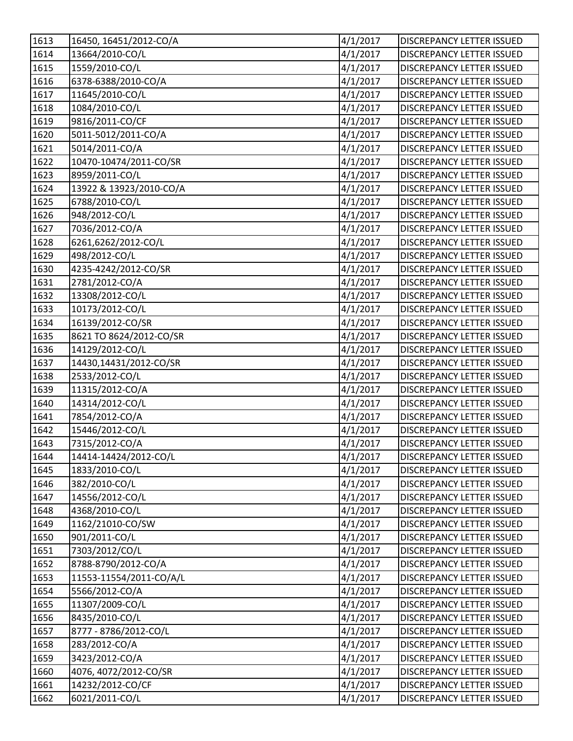| 1613 | 16450, 16451/2012-CO/A | 4/1/2017 | DISCREPANCY LETTER ISSUED |
|---|---|---|---|
| 1614 | 13664/2010-CO/L | 4/1/2017 | DISCREPANCY LETTER ISSUED |
| 1615 | 1559/2010-CO/L | 4/1/2017 | DISCREPANCY LETTER ISSUED |
| 1616 | 6378-6388/2010-CO/A | 4/1/2017 | DISCREPANCY LETTER ISSUED |
| 1617 | 11645/2010-CO/L | 4/1/2017 | DISCREPANCY LETTER ISSUED |
| 1618 | 1084/2010-CO/L | 4/1/2017 | DISCREPANCY LETTER ISSUED |
| 1619 | 9816/2011-CO/CF | 4/1/2017 | DISCREPANCY LETTER ISSUED |
| 1620 | 5011-5012/2011-CO/A | 4/1/2017 | DISCREPANCY LETTER ISSUED |
| 1621 | 5014/2011-CO/A | 4/1/2017 | DISCREPANCY LETTER ISSUED |
| 1622 | 10470-10474/2011-CO/SR | 4/1/2017 | DISCREPANCY LETTER ISSUED |
| 1623 | 8959/2011-CO/L | 4/1/2017 | DISCREPANCY LETTER ISSUED |
| 1624 | 13922 & 13923/2010-CO/A | 4/1/2017 | DISCREPANCY LETTER ISSUED |
| 1625 | 6788/2010-CO/L | 4/1/2017 | DISCREPANCY LETTER ISSUED |
| 1626 | 948/2012-CO/L | 4/1/2017 | DISCREPANCY LETTER ISSUED |
| 1627 | 7036/2012-CO/A | 4/1/2017 | DISCREPANCY LETTER ISSUED |
| 1628 | 6261,6262/2012-CO/L | 4/1/2017 | DISCREPANCY LETTER ISSUED |
| 1629 | 498/2012-CO/L | 4/1/2017 | DISCREPANCY LETTER ISSUED |
| 1630 | 4235-4242/2012-CO/SR | 4/1/2017 | DISCREPANCY LETTER ISSUED |
| 1631 | 2781/2012-CO/A | 4/1/2017 | DISCREPANCY LETTER ISSUED |
| 1632 | 13308/2012-CO/L | 4/1/2017 | DISCREPANCY LETTER ISSUED |
| 1633 | 10173/2012-CO/L | 4/1/2017 | DISCREPANCY LETTER ISSUED |
| 1634 | 16139/2012-CO/SR | 4/1/2017 | DISCREPANCY LETTER ISSUED |
| 1635 | 8621 TO 8624/2012-CO/SR | 4/1/2017 | DISCREPANCY LETTER ISSUED |
| 1636 | 14129/2012-CO/L | 4/1/2017 | DISCREPANCY LETTER ISSUED |
| 1637 | 14430,14431/2012-CO/SR | 4/1/2017 | DISCREPANCY LETTER ISSUED |
| 1638 | 2533/2012-CO/L | 4/1/2017 | DISCREPANCY LETTER ISSUED |
| 1639 | 11315/2012-CO/A | 4/1/2017 | DISCREPANCY LETTER ISSUED |
| 1640 | 14314/2012-CO/L | 4/1/2017 | DISCREPANCY LETTER ISSUED |
| 1641 | 7854/2012-CO/A | 4/1/2017 | DISCREPANCY LETTER ISSUED |
| 1642 | 15446/2012-CO/L | 4/1/2017 | DISCREPANCY LETTER ISSUED |
| 1643 | 7315/2012-CO/A | 4/1/2017 | DISCREPANCY LETTER ISSUED |
| 1644 | 14414-14424/2012-CO/L | 4/1/2017 | DISCREPANCY LETTER ISSUED |
| 1645 | 1833/2010-CO/L | 4/1/2017 | DISCREPANCY LETTER ISSUED |
| 1646 | 382/2010-CO/L | 4/1/2017 | DISCREPANCY LETTER ISSUED |
| 1647 | 14556/2012-CO/L | 4/1/2017 | DISCREPANCY LETTER ISSUED |
| 1648 | 4368/2010-CO/L | 4/1/2017 | DISCREPANCY LETTER ISSUED |
| 1649 | 1162/21010-CO/SW | 4/1/2017 | DISCREPANCY LETTER ISSUED |
| 1650 | 901/2011-CO/L | 4/1/2017 | DISCREPANCY LETTER ISSUED |
| 1651 | 7303/2012/CO/L | 4/1/2017 | DISCREPANCY LETTER ISSUED |
| 1652 | 8788-8790/2012-CO/A | 4/1/2017 | DISCREPANCY LETTER ISSUED |
| 1653 | 11553-11554/2011-CO/A/L | 4/1/2017 | DISCREPANCY LETTER ISSUED |
| 1654 | 5566/2012-CO/A | 4/1/2017 | DISCREPANCY LETTER ISSUED |
| 1655 | 11307/2009-CO/L | 4/1/2017 | DISCREPANCY LETTER ISSUED |
| 1656 | 8435/2010-CO/L | 4/1/2017 | DISCREPANCY LETTER ISSUED |
| 1657 | 8777 - 8786/2012-CO/L | 4/1/2017 | DISCREPANCY LETTER ISSUED |
| 1658 | 283/2012-CO/A | 4/1/2017 | DISCREPANCY LETTER ISSUED |
| 1659 | 3423/2012-CO/A | 4/1/2017 | DISCREPANCY LETTER ISSUED |
| 1660 | 4076, 4072/2012-CO/SR | 4/1/2017 | DISCREPANCY LETTER ISSUED |
| 1661 | 14232/2012-CO/CF | 4/1/2017 | DISCREPANCY LETTER ISSUED |
| 1662 | 6021/2011-CO/L | 4/1/2017 | DISCREPANCY LETTER ISSUED |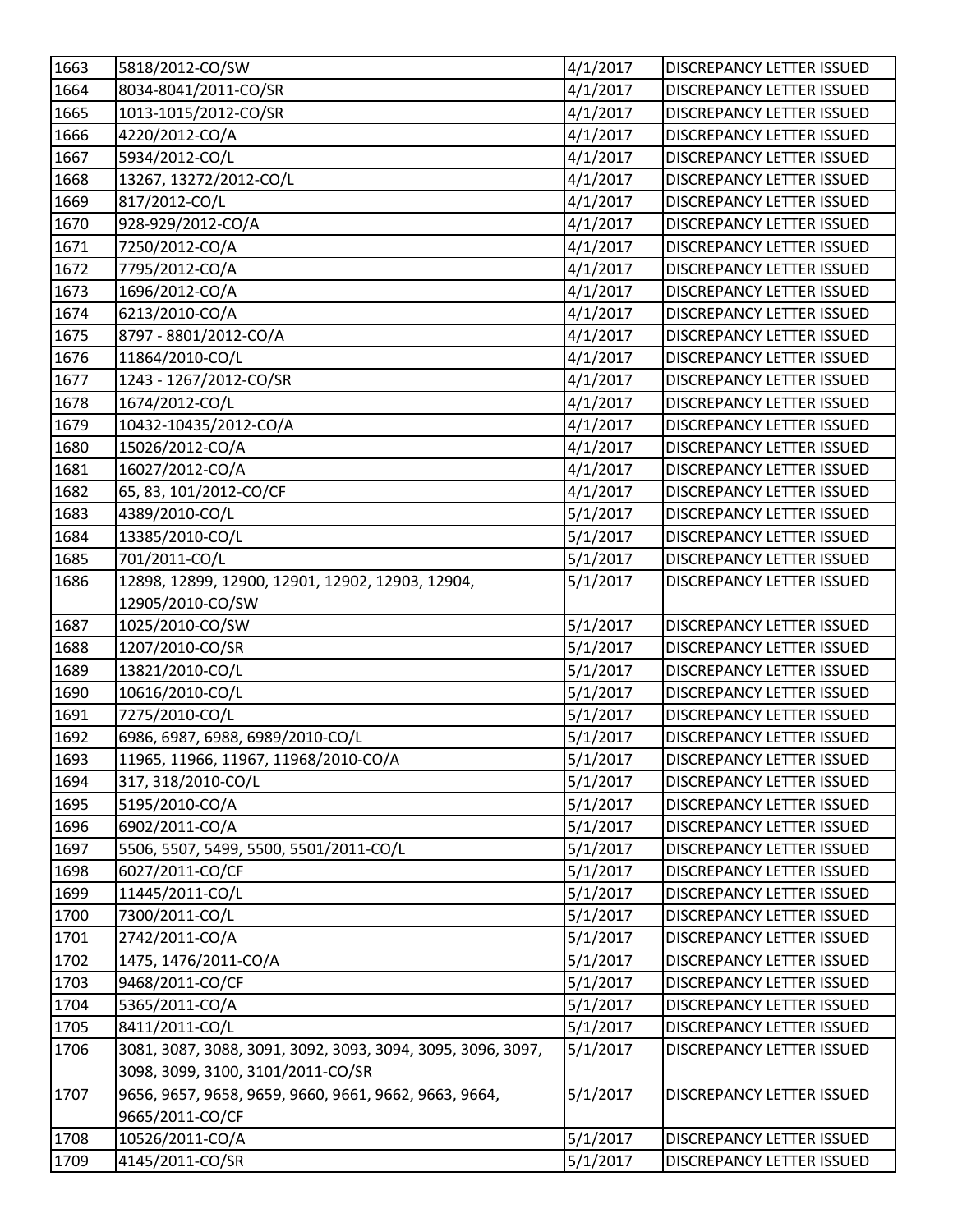| 1663 | 5818/2012-CO/SW | 4/1/2017 | DISCREPANCY LETTER ISSUED |
|---|---|---|---|
| 1664 | 8034-8041/2011-CO/SR | 4/1/2017 | DISCREPANCY LETTER ISSUED |
| 1665 | 1013-1015/2012-CO/SR | 4/1/2017 | DISCREPANCY LETTER ISSUED |
| 1666 | 4220/2012-CO/A | 4/1/2017 | DISCREPANCY LETTER ISSUED |
| 1667 | 5934/2012-CO/L | 4/1/2017 | DISCREPANCY LETTER ISSUED |
| 1668 | 13267, 13272/2012-CO/L | 4/1/2017 | DISCREPANCY LETTER ISSUED |
| 1669 | 817/2012-CO/L | 4/1/2017 | DISCREPANCY LETTER ISSUED |
| 1670 | 928-929/2012-CO/A | 4/1/2017 | DISCREPANCY LETTER ISSUED |
| 1671 | 7250/2012-CO/A | 4/1/2017 | DISCREPANCY LETTER ISSUED |
| 1672 | 7795/2012-CO/A | 4/1/2017 | DISCREPANCY LETTER ISSUED |
| 1673 | 1696/2012-CO/A | 4/1/2017 | DISCREPANCY LETTER ISSUED |
| 1674 | 6213/2010-CO/A | 4/1/2017 | DISCREPANCY LETTER ISSUED |
| 1675 | 8797 - 8801/2012-CO/A | 4/1/2017 | DISCREPANCY LETTER ISSUED |
| 1676 | 11864/2010-CO/L | 4/1/2017 | DISCREPANCY LETTER ISSUED |
| 1677 | 1243 - 1267/2012-CO/SR | 4/1/2017 | DISCREPANCY LETTER ISSUED |
| 1678 | 1674/2012-CO/L | 4/1/2017 | DISCREPANCY LETTER ISSUED |
| 1679 | 10432-10435/2012-CO/A | 4/1/2017 | DISCREPANCY LETTER ISSUED |
| 1680 | 15026/2012-CO/A | 4/1/2017 | DISCREPANCY LETTER ISSUED |
| 1681 | 16027/2012-CO/A | 4/1/2017 | DISCREPANCY LETTER ISSUED |
| 1682 | 65, 83, 101/2012-CO/CF | 4/1/2017 | DISCREPANCY LETTER ISSUED |
| 1683 | 4389/2010-CO/L | 5/1/2017 | DISCREPANCY LETTER ISSUED |
| 1684 | 13385/2010-CO/L | 5/1/2017 | DISCREPANCY LETTER ISSUED |
| 1685 | 701/2011-CO/L | 5/1/2017 | DISCREPANCY LETTER ISSUED |
| 1686 | 12898, 12899, 12900, 12901, 12902, 12903, 12904, 12905/2010-CO/SW | 5/1/2017 | DISCREPANCY LETTER ISSUED |
| 1687 | 1025/2010-CO/SW | 5/1/2017 | DISCREPANCY LETTER ISSUED |
| 1688 | 1207/2010-CO/SR | 5/1/2017 | DISCREPANCY LETTER ISSUED |
| 1689 | 13821/2010-CO/L | 5/1/2017 | DISCREPANCY LETTER ISSUED |
| 1690 | 10616/2010-CO/L | 5/1/2017 | DISCREPANCY LETTER ISSUED |
| 1691 | 7275/2010-CO/L | 5/1/2017 | DISCREPANCY LETTER ISSUED |
| 1692 | 6986, 6987, 6988, 6989/2010-CO/L | 5/1/2017 | DISCREPANCY LETTER ISSUED |
| 1693 | 11965, 11966, 11967, 11968/2010-CO/A | 5/1/2017 | DISCREPANCY LETTER ISSUED |
| 1694 | 317, 318/2010-CO/L | 5/1/2017 | DISCREPANCY LETTER ISSUED |
| 1695 | 5195/2010-CO/A | 5/1/2017 | DISCREPANCY LETTER ISSUED |
| 1696 | 6902/2011-CO/A | 5/1/2017 | DISCREPANCY LETTER ISSUED |
| 1697 | 5506, 5507, 5499, 5500, 5501/2011-CO/L | 5/1/2017 | DISCREPANCY LETTER ISSUED |
| 1698 | 6027/2011-CO/CF | 5/1/2017 | DISCREPANCY LETTER ISSUED |
| 1699 | 11445/2011-CO/L | 5/1/2017 | DISCREPANCY LETTER ISSUED |
| 1700 | 7300/2011-CO/L | 5/1/2017 | DISCREPANCY LETTER ISSUED |
| 1701 | 2742/2011-CO/A | 5/1/2017 | DISCREPANCY LETTER ISSUED |
| 1702 | 1475, 1476/2011-CO/A | 5/1/2017 | DISCREPANCY LETTER ISSUED |
| 1703 | 9468/2011-CO/CF | 5/1/2017 | DISCREPANCY LETTER ISSUED |
| 1704 | 5365/2011-CO/A | 5/1/2017 | DISCREPANCY LETTER ISSUED |
| 1705 | 8411/2011-CO/L | 5/1/2017 | DISCREPANCY LETTER ISSUED |
| 1706 | 3081, 3087, 3088, 3091, 3092, 3093, 3094, 3095, 3096, 3097, 3098, 3099, 3100, 3101/2011-CO/SR | 5/1/2017 | DISCREPANCY LETTER ISSUED |
| 1707 | 9656, 9657, 9658, 9659, 9660, 9661, 9662, 9663, 9664, 9665/2011-CO/CF | 5/1/2017 | DISCREPANCY LETTER ISSUED |
| 1708 | 10526/2011-CO/A | 5/1/2017 | DISCREPANCY LETTER ISSUED |
| 1709 | 4145/2011-CO/SR | 5/1/2017 | DISCREPANCY LETTER ISSUED |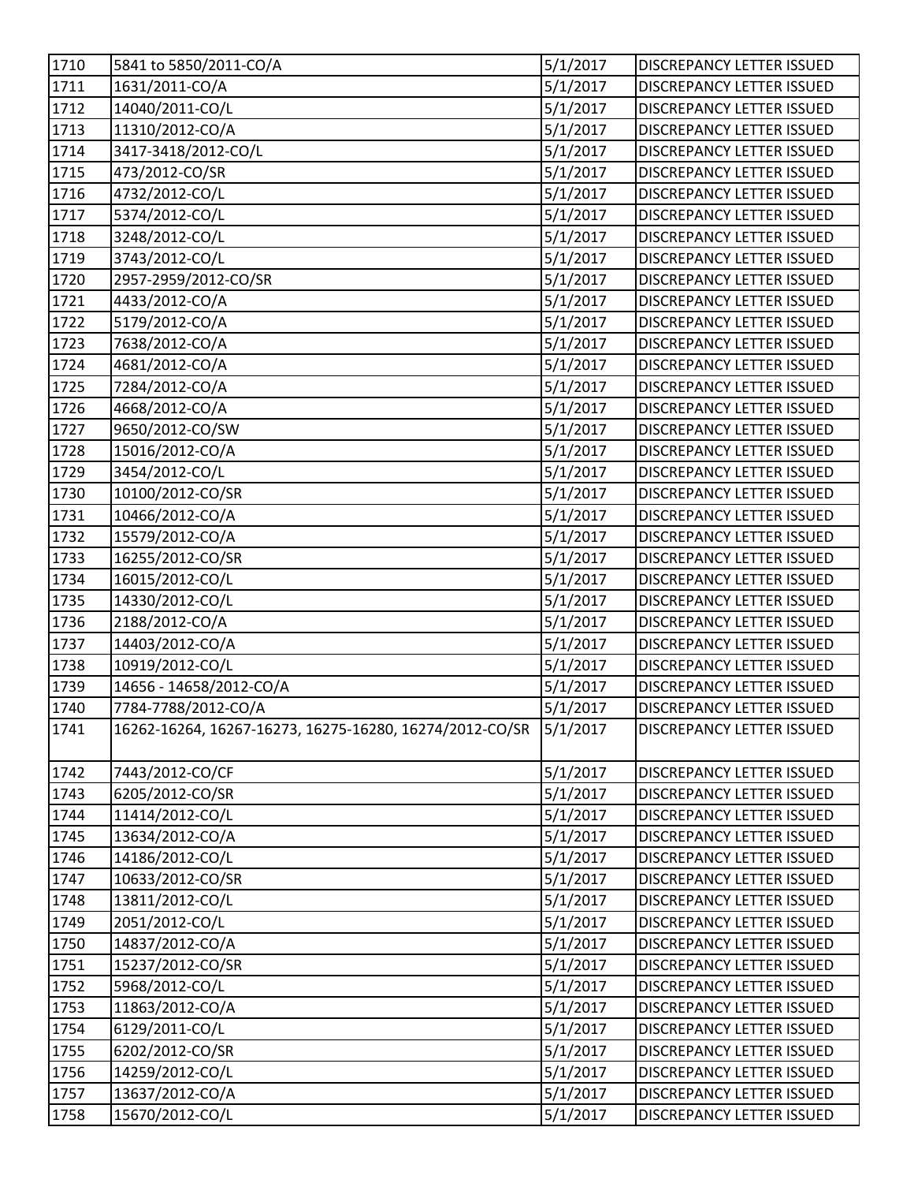| | | | |
|---|---|---|---|
| 1710 | 5841 to 5850/2011-CO/A | 5/1/2017 | DISCREPANCY LETTER ISSUED |
| 1711 | 1631/2011-CO/A | 5/1/2017 | DISCREPANCY LETTER ISSUED |
| 1712 | 14040/2011-CO/L | 5/1/2017 | DISCREPANCY LETTER ISSUED |
| 1713 | 11310/2012-CO/A | 5/1/2017 | DISCREPANCY LETTER ISSUED |
| 1714 | 3417-3418/2012-CO/L | 5/1/2017 | DISCREPANCY LETTER ISSUED |
| 1715 | 473/2012-CO/SR | 5/1/2017 | DISCREPANCY LETTER ISSUED |
| 1716 | 4732/2012-CO/L | 5/1/2017 | DISCREPANCY LETTER ISSUED |
| 1717 | 5374/2012-CO/L | 5/1/2017 | DISCREPANCY LETTER ISSUED |
| 1718 | 3248/2012-CO/L | 5/1/2017 | DISCREPANCY LETTER ISSUED |
| 1719 | 3743/2012-CO/L | 5/1/2017 | DISCREPANCY LETTER ISSUED |
| 1720 | 2957-2959/2012-CO/SR | 5/1/2017 | DISCREPANCY LETTER ISSUED |
| 1721 | 4433/2012-CO/A | 5/1/2017 | DISCREPANCY LETTER ISSUED |
| 1722 | 5179/2012-CO/A | 5/1/2017 | DISCREPANCY LETTER ISSUED |
| 1723 | 7638/2012-CO/A | 5/1/2017 | DISCREPANCY LETTER ISSUED |
| 1724 | 4681/2012-CO/A | 5/1/2017 | DISCREPANCY LETTER ISSUED |
| 1725 | 7284/2012-CO/A | 5/1/2017 | DISCREPANCY LETTER ISSUED |
| 1726 | 4668/2012-CO/A | 5/1/2017 | DISCREPANCY LETTER ISSUED |
| 1727 | 9650/2012-CO/SW | 5/1/2017 | DISCREPANCY LETTER ISSUED |
| 1728 | 15016/2012-CO/A | 5/1/2017 | DISCREPANCY LETTER ISSUED |
| 1729 | 3454/2012-CO/L | 5/1/2017 | DISCREPANCY LETTER ISSUED |
| 1730 | 10100/2012-CO/SR | 5/1/2017 | DISCREPANCY LETTER ISSUED |
| 1731 | 10466/2012-CO/A | 5/1/2017 | DISCREPANCY LETTER ISSUED |
| 1732 | 15579/2012-CO/A | 5/1/2017 | DISCREPANCY LETTER ISSUED |
| 1733 | 16255/2012-CO/SR | 5/1/2017 | DISCREPANCY LETTER ISSUED |
| 1734 | 16015/2012-CO/L | 5/1/2017 | DISCREPANCY LETTER ISSUED |
| 1735 | 14330/2012-CO/L | 5/1/2017 | DISCREPANCY LETTER ISSUED |
| 1736 | 2188/2012-CO/A | 5/1/2017 | DISCREPANCY LETTER ISSUED |
| 1737 | 14403/2012-CO/A | 5/1/2017 | DISCREPANCY LETTER ISSUED |
| 1738 | 10919/2012-CO/L | 5/1/2017 | DISCREPANCY LETTER ISSUED |
| 1739 | 14656 - 14658/2012-CO/A | 5/1/2017 | DISCREPANCY LETTER ISSUED |
| 1740 | 7784-7788/2012-CO/A | 5/1/2017 | DISCREPANCY LETTER ISSUED |
| 1741 | 16262-16264, 16267-16273, 16275-16280, 16274/2012-CO/SR | 5/1/2017 | DISCREPANCY LETTER ISSUED |
| 1742 | 7443/2012-CO/CF | 5/1/2017 | DISCREPANCY LETTER ISSUED |
| 1743 | 6205/2012-CO/SR | 5/1/2017 | DISCREPANCY LETTER ISSUED |
| 1744 | 11414/2012-CO/L | 5/1/2017 | DISCREPANCY LETTER ISSUED |
| 1745 | 13634/2012-CO/A | 5/1/2017 | DISCREPANCY LETTER ISSUED |
| 1746 | 14186/2012-CO/L | 5/1/2017 | DISCREPANCY LETTER ISSUED |
| 1747 | 10633/2012-CO/SR | 5/1/2017 | DISCREPANCY LETTER ISSUED |
| 1748 | 13811/2012-CO/L | 5/1/2017 | DISCREPANCY LETTER ISSUED |
| 1749 | 2051/2012-CO/L | 5/1/2017 | DISCREPANCY LETTER ISSUED |
| 1750 | 14837/2012-CO/A | 5/1/2017 | DISCREPANCY LETTER ISSUED |
| 1751 | 15237/2012-CO/SR | 5/1/2017 | DISCREPANCY LETTER ISSUED |
| 1752 | 5968/2012-CO/L | 5/1/2017 | DISCREPANCY LETTER ISSUED |
| 1753 | 11863/2012-CO/A | 5/1/2017 | DISCREPANCY LETTER ISSUED |
| 1754 | 6129/2011-CO/L | 5/1/2017 | DISCREPANCY LETTER ISSUED |
| 1755 | 6202/2012-CO/SR | 5/1/2017 | DISCREPANCY LETTER ISSUED |
| 1756 | 14259/2012-CO/L | 5/1/2017 | DISCREPANCY LETTER ISSUED |
| 1757 | 13637/2012-CO/A | 5/1/2017 | DISCREPANCY LETTER ISSUED |
| 1758 | 15670/2012-CO/L | 5/1/2017 | DISCREPANCY LETTER ISSUED |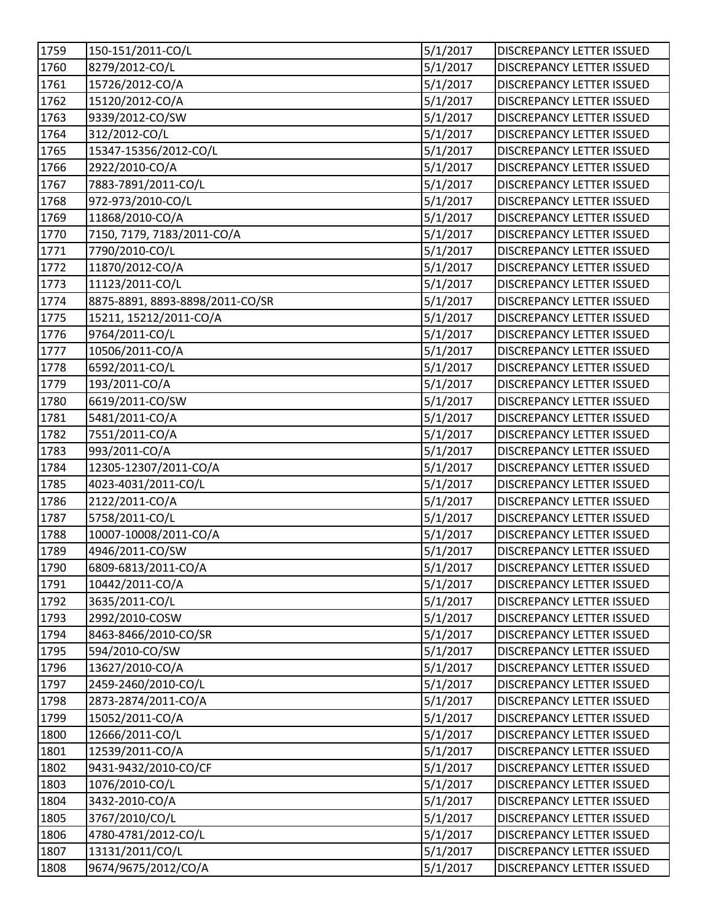| 1759 | 150-151/2011-CO/L | 5/1/2017 | DISCREPANCY LETTER ISSUED |
|---|---|---|---|
| 1760 | 8279/2012-CO/L | 5/1/2017 | DISCREPANCY LETTER ISSUED |
| 1761 | 15726/2012-CO/A | 5/1/2017 | DISCREPANCY LETTER ISSUED |
| 1762 | 15120/2012-CO/A | 5/1/2017 | DISCREPANCY LETTER ISSUED |
| 1763 | 9339/2012-CO/SW | 5/1/2017 | DISCREPANCY LETTER ISSUED |
| 1764 | 312/2012-CO/L | 5/1/2017 | DISCREPANCY LETTER ISSUED |
| 1765 | 15347-15356/2012-CO/L | 5/1/2017 | DISCREPANCY LETTER ISSUED |
| 1766 | 2922/2010-CO/A | 5/1/2017 | DISCREPANCY LETTER ISSUED |
| 1767 | 7883-7891/2011-CO/L | 5/1/2017 | DISCREPANCY LETTER ISSUED |
| 1768 | 972-973/2010-CO/L | 5/1/2017 | DISCREPANCY LETTER ISSUED |
| 1769 | 11868/2010-CO/A | 5/1/2017 | DISCREPANCY LETTER ISSUED |
| 1770 | 7150, 7179, 7183/2011-CO/A | 5/1/2017 | DISCREPANCY LETTER ISSUED |
| 1771 | 7790/2010-CO/L | 5/1/2017 | DISCREPANCY LETTER ISSUED |
| 1772 | 11870/2012-CO/A | 5/1/2017 | DISCREPANCY LETTER ISSUED |
| 1773 | 11123/2011-CO/L | 5/1/2017 | DISCREPANCY LETTER ISSUED |
| 1774 | 8875-8891, 8893-8898/2011-CO/SR | 5/1/2017 | DISCREPANCY LETTER ISSUED |
| 1775 | 15211, 15212/2011-CO/A | 5/1/2017 | DISCREPANCY LETTER ISSUED |
| 1776 | 9764/2011-CO/L | 5/1/2017 | DISCREPANCY LETTER ISSUED |
| 1777 | 10506/2011-CO/A | 5/1/2017 | DISCREPANCY LETTER ISSUED |
| 1778 | 6592/2011-CO/L | 5/1/2017 | DISCREPANCY LETTER ISSUED |
| 1779 | 193/2011-CO/A | 5/1/2017 | DISCREPANCY LETTER ISSUED |
| 1780 | 6619/2011-CO/SW | 5/1/2017 | DISCREPANCY LETTER ISSUED |
| 1781 | 5481/2011-CO/A | 5/1/2017 | DISCREPANCY LETTER ISSUED |
| 1782 | 7551/2011-CO/A | 5/1/2017 | DISCREPANCY LETTER ISSUED |
| 1783 | 993/2011-CO/A | 5/1/2017 | DISCREPANCY LETTER ISSUED |
| 1784 | 12305-12307/2011-CO/A | 5/1/2017 | DISCREPANCY LETTER ISSUED |
| 1785 | 4023-4031/2011-CO/L | 5/1/2017 | DISCREPANCY LETTER ISSUED |
| 1786 | 2122/2011-CO/A | 5/1/2017 | DISCREPANCY LETTER ISSUED |
| 1787 | 5758/2011-CO/L | 5/1/2017 | DISCREPANCY LETTER ISSUED |
| 1788 | 10007-10008/2011-CO/A | 5/1/2017 | DISCREPANCY LETTER ISSUED |
| 1789 | 4946/2011-CO/SW | 5/1/2017 | DISCREPANCY LETTER ISSUED |
| 1790 | 6809-6813/2011-CO/A | 5/1/2017 | DISCREPANCY LETTER ISSUED |
| 1791 | 10442/2011-CO/A | 5/1/2017 | DISCREPANCY LETTER ISSUED |
| 1792 | 3635/2011-CO/L | 5/1/2017 | DISCREPANCY LETTER ISSUED |
| 1793 | 2992/2010-COSW | 5/1/2017 | DISCREPANCY LETTER ISSUED |
| 1794 | 8463-8466/2010-CO/SR | 5/1/2017 | DISCREPANCY LETTER ISSUED |
| 1795 | 594/2010-CO/SW | 5/1/2017 | DISCREPANCY LETTER ISSUED |
| 1796 | 13627/2010-CO/A | 5/1/2017 | DISCREPANCY LETTER ISSUED |
| 1797 | 2459-2460/2010-CO/L | 5/1/2017 | DISCREPANCY LETTER ISSUED |
| 1798 | 2873-2874/2011-CO/A | 5/1/2017 | DISCREPANCY LETTER ISSUED |
| 1799 | 15052/2011-CO/A | 5/1/2017 | DISCREPANCY LETTER ISSUED |
| 1800 | 12666/2011-CO/L | 5/1/2017 | DISCREPANCY LETTER ISSUED |
| 1801 | 12539/2011-CO/A | 5/1/2017 | DISCREPANCY LETTER ISSUED |
| 1802 | 9431-9432/2010-CO/CF | 5/1/2017 | DISCREPANCY LETTER ISSUED |
| 1803 | 1076/2010-CO/L | 5/1/2017 | DISCREPANCY LETTER ISSUED |
| 1804 | 3432-2010-CO/A | 5/1/2017 | DISCREPANCY LETTER ISSUED |
| 1805 | 3767/2010/CO/L | 5/1/2017 | DISCREPANCY LETTER ISSUED |
| 1806 | 4780-4781/2012-CO/L | 5/1/2017 | DISCREPANCY LETTER ISSUED |
| 1807 | 13131/2011/CO/L | 5/1/2017 | DISCREPANCY LETTER ISSUED |
| 1808 | 9674/9675/2012/CO/A | 5/1/2017 | DISCREPANCY LETTER ISSUED |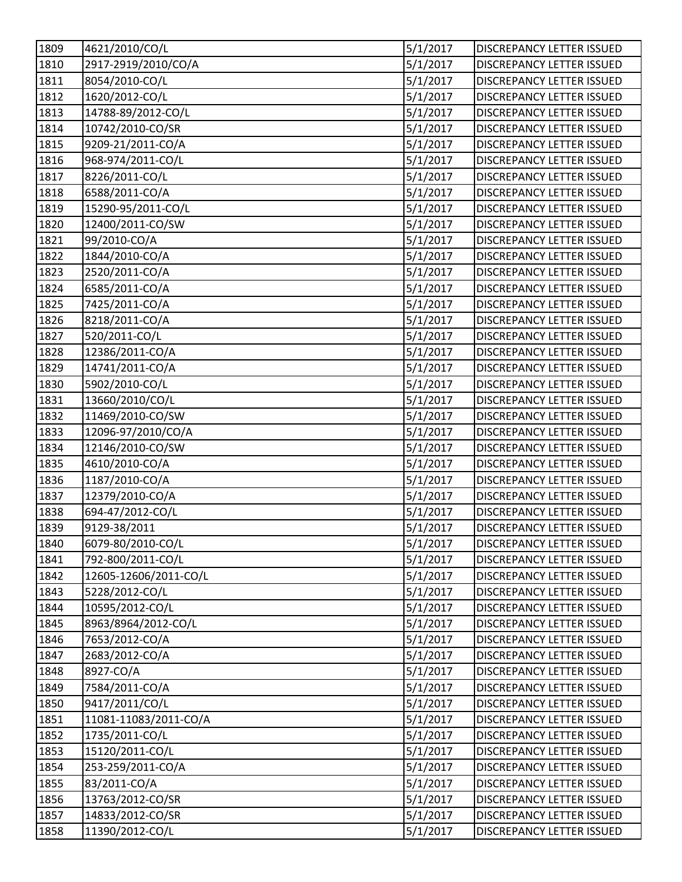| 1809 | 4621/2010/CO/L | 5/1/2017 | DISCREPANCY LETTER ISSUED |
|---|---|---|---|
| 1810 | 2917-2919/2010/CO/A | 5/1/2017 | DISCREPANCY LETTER ISSUED |
| 1811 | 8054/2010-CO/L | 5/1/2017 | DISCREPANCY LETTER ISSUED |
| 1812 | 1620/2012-CO/L | 5/1/2017 | DISCREPANCY LETTER ISSUED |
| 1813 | 14788-89/2012-CO/L | 5/1/2017 | DISCREPANCY LETTER ISSUED |
| 1814 | 10742/2010-CO/SR | 5/1/2017 | DISCREPANCY LETTER ISSUED |
| 1815 | 9209-21/2011-CO/A | 5/1/2017 | DISCREPANCY LETTER ISSUED |
| 1816 | 968-974/2011-CO/L | 5/1/2017 | DISCREPANCY LETTER ISSUED |
| 1817 | 8226/2011-CO/L | 5/1/2017 | DISCREPANCY LETTER ISSUED |
| 1818 | 6588/2011-CO/A | 5/1/2017 | DISCREPANCY LETTER ISSUED |
| 1819 | 15290-95/2011-CO/L | 5/1/2017 | DISCREPANCY LETTER ISSUED |
| 1820 | 12400/2011-CO/SW | 5/1/2017 | DISCREPANCY LETTER ISSUED |
| 1821 | 99/2010-CO/A | 5/1/2017 | DISCREPANCY LETTER ISSUED |
| 1822 | 1844/2010-CO/A | 5/1/2017 | DISCREPANCY LETTER ISSUED |
| 1823 | 2520/2011-CO/A | 5/1/2017 | DISCREPANCY LETTER ISSUED |
| 1824 | 6585/2011-CO/A | 5/1/2017 | DISCREPANCY LETTER ISSUED |
| 1825 | 7425/2011-CO/A | 5/1/2017 | DISCREPANCY LETTER ISSUED |
| 1826 | 8218/2011-CO/A | 5/1/2017 | DISCREPANCY LETTER ISSUED |
| 1827 | 520/2011-CO/L | 5/1/2017 | DISCREPANCY LETTER ISSUED |
| 1828 | 12386/2011-CO/A | 5/1/2017 | DISCREPANCY LETTER ISSUED |
| 1829 | 14741/2011-CO/A | 5/1/2017 | DISCREPANCY LETTER ISSUED |
| 1830 | 5902/2010-CO/L | 5/1/2017 | DISCREPANCY LETTER ISSUED |
| 1831 | 13660/2010/CO/L | 5/1/2017 | DISCREPANCY LETTER ISSUED |
| 1832 | 11469/2010-CO/SW | 5/1/2017 | DISCREPANCY LETTER ISSUED |
| 1833 | 12096-97/2010/CO/A | 5/1/2017 | DISCREPANCY LETTER ISSUED |
| 1834 | 12146/2010-CO/SW | 5/1/2017 | DISCREPANCY LETTER ISSUED |
| 1835 | 4610/2010-CO/A | 5/1/2017 | DISCREPANCY LETTER ISSUED |
| 1836 | 1187/2010-CO/A | 5/1/2017 | DISCREPANCY LETTER ISSUED |
| 1837 | 12379/2010-CO/A | 5/1/2017 | DISCREPANCY LETTER ISSUED |
| 1838 | 694-47/2012-CO/L | 5/1/2017 | DISCREPANCY LETTER ISSUED |
| 1839 | 9129-38/2011 | 5/1/2017 | DISCREPANCY LETTER ISSUED |
| 1840 | 6079-80/2010-CO/L | 5/1/2017 | DISCREPANCY LETTER ISSUED |
| 1841 | 792-800/2011-CO/L | 5/1/2017 | DISCREPANCY LETTER ISSUED |
| 1842 | 12605-12606/2011-CO/L | 5/1/2017 | DISCREPANCY LETTER ISSUED |
| 1843 | 5228/2012-CO/L | 5/1/2017 | DISCREPANCY LETTER ISSUED |
| 1844 | 10595/2012-CO/L | 5/1/2017 | DISCREPANCY LETTER ISSUED |
| 1845 | 8963/8964/2012-CO/L | 5/1/2017 | DISCREPANCY LETTER ISSUED |
| 1846 | 7653/2012-CO/A | 5/1/2017 | DISCREPANCY LETTER ISSUED |
| 1847 | 2683/2012-CO/A | 5/1/2017 | DISCREPANCY LETTER ISSUED |
| 1848 | 8927-CO/A | 5/1/2017 | DISCREPANCY LETTER ISSUED |
| 1849 | 7584/2011-CO/A | 5/1/2017 | DISCREPANCY LETTER ISSUED |
| 1850 | 9417/2011/CO/L | 5/1/2017 | DISCREPANCY LETTER ISSUED |
| 1851 | 11081-11083/2011-CO/A | 5/1/2017 | DISCREPANCY LETTER ISSUED |
| 1852 | 1735/2011-CO/L | 5/1/2017 | DISCREPANCY LETTER ISSUED |
| 1853 | 15120/2011-CO/L | 5/1/2017 | DISCREPANCY LETTER ISSUED |
| 1854 | 253-259/2011-CO/A | 5/1/2017 | DISCREPANCY LETTER ISSUED |
| 1855 | 83/2011-CO/A | 5/1/2017 | DISCREPANCY LETTER ISSUED |
| 1856 | 13763/2012-CO/SR | 5/1/2017 | DISCREPANCY LETTER ISSUED |
| 1857 | 14833/2012-CO/SR | 5/1/2017 | DISCREPANCY LETTER ISSUED |
| 1858 | 11390/2012-CO/L | 5/1/2017 | DISCREPANCY LETTER ISSUED |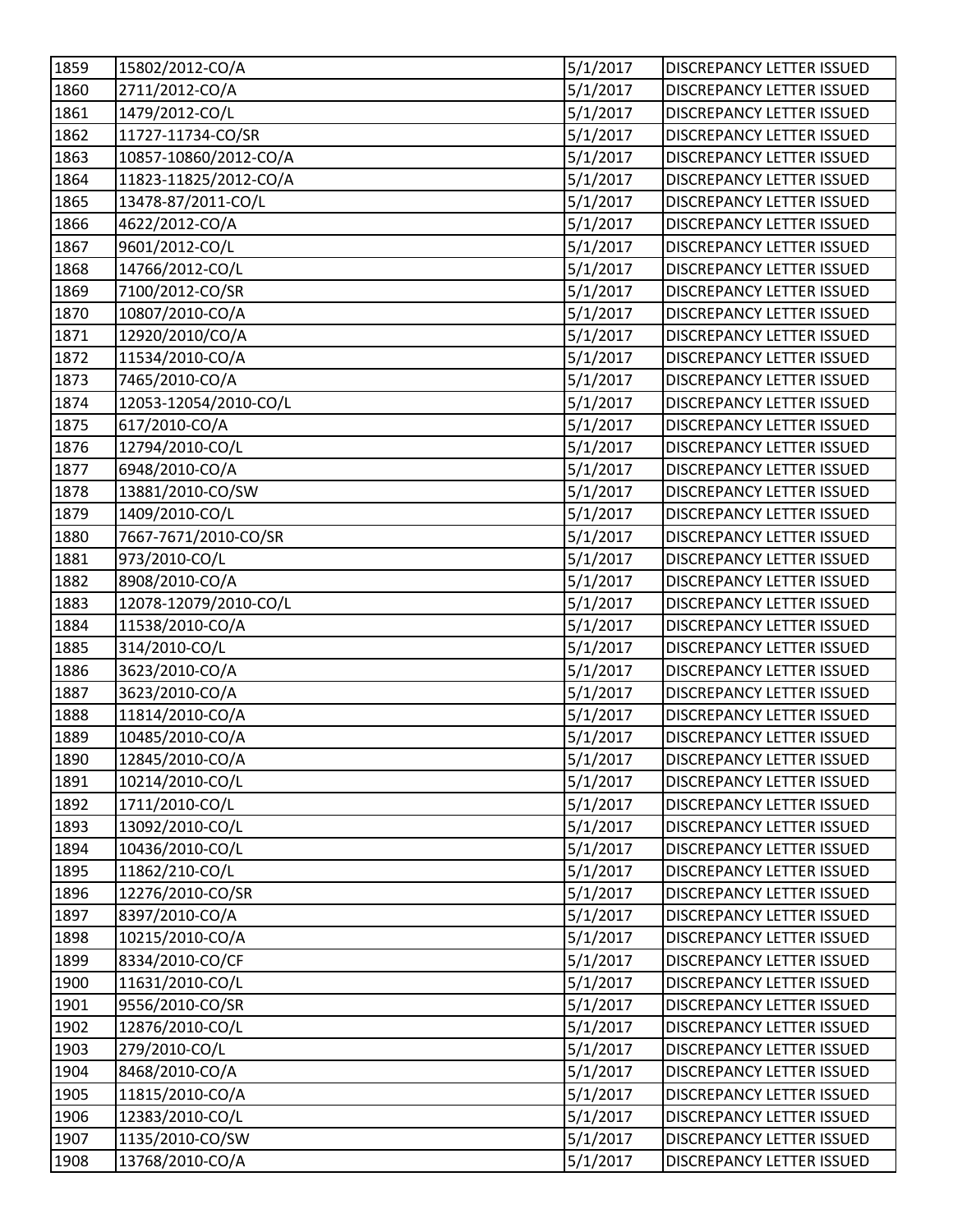| 1859 | 15802/2012-CO/A | 5/1/2017 | DISCREPANCY LETTER ISSUED |
|---|---|---|---|
| 1860 | 2711/2012-CO/A | 5/1/2017 | DISCREPANCY LETTER ISSUED |
| 1861 | 1479/2012-CO/L | 5/1/2017 | DISCREPANCY LETTER ISSUED |
| 1862 | 11727-11734-CO/SR | 5/1/2017 | DISCREPANCY LETTER ISSUED |
| 1863 | 10857-10860/2012-CO/A | 5/1/2017 | DISCREPANCY LETTER ISSUED |
| 1864 | 11823-11825/2012-CO/A | 5/1/2017 | DISCREPANCY LETTER ISSUED |
| 1865 | 13478-87/2011-CO/L | 5/1/2017 | DISCREPANCY LETTER ISSUED |
| 1866 | 4622/2012-CO/A | 5/1/2017 | DISCREPANCY LETTER ISSUED |
| 1867 | 9601/2012-CO/L | 5/1/2017 | DISCREPANCY LETTER ISSUED |
| 1868 | 14766/2012-CO/L | 5/1/2017 | DISCREPANCY LETTER ISSUED |
| 1869 | 7100/2012-CO/SR | 5/1/2017 | DISCREPANCY LETTER ISSUED |
| 1870 | 10807/2010-CO/A | 5/1/2017 | DISCREPANCY LETTER ISSUED |
| 1871 | 12920/2010/CO/A | 5/1/2017 | DISCREPANCY LETTER ISSUED |
| 1872 | 11534/2010-CO/A | 5/1/2017 | DISCREPANCY LETTER ISSUED |
| 1873 | 7465/2010-CO/A | 5/1/2017 | DISCREPANCY LETTER ISSUED |
| 1874 | 12053-12054/2010-CO/L | 5/1/2017 | DISCREPANCY LETTER ISSUED |
| 1875 | 617/2010-CO/A | 5/1/2017 | DISCREPANCY LETTER ISSUED |
| 1876 | 12794/2010-CO/L | 5/1/2017 | DISCREPANCY LETTER ISSUED |
| 1877 | 6948/2010-CO/A | 5/1/2017 | DISCREPANCY LETTER ISSUED |
| 1878 | 13881/2010-CO/SW | 5/1/2017 | DISCREPANCY LETTER ISSUED |
| 1879 | 1409/2010-CO/L | 5/1/2017 | DISCREPANCY LETTER ISSUED |
| 1880 | 7667-7671/2010-CO/SR | 5/1/2017 | DISCREPANCY LETTER ISSUED |
| 1881 | 973/2010-CO/L | 5/1/2017 | DISCREPANCY LETTER ISSUED |
| 1882 | 8908/2010-CO/A | 5/1/2017 | DISCREPANCY LETTER ISSUED |
| 1883 | 12078-12079/2010-CO/L | 5/1/2017 | DISCREPANCY LETTER ISSUED |
| 1884 | 11538/2010-CO/A | 5/1/2017 | DISCREPANCY LETTER ISSUED |
| 1885 | 314/2010-CO/L | 5/1/2017 | DISCREPANCY LETTER ISSUED |
| 1886 | 3623/2010-CO/A | 5/1/2017 | DISCREPANCY LETTER ISSUED |
| 1887 | 3623/2010-CO/A | 5/1/2017 | DISCREPANCY LETTER ISSUED |
| 1888 | 11814/2010-CO/A | 5/1/2017 | DISCREPANCY LETTER ISSUED |
| 1889 | 10485/2010-CO/A | 5/1/2017 | DISCREPANCY LETTER ISSUED |
| 1890 | 12845/2010-CO/A | 5/1/2017 | DISCREPANCY LETTER ISSUED |
| 1891 | 10214/2010-CO/L | 5/1/2017 | DISCREPANCY LETTER ISSUED |
| 1892 | 1711/2010-CO/L | 5/1/2017 | DISCREPANCY LETTER ISSUED |
| 1893 | 13092/2010-CO/L | 5/1/2017 | DISCREPANCY LETTER ISSUED |
| 1894 | 10436/2010-CO/L | 5/1/2017 | DISCREPANCY LETTER ISSUED |
| 1895 | 11862/210-CO/L | 5/1/2017 | DISCREPANCY LETTER ISSUED |
| 1896 | 12276/2010-CO/SR | 5/1/2017 | DISCREPANCY LETTER ISSUED |
| 1897 | 8397/2010-CO/A | 5/1/2017 | DISCREPANCY LETTER ISSUED |
| 1898 | 10215/2010-CO/A | 5/1/2017 | DISCREPANCY LETTER ISSUED |
| 1899 | 8334/2010-CO/CF | 5/1/2017 | DISCREPANCY LETTER ISSUED |
| 1900 | 11631/2010-CO/L | 5/1/2017 | DISCREPANCY LETTER ISSUED |
| 1901 | 9556/2010-CO/SR | 5/1/2017 | DISCREPANCY LETTER ISSUED |
| 1902 | 12876/2010-CO/L | 5/1/2017 | DISCREPANCY LETTER ISSUED |
| 1903 | 279/2010-CO/L | 5/1/2017 | DISCREPANCY LETTER ISSUED |
| 1904 | 8468/2010-CO/A | 5/1/2017 | DISCREPANCY LETTER ISSUED |
| 1905 | 11815/2010-CO/A | 5/1/2017 | DISCREPANCY LETTER ISSUED |
| 1906 | 12383/2010-CO/L | 5/1/2017 | DISCREPANCY LETTER ISSUED |
| 1907 | 1135/2010-CO/SW | 5/1/2017 | DISCREPANCY LETTER ISSUED |
| 1908 | 13768/2010-CO/A | 5/1/2017 | DISCREPANCY LETTER ISSUED |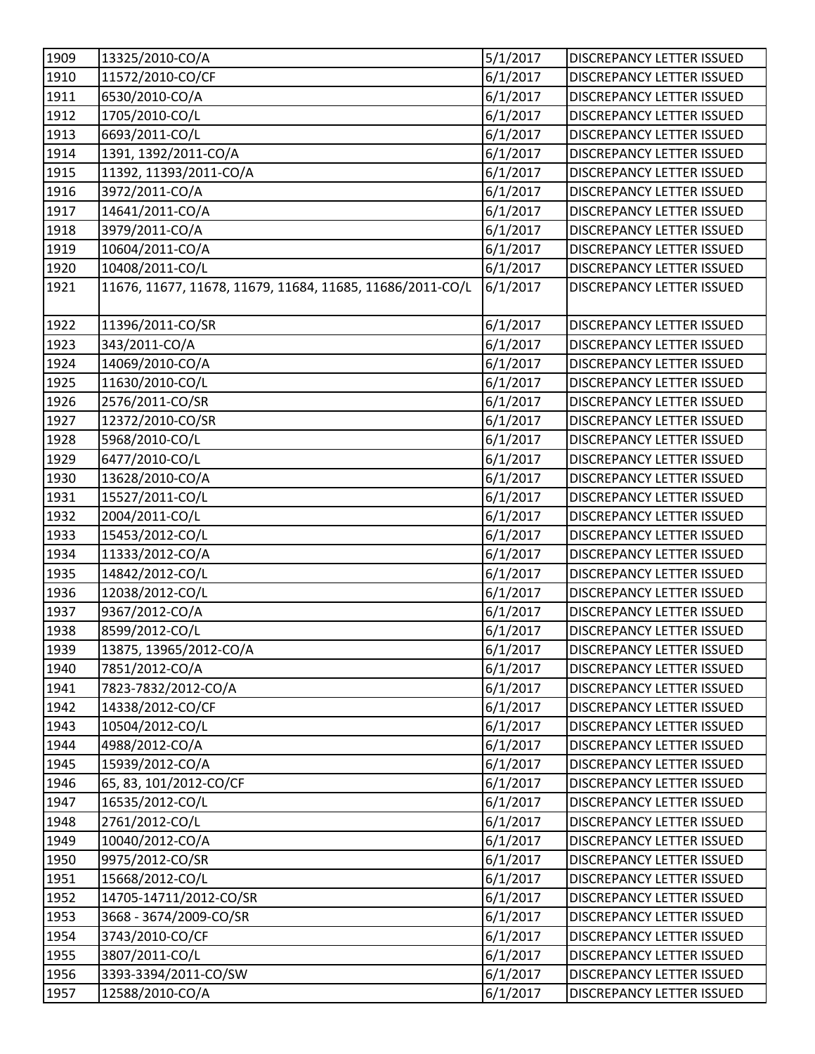| | | | |
|---|---|---|---|
| 1909 | 13325/2010-CO/A | 5/1/2017 | DISCREPANCY LETTER ISSUED |
| 1910 | 11572/2010-CO/CF | 6/1/2017 | DISCREPANCY LETTER ISSUED |
| 1911 | 6530/2010-CO/A | 6/1/2017 | DISCREPANCY LETTER ISSUED |
| 1912 | 1705/2010-CO/L | 6/1/2017 | DISCREPANCY LETTER ISSUED |
| 1913 | 6693/2011-CO/L | 6/1/2017 | DISCREPANCY LETTER ISSUED |
| 1914 | 1391, 1392/2011-CO/A | 6/1/2017 | DISCREPANCY LETTER ISSUED |
| 1915 | 11392, 11393/2011-CO/A | 6/1/2017 | DISCREPANCY LETTER ISSUED |
| 1916 | 3972/2011-CO/A | 6/1/2017 | DISCREPANCY LETTER ISSUED |
| 1917 | 14641/2011-CO/A | 6/1/2017 | DISCREPANCY LETTER ISSUED |
| 1918 | 3979/2011-CO/A | 6/1/2017 | DISCREPANCY LETTER ISSUED |
| 1919 | 10604/2011-CO/A | 6/1/2017 | DISCREPANCY LETTER ISSUED |
| 1920 | 10408/2011-CO/L | 6/1/2017 | DISCREPANCY LETTER ISSUED |
| 1921 | 11676, 11677, 11678, 11679, 11684, 11685, 11686/2011-CO/L | 6/1/2017 | DISCREPANCY LETTER ISSUED |
| 1922 | 11396/2011-CO/SR | 6/1/2017 | DISCREPANCY LETTER ISSUED |
| 1923 | 343/2011-CO/A | 6/1/2017 | DISCREPANCY LETTER ISSUED |
| 1924 | 14069/2010-CO/A | 6/1/2017 | DISCREPANCY LETTER ISSUED |
| 1925 | 11630/2010-CO/L | 6/1/2017 | DISCREPANCY LETTER ISSUED |
| 1926 | 2576/2011-CO/SR | 6/1/2017 | DISCREPANCY LETTER ISSUED |
| 1927 | 12372/2010-CO/SR | 6/1/2017 | DISCREPANCY LETTER ISSUED |
| 1928 | 5968/2010-CO/L | 6/1/2017 | DISCREPANCY LETTER ISSUED |
| 1929 | 6477/2010-CO/L | 6/1/2017 | DISCREPANCY LETTER ISSUED |
| 1930 | 13628/2010-CO/A | 6/1/2017 | DISCREPANCY LETTER ISSUED |
| 1931 | 15527/2011-CO/L | 6/1/2017 | DISCREPANCY LETTER ISSUED |
| 1932 | 2004/2011-CO/L | 6/1/2017 | DISCREPANCY LETTER ISSUED |
| 1933 | 15453/2012-CO/L | 6/1/2017 | DISCREPANCY LETTER ISSUED |
| 1934 | 11333/2012-CO/A | 6/1/2017 | DISCREPANCY LETTER ISSUED |
| 1935 | 14842/2012-CO/L | 6/1/2017 | DISCREPANCY LETTER ISSUED |
| 1936 | 12038/2012-CO/L | 6/1/2017 | DISCREPANCY LETTER ISSUED |
| 1937 | 9367/2012-CO/A | 6/1/2017 | DISCREPANCY LETTER ISSUED |
| 1938 | 8599/2012-CO/L | 6/1/2017 | DISCREPANCY LETTER ISSUED |
| 1939 | 13875, 13965/2012-CO/A | 6/1/2017 | DISCREPANCY LETTER ISSUED |
| 1940 | 7851/2012-CO/A | 6/1/2017 | DISCREPANCY LETTER ISSUED |
| 1941 | 7823-7832/2012-CO/A | 6/1/2017 | DISCREPANCY LETTER ISSUED |
| 1942 | 14338/2012-CO/CF | 6/1/2017 | DISCREPANCY LETTER ISSUED |
| 1943 | 10504/2012-CO/L | 6/1/2017 | DISCREPANCY LETTER ISSUED |
| 1944 | 4988/2012-CO/A | 6/1/2017 | DISCREPANCY LETTER ISSUED |
| 1945 | 15939/2012-CO/A | 6/1/2017 | DISCREPANCY LETTER ISSUED |
| 1946 | 65, 83, 101/2012-CO/CF | 6/1/2017 | DISCREPANCY LETTER ISSUED |
| 1947 | 16535/2012-CO/L | 6/1/2017 | DISCREPANCY LETTER ISSUED |
| 1948 | 2761/2012-CO/L | 6/1/2017 | DISCREPANCY LETTER ISSUED |
| 1949 | 10040/2012-CO/A | 6/1/2017 | DISCREPANCY LETTER ISSUED |
| 1950 | 9975/2012-CO/SR | 6/1/2017 | DISCREPANCY LETTER ISSUED |
| 1951 | 15668/2012-CO/L | 6/1/2017 | DISCREPANCY LETTER ISSUED |
| 1952 | 14705-14711/2012-CO/SR | 6/1/2017 | DISCREPANCY LETTER ISSUED |
| 1953 | 3668 - 3674/2009-CO/SR | 6/1/2017 | DISCREPANCY LETTER ISSUED |
| 1954 | 3743/2010-CO/CF | 6/1/2017 | DISCREPANCY LETTER ISSUED |
| 1955 | 3807/2011-CO/L | 6/1/2017 | DISCREPANCY LETTER ISSUED |
| 1956 | 3393-3394/2011-CO/SW | 6/1/2017 | DISCREPANCY LETTER ISSUED |
| 1957 | 12588/2010-CO/A | 6/1/2017 | DISCREPANCY LETTER ISSUED |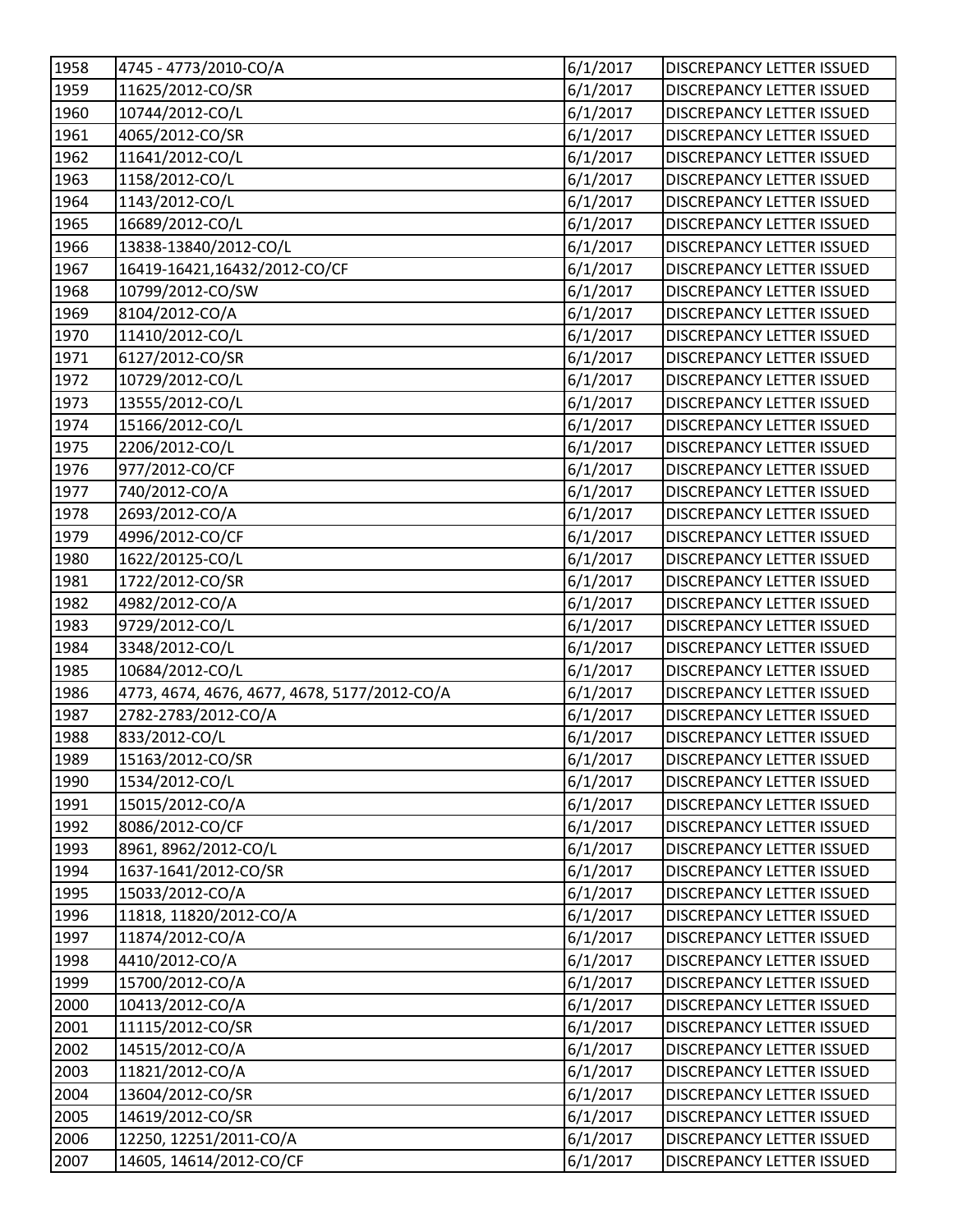| | | | |
|---|---|---|---|
| 1958 | 4745 - 4773/2010-CO/A | 6/1/2017 | DISCREPANCY LETTER ISSUED |
| 1959 | 11625/2012-CO/SR | 6/1/2017 | DISCREPANCY LETTER ISSUED |
| 1960 | 10744/2012-CO/L | 6/1/2017 | DISCREPANCY LETTER ISSUED |
| 1961 | 4065/2012-CO/SR | 6/1/2017 | DISCREPANCY LETTER ISSUED |
| 1962 | 11641/2012-CO/L | 6/1/2017 | DISCREPANCY LETTER ISSUED |
| 1963 | 1158/2012-CO/L | 6/1/2017 | DISCREPANCY LETTER ISSUED |
| 1964 | 1143/2012-CO/L | 6/1/2017 | DISCREPANCY LETTER ISSUED |
| 1965 | 16689/2012-CO/L | 6/1/2017 | DISCREPANCY LETTER ISSUED |
| 1966 | 13838-13840/2012-CO/L | 6/1/2017 | DISCREPANCY LETTER ISSUED |
| 1967 | 16419-16421,16432/2012-CO/CF | 6/1/2017 | DISCREPANCY LETTER ISSUED |
| 1968 | 10799/2012-CO/SW | 6/1/2017 | DISCREPANCY LETTER ISSUED |
| 1969 | 8104/2012-CO/A | 6/1/2017 | DISCREPANCY LETTER ISSUED |
| 1970 | 11410/2012-CO/L | 6/1/2017 | DISCREPANCY LETTER ISSUED |
| 1971 | 6127/2012-CO/SR | 6/1/2017 | DISCREPANCY LETTER ISSUED |
| 1972 | 10729/2012-CO/L | 6/1/2017 | DISCREPANCY LETTER ISSUED |
| 1973 | 13555/2012-CO/L | 6/1/2017 | DISCREPANCY LETTER ISSUED |
| 1974 | 15166/2012-CO/L | 6/1/2017 | DISCREPANCY LETTER ISSUED |
| 1975 | 2206/2012-CO/L | 6/1/2017 | DISCREPANCY LETTER ISSUED |
| 1976 | 977/2012-CO/CF | 6/1/2017 | DISCREPANCY LETTER ISSUED |
| 1977 | 740/2012-CO/A | 6/1/2017 | DISCREPANCY LETTER ISSUED |
| 1978 | 2693/2012-CO/A | 6/1/2017 | DISCREPANCY LETTER ISSUED |
| 1979 | 4996/2012-CO/CF | 6/1/2017 | DISCREPANCY LETTER ISSUED |
| 1980 | 1622/20125-CO/L | 6/1/2017 | DISCREPANCY LETTER ISSUED |
| 1981 | 1722/2012-CO/SR | 6/1/2017 | DISCREPANCY LETTER ISSUED |
| 1982 | 4982/2012-CO/A | 6/1/2017 | DISCREPANCY LETTER ISSUED |
| 1983 | 9729/2012-CO/L | 6/1/2017 | DISCREPANCY LETTER ISSUED |
| 1984 | 3348/2012-CO/L | 6/1/2017 | DISCREPANCY LETTER ISSUED |
| 1985 | 10684/2012-CO/L | 6/1/2017 | DISCREPANCY LETTER ISSUED |
| 1986 | 4773, 4674, 4676, 4677, 4678, 5177/2012-CO/A | 6/1/2017 | DISCREPANCY LETTER ISSUED |
| 1987 | 2782-2783/2012-CO/A | 6/1/2017 | DISCREPANCY LETTER ISSUED |
| 1988 | 833/2012-CO/L | 6/1/2017 | DISCREPANCY LETTER ISSUED |
| 1989 | 15163/2012-CO/SR | 6/1/2017 | DISCREPANCY LETTER ISSUED |
| 1990 | 1534/2012-CO/L | 6/1/2017 | DISCREPANCY LETTER ISSUED |
| 1991 | 15015/2012-CO/A | 6/1/2017 | DISCREPANCY LETTER ISSUED |
| 1992 | 8086/2012-CO/CF | 6/1/2017 | DISCREPANCY LETTER ISSUED |
| 1993 | 8961, 8962/2012-CO/L | 6/1/2017 | DISCREPANCY LETTER ISSUED |
| 1994 | 1637-1641/2012-CO/SR | 6/1/2017 | DISCREPANCY LETTER ISSUED |
| 1995 | 15033/2012-CO/A | 6/1/2017 | DISCREPANCY LETTER ISSUED |
| 1996 | 11818, 11820/2012-CO/A | 6/1/2017 | DISCREPANCY LETTER ISSUED |
| 1997 | 11874/2012-CO/A | 6/1/2017 | DISCREPANCY LETTER ISSUED |
| 1998 | 4410/2012-CO/A | 6/1/2017 | DISCREPANCY LETTER ISSUED |
| 1999 | 15700/2012-CO/A | 6/1/2017 | DISCREPANCY LETTER ISSUED |
| 2000 | 10413/2012-CO/A | 6/1/2017 | DISCREPANCY LETTER ISSUED |
| 2001 | 11115/2012-CO/SR | 6/1/2017 | DISCREPANCY LETTER ISSUED |
| 2002 | 14515/2012-CO/A | 6/1/2017 | DISCREPANCY LETTER ISSUED |
| 2003 | 11821/2012-CO/A | 6/1/2017 | DISCREPANCY LETTER ISSUED |
| 2004 | 13604/2012-CO/SR | 6/1/2017 | DISCREPANCY LETTER ISSUED |
| 2005 | 14619/2012-CO/SR | 6/1/2017 | DISCREPANCY LETTER ISSUED |
| 2006 | 12250, 12251/2011-CO/A | 6/1/2017 | DISCREPANCY LETTER ISSUED |
| 2007 | 14605, 14614/2012-CO/CF | 6/1/2017 | DISCREPANCY LETTER ISSUED |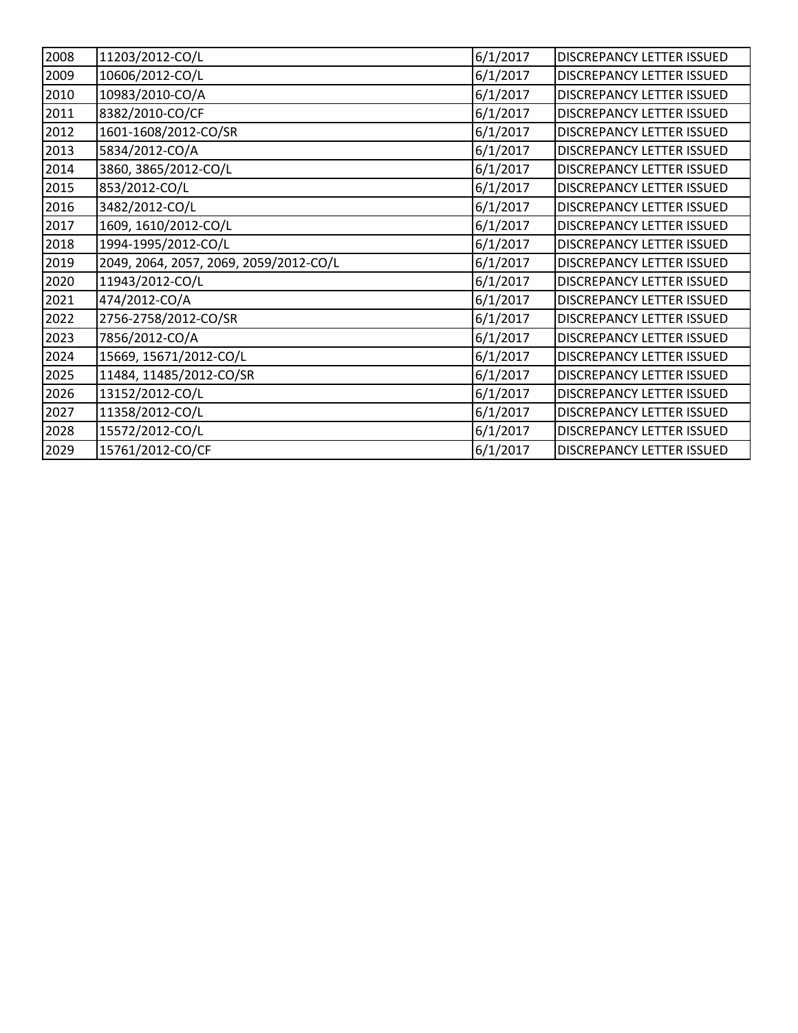| | | | |
|---|---|---|---|
| 2008 | 11203/2012-CO/L | 6/1/2017 | DISCREPANCY LETTER ISSUED |
| 2009 | 10606/2012-CO/L | 6/1/2017 | DISCREPANCY LETTER ISSUED |
| 2010 | 10983/2010-CO/A | 6/1/2017 | DISCREPANCY LETTER ISSUED |
| 2011 | 8382/2010-CO/CF | 6/1/2017 | DISCREPANCY LETTER ISSUED |
| 2012 | 1601-1608/2012-CO/SR | 6/1/2017 | DISCREPANCY LETTER ISSUED |
| 2013 | 5834/2012-CO/A | 6/1/2017 | DISCREPANCY LETTER ISSUED |
| 2014 | 3860, 3865/2012-CO/L | 6/1/2017 | DISCREPANCY LETTER ISSUED |
| 2015 | 853/2012-CO/L | 6/1/2017 | DISCREPANCY LETTER ISSUED |
| 2016 | 3482/2012-CO/L | 6/1/2017 | DISCREPANCY LETTER ISSUED |
| 2017 | 1609, 1610/2012-CO/L | 6/1/2017 | DISCREPANCY LETTER ISSUED |
| 2018 | 1994-1995/2012-CO/L | 6/1/2017 | DISCREPANCY LETTER ISSUED |
| 2019 | 2049, 2064, 2057, 2069, 2059/2012-CO/L | 6/1/2017 | DISCREPANCY LETTER ISSUED |
| 2020 | 11943/2012-CO/L | 6/1/2017 | DISCREPANCY LETTER ISSUED |
| 2021 | 474/2012-CO/A | 6/1/2017 | DISCREPANCY LETTER ISSUED |
| 2022 | 2756-2758/2012-CO/SR | 6/1/2017 | DISCREPANCY LETTER ISSUED |
| 2023 | 7856/2012-CO/A | 6/1/2017 | DISCREPANCY LETTER ISSUED |
| 2024 | 15669, 15671/2012-CO/L | 6/1/2017 | DISCREPANCY LETTER ISSUED |
| 2025 | 11484, 11485/2012-CO/SR | 6/1/2017 | DISCREPANCY LETTER ISSUED |
| 2026 | 13152/2012-CO/L | 6/1/2017 | DISCREPANCY LETTER ISSUED |
| 2027 | 11358/2012-CO/L | 6/1/2017 | DISCREPANCY LETTER ISSUED |
| 2028 | 15572/2012-CO/L | 6/1/2017 | DISCREPANCY LETTER ISSUED |
| 2029 | 15761/2012-CO/CF | 6/1/2017 | DISCREPANCY LETTER ISSUED |